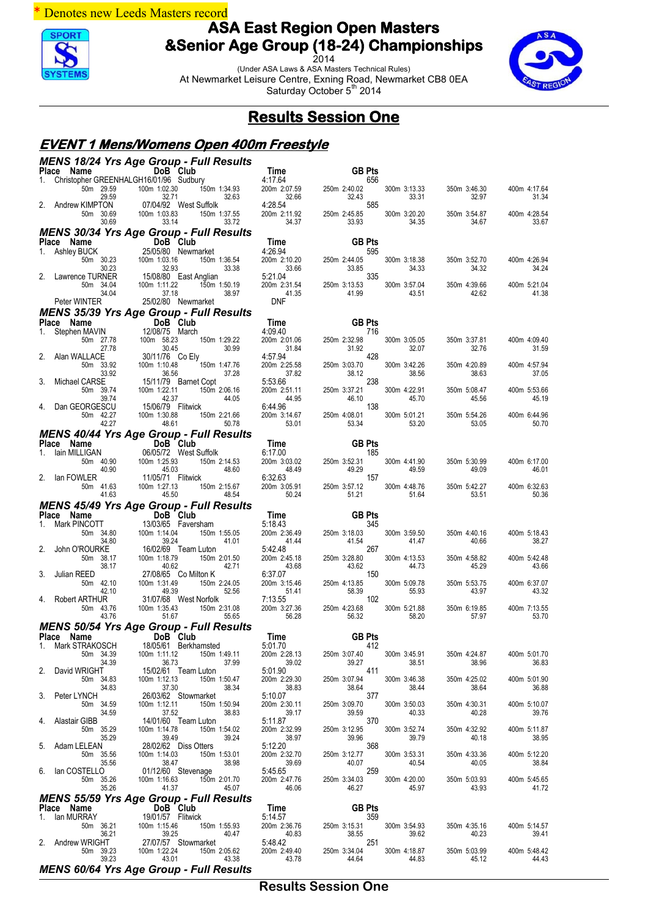\* Denotes new Leeds Masters record

# ASA East Region Open Masters &Senior Age Group (18-24) Championships

2014

(Under ASA Laws & ASA Masters Technical Rules)

At Newmarket Leisure Centre, Exning Road, Newmarket CB8 0EA

Saturday October 5th 2014

## Results Session One

## EVENT 1 Mens/Womens Open 400m Freestyle

### MENS 18/24 Yrs Age Group - Full Results

| Place | Name | DoB | Club | Time | GB Pts | | | | | |
|---|---|---|---|---|---|---|---|---|---|---|
| 1. | Christopher GREENHALGH | 16/01/96 | Sudbury | 4:17.64 | 656 | | | | | |
| | 50m 29.59 | 100m 1:02.30 | 150m 1:34.93 | 200m 2:07.59 | 250m 2:40.02 | 300m 3:13.33 | 350m 3:46.30 | 400m 4:17.64 | | |
| | 29.59 | 32.71 | 32.63 | 32.66 | 32.43 | 33.31 | 32.97 | 31.34 | | |
| 2. | Andrew KIMPTON | 07/04/92 | West Suffolk | 4:28.54 | 585 | | | | | |
| | 50m 30.69 | 100m 1:03.83 | 150m 1:37.55 | 200m 2:11.92 | 250m 2:45.85 | 300m 3:20.20 | 350m 3:54.87 | 400m 4:28.54 | | |
| | 30.69 | 33.14 | 33.72 | 34.37 | 33.93 | 34.35 | 34.67 | 33.67 | | |

### MENS 30/34 Yrs Age Group - Full Results

| Place | Name | DoB | Club | Time | GB Pts | | | | | |
|---|---|---|---|---|---|---|---|---|---|---|
| 1. | Ashley BUCK | 25/05/80 | Newmarket | 4:26.94 | 595 | | | | | |
| | 50m 30.23 | 100m 1:03.16 | 150m 1:36.54 | 200m 2:10.20 | 250m 2:44.05 | 300m 3:18.38 | 350m 3:52.70 | 400m 4:26.94 | | |
| | 30.23 | 32.93 | 33.38 | 33.66 | 33.85 | 34.33 | 34.32 | 34.24 | | |
| 2. | Lawrence TURNER | 15/08/80 | East Anglian | 5:21.04 | 335 | | | | | |
| | 50m 34.04 | 100m 1:11.22 | 150m 1:50.19 | 200m 2:51.14 | 250m 3:13.53 | 300m 3:57.04 | 350m 4:39.66 | 400m 5:21.04 | | |
| | 34.04 | 37.18 | 38.97 | 41.35 | 41.99 | 43.51 | 42.62 | 41.38 | | |
| | Peter WINTER | 25/02/80 | Newmarket | DNF | | | | | | |

### MENS 35/39 Yrs Age Group - Full Results

| Place | Name | DoB | Club | Time | GB Pts | | | | | |
|---|---|---|---|---|---|---|---|---|---|---|
| 1. | Stephen MAVIN | 12/08/75 | March | 4:09.40 | 716 | | | | | |
| | 50m 27.78 | 100m 58.23 | 150m 1:29.22 | 200m 2:01.06 | 250m 2:32.98 | 300m 3:05.05 | 350m 3:37.81 | 400m 4:09.40 | | |
| | 27.78 | 30.45 | 30.99 | 31.84 | 31.92 | 32.07 | 32.76 | 31.59 | | |
| 2. | Alan WALLACE | 30/11/76 | Co Ely | 4:57.94 | 428 | | | | | |
| | 50m 33.92 | 100m 1:10.48 | 150m 1:47.76 | 200m 2:25.58 | 250m 3:03.70 | 300m 3:42.26 | 350m 4:20.89 | 400m 4:57.94 | | |
| | 33.92 | 36.56 | 37.28 | 37.82 | 38.12 | 38.56 | 38.63 | 37.05 | | |
| 3. | Michael CARSE | 15/11/79 | Barnet Copt | 5:53.66 | 238 | | | | | |
| | 50m 39.74 | 100m 1:22.11 | 150m 2:06.16 | 200m 2:51.11 | 250m 3:37.21 | 300m 4:22.91 | 350m 5:08.47 | 400m 5:53.66 | | |
| | 39.74 | 42.37 | 44.05 | 44.95 | 46.10 | 45.70 | 45.56 | 45.19 | | |
| 4. | Dan GEORGESCU | 15/06/79 | Flitwick | 6:44.96 | 138 | | | | | |
| | 50m 42.27 | 100m 1:30.88 | 150m 2:21.66 | 200m 3:14.67 | 250m 4:08.01 | 300m 5:01.21 | 350m 5:54.26 | 400m 6:44.96 | | |
| | 42.27 | 48.61 | 50.78 | 53.01 | 53.34 | 53.20 | 53.05 | 50.70 | | |

### MENS 40/44 Yrs Age Group - Full Results

| Place | Name | DoB | Club | Time | GB Pts | | | | | |
|---|---|---|---|---|---|---|---|---|---|---|
| 1. | Iain MILLIGAN | 06/05/72 | West Suffolk | 6:17.00 | 185 | | | | | |
| | 50m 40.90 | 100m 1:25.93 | 150m 2:14.53 | 200m 3:03.02 | 250m 3:52.31 | 300m 4:41.90 | 350m 5:30.99 | 400m 6:17.00 | | |
| | 40.90 | 45.03 | 48.60 | 48.49 | 49.29 | 49.59 | 49.09 | 46.01 | | |
| 2. | Ian FOWLER | 11/05/71 | Flitwick | 6:32.63 | 157 | | | | | |
| | 50m 41.63 | 100m 1:27.13 | 150m 2:15.67 | 200m 3:05.91 | 250m 3:57.12 | 300m 4:48.76 | 350m 5:42.27 | 400m 6:32.63 | | |
| | 41.63 | 45.50 | 48.54 | 50.24 | 51.21 | 51.64 | 53.51 | 50.36 | | |

### MENS 45/49 Yrs Age Group - Full Results

| Place | Name | DoB | Club | Time | GB Pts | | | | | |
|---|---|---|---|---|---|---|---|---|---|---|
| 1. | Mark PINCOTT | 13/03/65 | Faversham | 5:18.43 | 345 | | | | | |
| | 50m 34.80 | 100m 1:14.04 | 150m 1:55.05 | 200m 2:36.49 | 250m 3:18.03 | 300m 3:59.50 | 350m 4:40.16 | 400m 5:18.43 | | |
| | 34.80 | 39.24 | 41.01 | 41.44 | 41.54 | 41.47 | 40.66 | 38.27 | | |
| 2. | John O'ROURKE | 16/02/69 | Team Luton | 5:42.48 | 267 | | | | | |
| | 50m 38.17 | 100m 1:18.79 | 150m 2:01.50 | 200m 2:45.18 | 250m 3:28.80 | 300m 4:13.53 | 350m 4:58.82 | 400m 5:42.48 | | |
| | 38.17 | 40.62 | 42.71 | 43.68 | 43.62 | 44.73 | 45.29 | 43.66 | | |
| 3. | Julian REED | 27/08/65 | Co Milton K | 6:37.07 | 150 | | | | | |
| | 50m 42.10 | 100m 1:31.49 | 150m 2:24.05 | 200m 3:15.46 | 250m 4:13.85 | 300m 5:09.78 | 350m 5:53.75 | 400m 6:37.07 | | |
| | 42.10 | 49.39 | 52.56 | 51.41 | 58.39 | 55.93 | 43.97 | 43.32 | | |
| 4. | Robert ARTHUR | 31/07/68 | West Norfolk | 7:13.55 | 102 | | | | | |
| | 50m 43.76 | 100m 1:35.43 | 150m 2:31.08 | 200m 3:27.36 | 250m 4:23.68 | 300m 5:21.88 | 350m 6:19.85 | 400m 7:13.55 | | |
| | 43.76 | 51.67 | 55.65 | 56.28 | 56.32 | 58.20 | 57.97 | 53.70 | | |

### MENS 50/54 Yrs Age Group - Full Results

| Place | Name | DoB | Club | Time | GB Pts | | | | | |
|---|---|---|---|---|---|---|---|---|---|---|
| 1. | Mark STRAKOSCH | 18/05/61 | Berkhamsted | 5:01.70 | 412 | | | | | |
| | 50m 34.39 | 100m 1:11.12 | 150m 1:49.11 | 200m 2:28.13 | 250m 3:07.40 | 300m 3:45.91 | 350m 4:24.87 | 400m 5:01.70 | | |
| | 34.39 | 36.73 | 37.99 | 39.02 | 39.27 | 38.51 | 38.96 | 36.83 | | |
| 2. | David WRIGHT | 15/02/61 | Team Luton | 5:01.90 | 411 | | | | | |
| | 50m 34.83 | 100m 1:12.13 | 150m 1:50.47 | 200m 2:29.30 | 250m 3:07.94 | 300m 3:46.38 | 350m 4:25.02 | 400m 5:01.90 | | |
| | 34.83 | 37.30 | 38.34 | 38.83 | 38.64 | 38.44 | 38.64 | 36.88 | | |
| 3. | Peter LYNCH | 26/03/62 | Stowmarket | 5:10.07 | 377 | | | | | |
| | 50m 34.59 | 100m 1:12.11 | 150m 1:50.94 | 200m 2:30.11 | 250m 3:09.70 | 300m 3:50.03 | 350m 4:30.31 | 400m 5:10.07 | | |
| | 34.59 | 37.52 | 38.83 | 39.17 | 39.59 | 40.33 | 40.28 | 39.76 | | |
| 4. | Alastair GIBB | 14/01/60 | Team Luton | 5:11.87 | 370 | | | | | |
| | 50m 35.29 | 100m 1:14.78 | 150m 1:54.02 | 200m 2:32.99 | 250m 3:12.95 | 300m 3:52.74 | 350m 4:32.92 | 400m 5:11.87 | | |
| | 35.29 | 39.49 | 39.24 | 38.97 | 39.96 | 39.79 | 40.18 | 38.95 | | |
| 5. | Adam LELEAN | 28/02/62 | Diss Otters | 5:12.20 | 368 | | | | | |
| | 50m 35.56 | 100m 1:14.03 | 150m 1:53.01 | 200m 2:32.70 | 250m 3:12.77 | 300m 3:53.31 | 350m 4:33.36 | 400m 5:12.20 | | |
| | 35.56 | 38.47 | 38.98 | 39.69 | 40.07 | 40.54 | 40.05 | 38.84 | | |
| 6. | Ian COSTELLO | 01/12/60 | Stevenage | 5:45.65 | 259 | | | | | |
| | 50m 35.26 | 100m 1:16.63 | 150m 2:01.70 | 200m 2:47.76 | 250m 3:34.03 | 300m 4:20.00 | 350m 5:03.93 | 400m 5:45.65 | | |
| | 35.26 | 41.37 | 45.07 | 46.06 | 46.27 | 45.97 | 43.93 | 41.72 | | |

### MENS 55/59 Yrs Age Group - Full Results

| Place | Name | DoB | Club | Time | GB Pts | | | | | |
|---|---|---|---|---|---|---|---|---|---|---|
| 1. | Ian MURRAY | 19/01/57 | Flitwick | 5:14.57 | 359 | | | | | |
| | 50m 36.21 | 100m 1:15.46 | 150m 1:55.93 | 200m 2:36.76 | 250m 3:15.31 | 300m 3:54.93 | 350m 4:35.16 | 400m 5:14.57 | | |
| | 36.21 | 39.25 | 40.47 | 40.83 | 38.55 | 39.62 | 40.23 | 39.41 | | |
| 2. | Andrew WRIGHT | 27/07/57 | Stowmarket | 5:48.42 | 251 | | | | | |
| | 50m 39.23 | 100m 1:22.24 | 150m 2:05.62 | 200m 2:49.40 | 250m 3:34.04 | 300m 4:18.87 | 350m 5:03.99 | 400m 5:48.42 | | |
| | 39.23 | 43.01 | 43.38 | 43.78 | 44.64 | 44.83 | 45.12 | 44.43 | | |

### MENS 60/64 Yrs Age Group - Full Results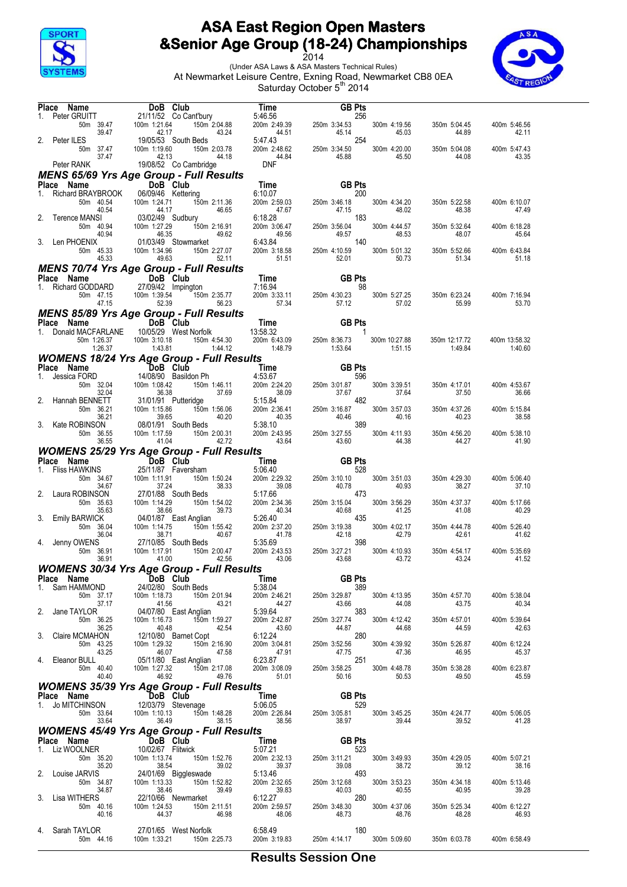# ASA East Region Open Masters &Senior Age Group (18-24) Championships

2014

(Under ASA Laws & ASA Masters Technical Rules)
At Newmarket Leisure Centre, Exning Road, Newmarket CB8 0EA
Saturday October 5th 2014

| Place | Name | DoB | Club | Time | GB Pts | | | |
|---|---|---|---|---|---|---|---|---|
| 1. | Peter GRUITT | 21/11/52 | Co Cant'bury | 5:46.56 | 256 | | | |
| | 50m 39.47 | 100m 1:21.64 | 150m 2:04.88 | 200m 2:49.39 | 250m 3:34.53 | 300m 4:19.56 | 350m 5:04.45 | 400m 5:46.56 |
| | 39.47 | 42.17 | 43.24 | 44.51 | 45.14 | 45.03 | 44.89 | 42.11 |
| 2. | Peter ILES | 19/05/53 | South Beds | 5:47.43 | 254 | | | |
| | 50m 37.47 | 100m 1:19.60 | 150m 2:03.78 | 200m 2:48.62 | 250m 3:34.50 | 300m 4:20.00 | 350m 5:04.08 | 400m 5:47.43 |
| | 37.47 | 42.13 | 44.18 | 44.84 | 45.88 | 45.50 | 44.08 | 43.35 |
| | Peter RANK | 19/08/52 | Co Cambridge | DNF | | | | |

## MENS 65/69 Yrs Age Group - Full Results

| Place | Name | DoB | Club | Time | GB Pts | | | |
|---|---|---|---|---|---|---|---|---|
| 1. | Richard BRAYBROOK | 06/09/46 | Kettering | 6:10.07 | 200 | | | |
| | 50m 40.54 | 100m 1:24.71 | 150m 2:11.36 | 200m 2:59.03 | 250m 3:46.18 | 300m 4:34.20 | 350m 5:22.58 | 400m 6:10.07 |
| | 40.54 | 44.17 | 46.65 | 47.67 | 47.15 | 48.02 | 48.38 | 47.49 |
| 2. | Terence MANSI | 03/02/49 | Sudbury | 6:18.28 | 183 | | | |
| | 50m 40.94 | 100m 1:27.29 | 150m 2:16.91 | 200m 3:06.47 | 250m 3:56.04 | 300m 4:44.57 | 350m 5:32.64 | 400m 6:18.28 |
| | 40.94 | 46.35 | 49.62 | 49.56 | 49.57 | 48.53 | 48.07 | 45.64 |
| 3. | Len PHOENIX | 01/03/49 | Stowmarket | 6:43.84 | 140 | | | |
| | 50m 45.33 | 100m 1:34.96 | 150m 2:27.07 | 200m 3:18.58 | 250m 4:10.59 | 300m 5:01.32 | 350m 5:52.66 | 400m 6:43.84 |
| | 45.33 | 49.63 | 52.11 | 51.51 | 52.01 | 50.73 | 51.34 | 51.18 |

## MENS 70/74 Yrs Age Group - Full Results

| Place | Name | DoB | Club | Time | GB Pts | | | |
|---|---|---|---|---|---|---|---|---|
| 1. | Richard GODDARD | 27/09/42 | Impington | 7:16.94 | 98 | | | |
| | 50m 47.15 | 100m 1:39.54 | 150m 2:35.77 | 200m 3:33.11 | 250m 4:30.23 | 300m 5:27.25 | 350m 6:23.24 | 400m 7:16.94 |
| | 47.15 | 52.39 | 56.23 | 57.34 | 57.12 | 57.02 | 55.99 | 53.70 |

## MENS 85/89 Yrs Age Group - Full Results

| Place | Name | DoB | Club | Time | GB Pts | | | |
|---|---|---|---|---|---|---|---|---|
| 1. | Donald MACFARLANE | 10/05/29 | West Norfolk | 13:58.32 | 1 | | | |
| | 50m 1:26.37 | 100m 3:10.18 | 150m 4:54.30 | 200m 6:43.09 | 250m 8:36.73 | 300m 10:27.88 | 350m 12:17.72 | 400m 13:58.32 |
| | 1:26.37 | 1:43.81 | 1:44.12 | 1:48.79 | 1:53.64 | 1:51.15 | 1:49.84 | 1:40.60 |

## WOMENS 18/24 Yrs Age Group - Full Results

| Place | Name | DoB | Club | Time | GB Pts | | | |
|---|---|---|---|---|---|---|---|---|
| 1. | Jessica FORD | 14/08/90 | Basildon Ph | 4:53.67 | 596 | | | |
| | 50m 32.04 | 100m 1:08.42 | 150m 1:46.11 | 200m 2:24.20 | 250m 3:01.87 | 300m 3:39.51 | 350m 4:17.01 | 400m 4:53.67 |
| | 32.04 | 36.38 | 37.69 | 38.09 | 37.67 | 37.64 | 37.50 | 36.66 |
| 2. | Hannah BENNETT | 31/01/91 | Putteridge | 5:15.84 | 482 | | | |
| | 50m 36.21 | 100m 1:15.86 | 150m 1:56.06 | 200m 2:36.41 | 250m 3:16.87 | 300m 3:57.03 | 350m 4:37.26 | 400m 5:15.84 |
| | 36.21 | 39.65 | 40.20 | 40.35 | 40.46 | 40.16 | 40.23 | 38.58 |
| 3. | Kate ROBINSON | 08/01/91 | South Beds | 5:38.10 | 389 | | | |
| | 50m 36.55 | 100m 1:17.59 | 150m 2:00.31 | 200m 2:43.95 | 250m 3:27.55 | 300m 4:11.93 | 350m 4:56.20 | 400m 5:38.10 |
| | 36.55 | 41.04 | 42.72 | 43.64 | 43.60 | 44.38 | 44.27 | 41.90 |

## WOMENS 25/29 Yrs Age Group - Full Results

| Place | Name | DoB | Club | Time | GB Pts | | | |
|---|---|---|---|---|---|---|---|---|
| 1. | Fliss HAWKINS | 25/11/87 | Faversham | 5:06.40 | 528 | | | |
| | 50m 34.67 | 100m 1:11.91 | 150m 1:50.24 | 200m 2:29.32 | 250m 3:10.10 | 300m 3:51.03 | 350m 4:29.30 | 400m 5:06.40 |
| | 34.67 | 37.24 | 38.33 | 39.08 | 40.78 | 40.93 | 38.27 | 37.10 |
| 2. | Laura ROBINSON | 27/01/88 | South Beds | 5:17.66 | 473 | | | |
| | 50m 35.63 | 100m 1:14.29 | 150m 1:54.02 | 200m 2:34.36 | 250m 3:15.04 | 300m 3:56.29 | 350m 4:37.37 | 400m 5:17.66 |
| | 35.63 | 38.66 | 39.73 | 40.34 | 40.68 | 41.25 | 41.08 | 40.29 |
| 3. | Emily BARWICK | 04/01/87 | East Anglian | 5:26.40 | 435 | | | |
| | 50m 36.04 | 100m 1:14.75 | 150m 1:55.42 | 200m 2:37.20 | 250m 3:19.38 | 300m 4:02.17 | 350m 4:44.78 | 400m 5:26.40 |
| | 36.04 | 38.71 | 40.67 | 41.78 | 42.18 | 42.79 | 42.61 | 41.62 |
| 4. | Jenny OWENS | 27/10/85 | South Beds | 5:35.69 | 398 | | | |
| | 50m 36.91 | 100m 1:17.91 | 150m 2:00.47 | 200m 2:43.53 | 250m 3:27.21 | 300m 4:10.93 | 350m 4:54.17 | 400m 5:35.69 |
| | 36.91 | 41.00 | 42.56 | 43.06 | 43.68 | 43.72 | 43.24 | 41.52 |

## WOMENS 30/34 Yrs Age Group - Full Results

| Place | Name | DoB | Club | Time | GB Pts | | | |
|---|---|---|---|---|---|---|---|---|
| 1. | Sam HAMMOND | 24/02/80 | South Beds | 5:38.04 | 389 | | | |
| | 50m 37.17 | 100m 1:18.73 | 150m 2:01.94 | 200m 2:46.21 | 250m 3:29.87 | 300m 4:13.95 | 350m 4:57.70 | 400m 5:38.04 |
| | 37.17 | 41.56 | 43.21 | 44.27 | 43.66 | 44.08 | 43.75 | 40.34 |
| 2. | Jane TAYLOR | 04/07/80 | East Anglian | 5:39.64 | 383 | | | |
| | 50m 36.25 | 100m 1:16.73 | 150m 1:59.27 | 200m 2:42.87 | 250m 3:27.74 | 300m 4:12.42 | 350m 4:57.01 | 400m 5:39.64 |
| | 36.25 | 40.48 | 42.54 | 43.60 | 44.87 | 44.68 | 44.59 | 42.63 |
| 3. | Claire MCMAHON | 12/10/80 | Barnet Copt | 6:12.24 | 280 | | | |
| | 50m 43.25 | 100m 1:29.32 | 150m 2:16.90 | 200m 3:04.81 | 250m 3:52.56 | 300m 4:39.92 | 350m 5:26.87 | 400m 6:12.24 |
| | 43.25 | 46.07 | 47.58 | 47.91 | 47.75 | 47.36 | 46.95 | 45.37 |
| 4. | Eleanor BULL | 05/11/80 | East Anglian | 6:23.87 | 251 | | | |
| | 50m 40.40 | 100m 1:27.32 | 150m 2:17.08 | 200m 3:08.09 | 250m 3:58.25 | 300m 4:48.78 | 350m 5:38.28 | 400m 6:23.87 |
| | 40.40 | 46.92 | 49.76 | 51.01 | 50.16 | 50.53 | 49.50 | 45.59 |

## WOMENS 35/39 Yrs Age Group - Full Results

| Place | Name | DoB | Club | Time | GB Pts | | | |
|---|---|---|---|---|---|---|---|---|
| 1. | Jo MITCHINSON | 12/03/79 | Stevenage | 5:06.05 | 529 | | | |
| | 50m 33.64 | 100m 1:10.13 | 150m 1:48.28 | 200m 2:26.84 | 250m 3:05.81 | 300m 3:45.25 | 350m 4:24.77 | 400m 5:06.05 |
| | 33.64 | 36.49 | 38.15 | 38.56 | 38.97 | 39.44 | 39.52 | 41.28 |

## WOMENS 45/49 Yrs Age Group - Full Results

| Place | Name | DoB | Club | Time | GB Pts | | | |
|---|---|---|---|---|---|---|---|---|
| 1. | Liz WOOLNER | 10/02/67 | Flitwick | 5:07.21 | 523 | | | |
| | 50m 35.20 | 100m 1:13.74 | 150m 1:52.76 | 200m 2:32.13 | 250m 3:11.21 | 300m 3:49.93 | 350m 4:29.05 | 400m 5:07.21 |
| | 35.20 | 38.54 | 39.02 | 39.37 | 39.08 | 38.72 | 39.12 | 38.16 |
| 2. | Louise JARVIS | 24/01/69 | Biggleswade | 5:13.46 | 493 | | | |
| | 50m 34.87 | 100m 1:13.33 | 150m 1:52.82 | 200m 2:32.65 | 250m 3:12.68 | 300m 3:53.23 | 350m 4:34.18 | 400m 5:13.46 |
| | 34.87 | 38.46 | 39.49 | 39.83 | 40.03 | 40.55 | 40.95 | 39.28 |
| 3. | Lisa WITHERS | 22/10/66 | Newmarket | 6:12.27 | 280 | | | |
| | 50m 40.16 | 100m 1:24.53 | 150m 2:11.51 | 200m 2:59.57 | 250m 3:48.30 | 300m 4:37.06 | 350m 5:25.34 | 400m 6:12.27 |
| | 40.16 | 44.37 | 46.98 | 48.06 | 48.73 | 48.76 | 48.28 | 46.93 |
| 4. | Sarah TAYLOR | 27/01/65 | West Norfolk | 6:58.49 | 180 | | | |
| | 50m 44.16 | 100m 1:33.21 | 150m 2:25.73 | 200m 3:19.83 | 250m 4:14.17 | 300m 5:09.60 | 350m 6:03.78 | 400m 6:58.49 |

Results Session One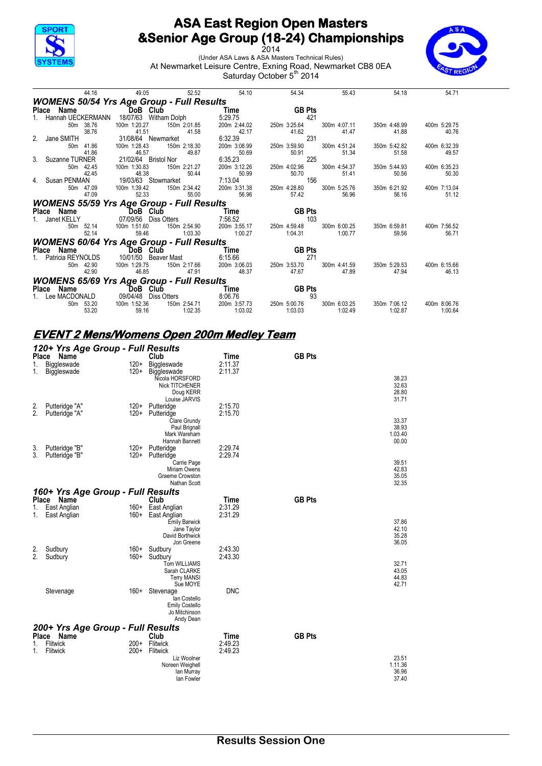| 44.16 | 49.05 | 52.52 | 54.10 | 54.34 | 55.43 | 54.18 | 54.71 |
|---|---|---|---|---|---|---|---|

## WOMENS 50/54 Yrs Age Group - Full Results

| Place | Name | DoB | Club | Time | GB Pts |
|---|---|---|---|---|---|
| 1. | Hannah UECKERMANN | 18/07/63 | Witham Dolph | 5:29.75 | 421 |
| 2. | Jane SMITH | 31/08/64 | Newmarket | 6:32.39 | 231 |
| 3. | Suzanne TURNER | 21/02/64 | Bristol Nor | 6:35.23 | 225 |
| 4. | Susan PENMAN | 19/03/63 | Stowmarket | 7:13.04 | 156 |

Splits:

| Name | 50m | 100m | 150m | 200m | 250m | 300m | 350m | 400m |
|---|---|---|---|---|---|---|---|---|
| Hannah UECKERMANN | 38.76 | 1:20.27 | 2:01.85 | 2:44.02 | 3:25.64 | 4:07.11 | 4:48.99 | 5:29.75 |
| | 38.76 | 41.51 | 41.58 | 42.17 | 41.62 | 41.47 | 41.88 | 40.76 |
| Jane SMITH | 41.86 | 1:28.43 | 2:18.30 | 3:08.99 | 3:59.90 | 4:51.24 | 5:42.82 | 6:32.39 |
| | 41.86 | 46.57 | 49.87 | 50.69 | 50.91 | 51.34 | 51.58 | 49.57 |
| Suzanne TURNER | 42.45 | 1:30.83 | 2:21.27 | 3:12.26 | 4:02.96 | 4:54.37 | 5:44.93 | 6:35.23 |
| | 42.45 | 48.38 | 50.44 | 50.99 | 50.70 | 51.41 | 50.56 | 50.30 |
| Susan PENMAN | 47.09 | 1:39.42 | 2:34.42 | 3:31.38 | 4:28.80 | 5:25.76 | 6:21.92 | 7:13.04 |
| | 47.09 | 52.33 | 55.00 | 56.96 | 57.42 | 56.96 | 56.16 | 51.12 |

## WOMENS 55/59 Yrs Age Group - Full Results

| Place | Name | DoB | Club | Time | GB Pts |
|---|---|---|---|---|---|
| 1. | Janet KELLY | 07/09/56 | Diss Otters | 7:56.52 | 103 |

| Name | 50m | 100m | 150m | 200m | 250m | 300m | 350m | 400m |
|---|---|---|---|---|---|---|---|---|
| Janet KELLY | 52.14 | 1:51.60 | 2:54.90 | 3:55.17 | 4:59.48 | 6:00.25 | 6:59.81 | 7:56.52 |
| | 52.14 | 59.46 | 1:03.30 | 1:00.27 | 1:04.31 | 1:00.77 | 59.56 | 56.71 |

## WOMENS 60/64 Yrs Age Group - Full Results

| Place | Name | DoB | Club | Time | GB Pts |
|---|---|---|---|---|---|
| 1. | Patricia REYNOLDS | 10/01/50 | Beaver Mast | 6:15.66 | 271 |

| Name | 50m | 100m | 150m | 200m | 250m | 300m | 350m | 400m |
|---|---|---|---|---|---|---|---|---|
| Patricia REYNOLDS | 42.90 | 1:29.75 | 2:17.66 | 3:06.03 | 3:53.70 | 4:41.59 | 5:29.53 | 6:15.66 |
| | 42.90 | 46.85 | 47.91 | 48.37 | 47.67 | 47.89 | 47.94 | 46.13 |

## WOMENS 65/69 Yrs Age Group - Full Results

| Place | Name | DoB | Club | Time | GB Pts |
|---|---|---|---|---|---|
| 1. | Lee MACDONALD | 09/04/48 | Diss Otters | 8:06.76 | 93 |

| Name | 50m | 100m | 150m | 200m | 250m | 300m | 350m | 400m |
|---|---|---|---|---|---|---|---|---|
| Lee MACDONALD | 53.20 | 1:52.36 | 2:54.71 | 3:57.73 | 5:00.76 | 6:03.25 | 7:06.12 | 8:06.76 |
| | 53.20 | 59.16 | 1:02.35 | 1:03.02 | 1:03.03 | 1:02.49 | 1:02.87 | 1:00.64 |

# EVENT 2 Mens/Womens Open 200m Medley Team

## 120+ Yrs Age Group - Full Results

| Place | Name | | Club | Time | GB Pts | Split |
|---|---|---|---|---|---|---|
| 1. | Biggleswade | 120+ | Biggleswade | 2:11.37 | | |
| 1. | Biggleswade | 120+ | Biggleswade | 2:11.37 | | |
| | | | Nicola HORSFORD | | | 38.23 |
| | | | Nick TITCHENER | | | 32.63 |
| | | | Doug KERR | | | 28.80 |
| | | | Louise JARVIS | | | 31.71 |
| 2. | Putteridge "A" | 120+ | Putteridge | 2:15.70 | | |
| 2. | Putteridge "A" | 120+ | Putteridge | 2:15.70 | | |
| | | | Clare Grundy | | | 33.37 |
| | | | Paul Brignall | | | 38.93 |
| | | | Mark Wareham | | | 1.03.40 |
| | | | Hannah Bannett | | | 00.00 |
| 3. | Putteridge "B" | 120+ | Putteridge | 2:29.74 | | |
| 3. | Putteridge "B" | 120+ | Putteridge | 2:29.74 | | |
| | | | Carrie Page | | | 39.51 |
| | | | Miriam Owens | | | 42.83 |
| | | | Graeme Crowston | | | 35.05 |
| | | | Nathan Scott | | | 32.35 |

## 160+ Yrs Age Group - Full Results

| Place | Name | | Club | Time | GB Pts | Split |
|---|---|---|---|---|---|---|
| 1. | East Anglian | 160+ | East Anglian | 2:31.29 | | |
| 1. | East Anglian | 160+ | East Anglian | 2:31.29 | | |
| | | | Emily Barwick | | | 37.86 |
| | | | Jane Taylor | | | 42.10 |
| | | | David Borthwick | | | 35.28 |
| | | | Jon Greene | | | 36.05 |
| 2. | Sudbury | 160+ | Sudbury | 2:43.30 | | |
| 2. | Sudbury | 160+ | Sudbury | 2:43.30 | | |
| | | | Tom WILLIAMS | | | 32.71 |
| | | | Sarah CLARKE | | | 43.05 |
| | | | Terry MANSI | | | 44.83 |
| | | | Sue MOYE | | | 42.71 |
| | Stevenage | 160+ | Stevenage | DNC | | |
| | | | Ian Costello | | | |
| | | | Emily Costello | | | |
| | | | Jo Mitchinson | | | |
| | | | Andy Dean | | | |

## 200+ Yrs Age Group - Full Results

| Place | Name | | Club | Time | GB Pts | Split |
|---|---|---|---|---|---|---|
| 1. | Flitwick | 200+ | Flitwick | 2:49.23 | | |
| 1. | Flitwick | 200+ | Flitwick | 2:49.23 | | |
| | | | Liz Woolner | | | 23.51 |
| | | | Noreen Weighell | | | 1.11.36 |
| | | | Ian Murray | | | 36.96 |
| | | | Ian Fowler | | | 37.40 |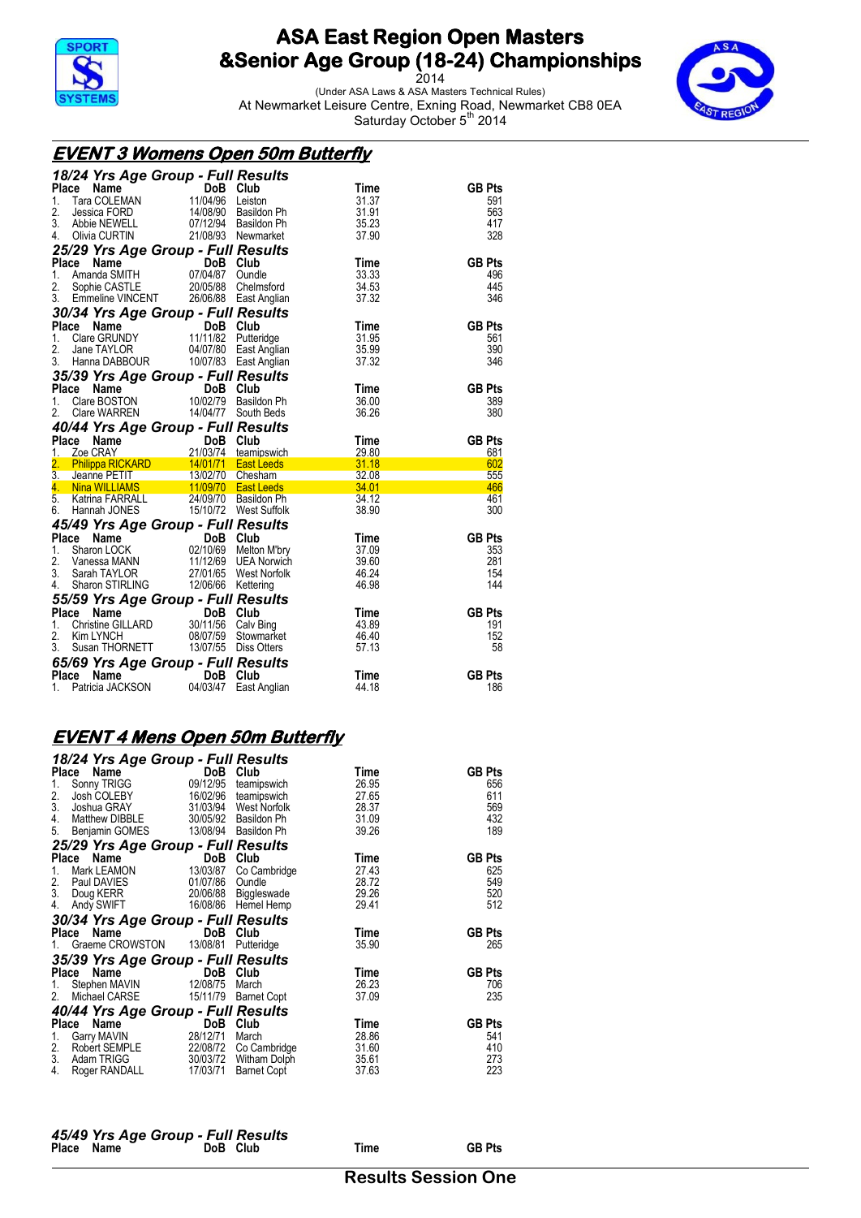# ASA East Region Open Masters &Senior Age Group (18-24) Championships

2014

(Under ASA Laws & ASA Masters Technical Rules)

At Newmarket Leisure Centre, Exning Road, Newmarket CB8 0EA

Saturday October 5th 2014

## EVENT 3 Womens Open 50m Butterfly

### 18/24 Yrs Age Group - Full Results

| Place | Name | DoB | Club | Time | GB Pts |
|---|---|---|---|---|---|
| 1. | Tara COLEMAN | 11/04/96 | Leiston | 31.37 | 591 |
| 2. | Jessica FORD | 14/08/90 | Basildon Ph | 31.91 | 563 |
| 3. | Abbie NEWELL | 07/12/94 | Basildon Ph | 35.23 | 417 |
| 4. | Olivia CURTIN | 21/08/93 | Newmarket | 37.90 | 328 |

### 25/29 Yrs Age Group - Full Results

| Place | Name | DoB | Club | Time | GB Pts |
|---|---|---|---|---|---|
| 1. | Amanda SMITH | 07/04/87 | Oundle | 33.33 | 496 |
| 2. | Sophie CASTLE | 20/05/88 | Chelmsford | 34.53 | 445 |
| 3. | Emmeline VINCENT | 26/06/88 | East Anglian | 37.32 | 346 |

### 30/34 Yrs Age Group - Full Results

| Place | Name | DoB | Club | Time | GB Pts |
|---|---|---|---|---|---|
| 1. | Clare GRUNDY | 11/11/82 | Putteridge | 31.95 | 561 |
| 2. | Jane TAYLOR | 04/07/80 | East Anglian | 35.99 | 390 |
| 3. | Hanna DABBOUR | 10/07/83 | East Anglian | 37.32 | 346 |

### 35/39 Yrs Age Group - Full Results

| Place | Name | DoB | Club | Time | GB Pts |
|---|---|---|---|---|---|
| 1. | Clare BOSTON | 10/02/79 | Basildon Ph | 36.00 | 389 |
| 2. | Clare WARREN | 14/04/77 | South Beds | 36.26 | 380 |

### 40/44 Yrs Age Group - Full Results

| Place | Name | DoB | Club | Time | GB Pts |
|---|---|---|---|---|---|
| 1. | Zoe CRAY | 21/03/74 | teamipswich | 29.80 | 681 |
| 2. | Philippa RICKARD | 14/01/71 | East Leeds | 31.18 | 602 |
| 3. | Jeanne PETIT | 13/02/70 | Chesham | 32.08 | 555 |
| 4. | Nina WILLIAMS | 11/09/70 | East Leeds | 34.01 | 466 |
| 5. | Katrina FARRALL | 24/09/70 | Basildon Ph | 34.12 | 461 |
| 6. | Hannah JONES | 15/10/72 | West Suffolk | 38.90 | 300 |

### 45/49 Yrs Age Group - Full Results

| Place | Name | DoB | Club | Time | GB Pts |
|---|---|---|---|---|---|
| 1. | Sharon LOCK | 02/10/69 | Melton M'bry | 37.09 | 353 |
| 2. | Vanessa MANN | 11/12/69 | UEA Norwich | 39.60 | 281 |
| 3. | Sarah TAYLOR | 27/01/65 | West Norfolk | 46.24 | 154 |
| 4. | Sharon STIRLING | 12/06/66 | Kettering | 46.98 | 144 |

### 55/59 Yrs Age Group - Full Results

| Place | Name | DoB | Club | Time | GB Pts |
|---|---|---|---|---|---|
| 1. | Christine GILLARD | 30/11/56 | Calv Bing | 43.89 | 191 |
| 2. | Kim LYNCH | 08/07/59 | Stowmarket | 46.40 | 152 |
| 3. | Susan THORNETT | 13/07/55 | Diss Otters | 57.13 | 58 |

### 65/69 Yrs Age Group - Full Results

| Place | Name | DoB | Club | Time | GB Pts |
|---|---|---|---|---|---|
| 1. | Patricia JACKSON | 04/03/47 | East Anglian | 44.18 | 186 |

## EVENT 4 Mens Open 50m Butterfly

### 18/24 Yrs Age Group - Full Results

| Place | Name | DoB | Club | Time | GB Pts |
|---|---|---|---|---|---|
| 1. | Sonny TRIGG | 09/12/95 | teamipswich | 26.95 | 656 |
| 2. | Josh COLEBY | 16/02/96 | teamipswich | 27.65 | 611 |
| 3. | Joshua GRAY | 31/03/94 | West Norfolk | 28.37 | 569 |
| 4. | Matthew DIBBLE | 30/05/92 | Basildon Ph | 31.09 | 432 |
| 5. | Benjamin GOMES | 13/08/94 | Basildon Ph | 39.26 | 189 |

### 25/29 Yrs Age Group - Full Results

| Place | Name | DoB | Club | Time | GB Pts |
|---|---|---|---|---|---|
| 1. | Mark LEAMON | 13/03/87 | Co Cambridge | 27.43 | 625 |
| 2. | Paul DAVIES | 01/07/86 | Oundle | 28.72 | 549 |
| 3. | Doug KERR | 20/06/88 | Biggleswade | 29.26 | 520 |
| 4. | Andy SWIFT | 16/08/86 | Hemel Hemp | 29.41 | 512 |

### 30/34 Yrs Age Group - Full Results

| Place | Name | DoB | Club | Time | GB Pts |
|---|---|---|---|---|---|
| 1. | Graeme CROWSTON | 13/08/81 | Putteridge | 35.90 | 265 |

### 35/39 Yrs Age Group - Full Results

| Place | Name | DoB | Club | Time | GB Pts |
|---|---|---|---|---|---|
| 1. | Stephen MAVIN | 12/08/75 | March | 26.23 | 706 |
| 2. | Michael CARSE | 15/11/79 | Barnet Copt | 37.09 | 235 |

### 40/44 Yrs Age Group - Full Results

| Place | Name | DoB | Club | Time | GB Pts |
|---|---|---|---|---|---|
| 1. | Garry MAVIN | 28/12/71 | March | 28.86 | 541 |
| 2. | Robert SEMPLE | 22/08/72 | Co Cambridge | 31.60 | 410 |
| 3. | Adam TRIGG | 30/03/72 | Witham Dolph | 35.61 | 273 |
| 4. | Roger RANDALL | 17/03/71 | Barnet Copt | 37.63 | 223 |

### 45/49 Yrs Age Group - Full Results

| Place | Name | DoB | Club | Time | GB Pts |
|---|---|---|---|---|---|

Results Session One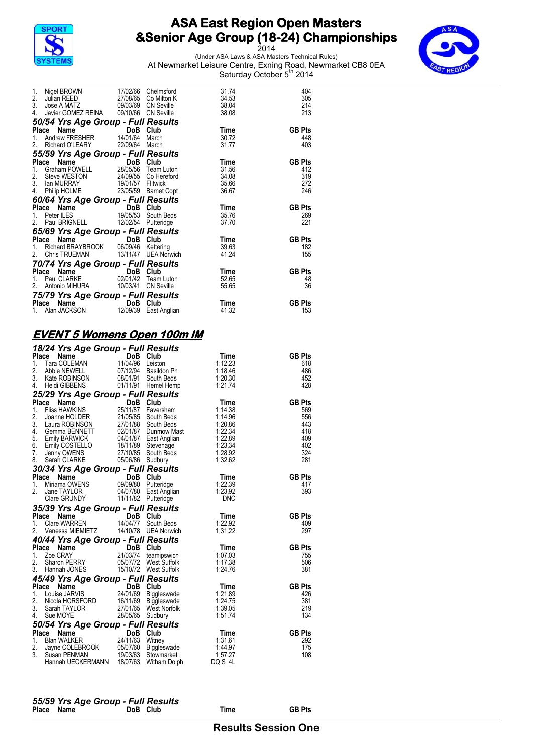| Place | Name | DoB | Club | Time | GB Pts |
|---|---|---|---|---|---|
| 1. | Nigel BROWN | 17/02/66 | Chelmsford | 31.74 | 404 |
| 2. | Julian REED | 27/08/65 | Co Milton K | 34.53 | 305 |
| 3. | Jose A MATZ | 09/03/69 | CN Seville | 38.04 | 214 |
| 4. | Javier GOMEZ REINA | 09/10/66 | CN Seville | 38.08 | 213 |

### 50/54 Yrs Age Group - Full Results

| Place | Name | DoB | Club | Time | GB Pts |
|---|---|---|---|---|---|
| 1. | Andrew FRESHER | 14/01/64 | March | 30.72 | 448 |
| 2. | Richard O'LEARY | 22/09/64 | March | 31.77 | 403 |

### 55/59 Yrs Age Group - Full Results

| Place | Name | DoB | Club | Time | GB Pts |
|---|---|---|---|---|---|
| 1. | Graham POWELL | 28/05/56 | Team Luton | 31.56 | 412 |
| 2. | Steve WESTON | 24/09/55 | Co Hereford | 34.08 | 319 |
| 3. | Ian MURRAY | 19/01/57 | Flitwick | 35.66 | 272 |
| 4. | Philip HOLME | 23/05/59 | Barnet Copt | 36.67 | 246 |

### 60/64 Yrs Age Group - Full Results

| Place | Name | DoB | Club | Time | GB Pts |
|---|---|---|---|---|---|
| 1. | Peter ILES | 19/05/53 | South Beds | 35.76 | 269 |
| 2. | Paul BRIGNELL | 12/02/54 | Putteridge | 37.70 | 221 |

### 65/69 Yrs Age Group - Full Results

| Place | Name | DoB | Club | Time | GB Pts |
|---|---|---|---|---|---|
| 1. | Richard BRAYBROOK | 06/09/46 | Kettering | 39.63 | 182 |
| 2. | Chris TRUEMAN | 13/11/47 | UEA Norwich | 41.24 | 155 |

### 70/74 Yrs Age Group - Full Results

| Place | Name | DoB | Club | Time | GB Pts |
|---|---|---|---|---|---|
| 1. | Paul CLARKE | 02/01/42 | Team Luton | 52.65 | 48 |
| 2. | Antonio MIHURA | 10/03/41 | CN Seville | 55.65 | 36 |

### 75/79 Yrs Age Group - Full Results

| Place | Name | DoB | Club | Time | GB Pts |
|---|---|---|---|---|---|
| 1. | Alan JACKSON | 12/09/39 | East Anglian | 41.32 | 153 |

## EVENT 5 Womens Open 100m IM

### 18/24 Yrs Age Group - Full Results

| Place | Name | DoB | Club | Time | GB Pts |
|---|---|---|---|---|---|
| 1. | Tara COLEMAN | 11/04/96 | Leiston | 1:12.23 | 618 |
| 2. | Abbie NEWELL | 07/12/94 | Basildon Ph | 1:18.46 | 486 |
| 3. | Kate ROBINSON | 08/01/91 | South Beds | 1:20.30 | 452 |
| 4. | Heidi GIBBENS | 01/11/91 | Hemel Hemp | 1:21.74 | 428 |

### 25/29 Yrs Age Group - Full Results

| Place | Name | DoB | Club | Time | GB Pts |
|---|---|---|---|---|---|
| 1. | Fliss HAWKINS | 25/11/87 | Faversham | 1:14.38 | 569 |
| 2. | Joanne HOLDER | 21/05/85 | South Beds | 1:14.96 | 556 |
| 3. | Laura ROBINSON | 27/01/88 | South Beds | 1:20.86 | 443 |
| 4. | Gemma BENNETT | 02/01/87 | Dunmow Mast | 1:22.34 | 418 |
| 5. | Emily BARWICK | 04/01/87 | East Anglian | 1:22.89 | 409 |
| 6. | Emily COSTELLO | 18/11/89 | Stevenage | 1:23.34 | 402 |
| 7. | Jenny OWENS | 27/10/85 | South Beds | 1:28.92 | 324 |
| 8. | Sarah CLARKE | 05/06/86 | Sudbury | 1:32.62 | 281 |

### 30/34 Yrs Age Group - Full Results

| Place | Name | DoB | Club | Time | GB Pts |
|---|---|---|---|---|---|
| 1. | Miriama OWENS | 09/09/80 | Putteridge | 1:22.39 | 417 |
| 2. | Jane TAYLOR | 04/07/80 | East Anglian | 1:23.92 | 393 |
| | Clare GRUNDY | 11/11/82 | Putteridge | DNC | |

### 35/39 Yrs Age Group - Full Results

| Place | Name | DoB | Club | Time | GB Pts |
|---|---|---|---|---|---|
| 1. | Clare WARREN | 14/04/77 | South Beds | 1:22.92 | 409 |
| 2. | Vanessa MIEMIETZ | 14/10/78 | UEA Norwich | 1:31.22 | 297 |

### 40/44 Yrs Age Group - Full Results

| Place | Name | DoB | Club | Time | GB Pts |
|---|---|---|---|---|---|
| 1. | Zoe CRAY | 21/03/74 | teamipswich | 1:07.03 | 755 |
| 2. | Sharon PERRY | 05/07/72 | West Suffolk | 1:17.38 | 506 |
| 3. | Hannah JONES | 15/10/72 | West Suffolk | 1:24.76 | 381 |

### 45/49 Yrs Age Group - Full Results

| Place | Name | DoB | Club | Time | GB Pts |
|---|---|---|---|---|---|
| 1. | Louise JARVIS | 24/01/69 | Biggleswade | 1:21.89 | 426 |
| 2. | Nicola HORSFORD | 16/11/69 | Biggleswade | 1:24.75 | 381 |
| 3. | Sarah TAYLOR | 27/01/65 | West Norfolk | 1:39.05 | 219 |
| 4. | Sue MOYE | 28/05/65 | Sudbury | 1:51.74 | 134 |

### 50/54 Yrs Age Group - Full Results

| Place | Name | DoB | Club | Time | GB Pts |
|---|---|---|---|---|---|
| 1. | Blan WALKER | 24/11/63 | Witney | 1:31.61 | 292 |
| 2. | Jayne COLEBROOK | 05/07/60 | Biggleswade | 1:44.97 | 175 |
| 3. | Susan PENMAN | 19/03/63 | Stowmarket | 1:57.27 | 108 |
| | Hannah UECKERMANN | 18/07/63 | Witham Dolph | DQ S 4L | |

### 55/59 Yrs Age Group - Full Results

| Place | Name | DoB | Club | Time | GB Pts |
|---|---|---|---|---|---|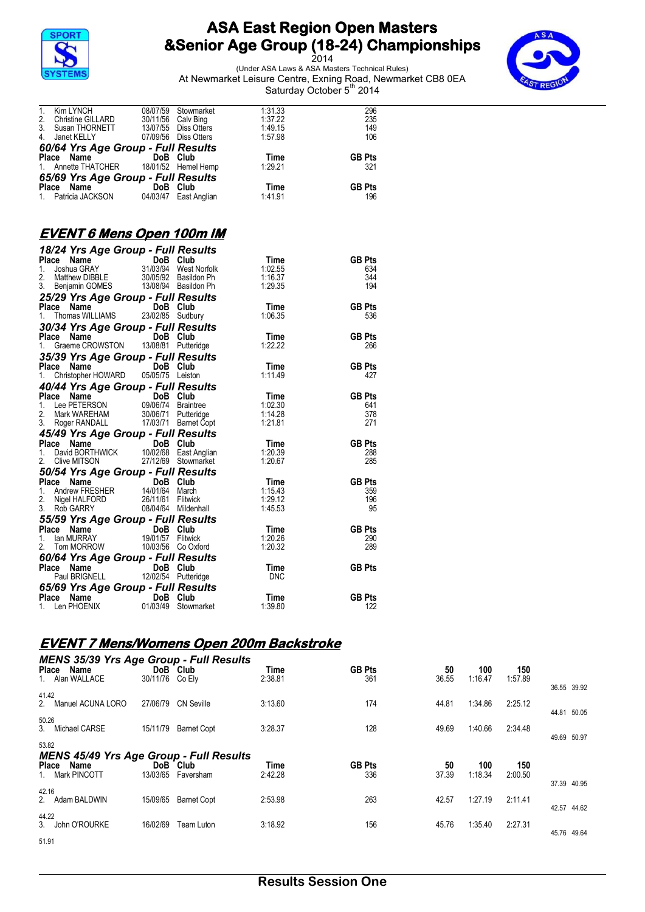# ASA East Region Open Masters &Senior Age Group (18-24) Championships

2014

(Under ASA Laws & ASA Masters Technical Rules)

At Newmarket Leisure Centre, Exning Road, Newmarket CB8 0EA

Saturday October 5th 2014

| Place | Name | DoB | Club | Time | GB Pts |
|---|---|---|---|---|---|
| 1. | Kim LYNCH | 08/07/59 | Stowmarket | 1:31.33 | 296 |
| 2. | Christine GILLARD | 30/11/56 | Calv Bing | 1:37.22 | 235 |
| 3. | Susan THORNETT | 13/07/55 | Diss Otters | 1:49.15 | 149 |
| 4. | Janet KELLY | 07/09/56 | Diss Otters | 1:57.98 | 106 |

### 60/64 Yrs Age Group - Full Results

| Place | Name | DoB | Club | Time | GB Pts |
|---|---|---|---|---|---|
| 1. | Annette THATCHER | 18/01/52 | Hemel Hemp | 1:29.21 | 321 |

### 65/69 Yrs Age Group - Full Results

| Place | Name | DoB | Club | Time | GB Pts |
|---|---|---|---|---|---|
| 1. | Patricia JACKSON | 04/03/47 | East Anglian | 1:41.91 | 196 |

## EVENT 6 Mens Open 100m IM

### 18/24 Yrs Age Group - Full Results

| Place | Name | DoB | Club | Time | GB Pts |
|---|---|---|---|---|---|
| 1. | Joshua GRAY | 31/03/94 | West Norfolk | 1:02.55 | 634 |
| 2. | Matthew DIBBLE | 30/05/92 | Basildon Ph | 1:16.37 | 344 |
| 3. | Benjamin GOMES | 13/08/94 | Basildon Ph | 1:29.35 | 194 |

### 25/29 Yrs Age Group - Full Results

| Place | Name | DoB | Club | Time | GB Pts |
|---|---|---|---|---|---|
| 1. | Thomas WILLIAMS | 23/02/85 | Sudbury | 1:06.35 | 536 |

### 30/34 Yrs Age Group - Full Results

| Place | Name | DoB | Club | Time | GB Pts |
|---|---|---|---|---|---|
| 1. | Graeme CROWSTON | 13/08/81 | Putteridge | 1:22.22 | 266 |

### 35/39 Yrs Age Group - Full Results

| Place | Name | DoB | Club | Time | GB Pts |
|---|---|---|---|---|---|
| 1. | Christopher HOWARD | 05/05/75 | Leiston | 1:11.49 | 427 |

### 40/44 Yrs Age Group - Full Results

| Place | Name | DoB | Club | Time | GB Pts |
|---|---|---|---|---|---|
| 1. | Lee PETERSON | 09/06/74 | Braintree | 1:02.30 | 641 |
| 2. | Mark WAREHAM | 30/06/71 | Putteridge | 1:14.28 | 378 |
| 3. | Roger RANDALL | 17/03/71 | Barnet Copt | 1:21.81 | 271 |

### 45/49 Yrs Age Group - Full Results

| Place | Name | DoB | Club | Time | GB Pts |
|---|---|---|---|---|---|
| 1. | David BORTHWICK | 10/02/68 | East Anglian | 1:20.39 | 288 |
| 2. | Clive MITSON | 27/12/69 | Stowmarket | 1:20.67 | 285 |

### 50/54 Yrs Age Group - Full Results

| Place | Name | DoB | Club | Time | GB Pts |
|---|---|---|---|---|---|
| 1. | Andrew FRESHER | 14/01/64 | March | 1:15.43 | 359 |
| 2. | Nigel HALFORD | 26/11/61 | Flitwick | 1:29.12 | 196 |
| 3. | Rob GARRY | 08/04/64 | Mildenhall | 1:45.53 | 95 |

### 55/59 Yrs Age Group - Full Results

| Place | Name | DoB | Club | Time | GB Pts |
|---|---|---|---|---|---|
| 1. | Ian MURRAY | 19/01/57 | Flitwick | 1:20.26 | 290 |
| 2. | Tom MORROW | 10/03/56 | Co Oxford | 1:20.32 | 289 |

### 60/64 Yrs Age Group - Full Results

| Place | Name | DoB | Club | Time | GB Pts |
|---|---|---|---|---|---|
| | Paul BRIGNELL | 12/02/54 | Putteridge | DNC | |

### 65/69 Yrs Age Group - Full Results

| Place | Name | DoB | Club | Time | GB Pts |
|---|---|---|---|---|---|
| 1. | Len PHOENIX | 01/03/49 | Stowmarket | 1:39.80 | 122 |

## EVENT 7 Mens/Womens Open 200m Backstroke

### MENS 35/39 Yrs Age Group - Full Results

| Place | Name | DoB | Club | Time | GB Pts | 50 | 100 | 150 | Splits |
|---|---|---|---|---|---|---|---|---|---|
| 1. | Alan WALLACE | 30/11/76 | Co Ely | 2:38.81 | 361 | 36.55 | 1:16.47 | 1:57.89 | 36.55 39.92 41.42 |
| 2. | Manuel ACUNA LORO | 27/06/79 | CN Seville | 3:13.60 | 174 | 44.81 | 1:34.86 | 2:25.12 | 44.81 50.05 50.26 |
| 3. | Michael CARSE | 15/11/79 | Barnet Copt | 3:28.37 | 128 | 49.69 | 1:40.66 | 2:34.48 | 49.69 50.97 53.82 |

### MENS 45/49 Yrs Age Group - Full Results

| Place | Name | DoB | Club | Time | GB Pts | 50 | 100 | 150 | Splits |
|---|---|---|---|---|---|---|---|---|---|
| 1. | Mark PINCOTT | 13/03/65 | Faversham | 2:42.28 | 336 | 37.39 | 1:18.34 | 2:00.50 | 37.39 40.95 42.16 |
| 2. | Adam BALDWIN | 15/09/65 | Barnet Copt | 2:53.98 | 263 | 42.57 | 1:27.19 | 2:11.41 | 42.57 44.62 44.22 |
| 3. | John O'ROURKE | 16/02/69 | Team Luton | 3:18.92 | 156 | 45.76 | 1:35.40 | 2:27.31 | 45.76 49.64 51.91 |

Results Session One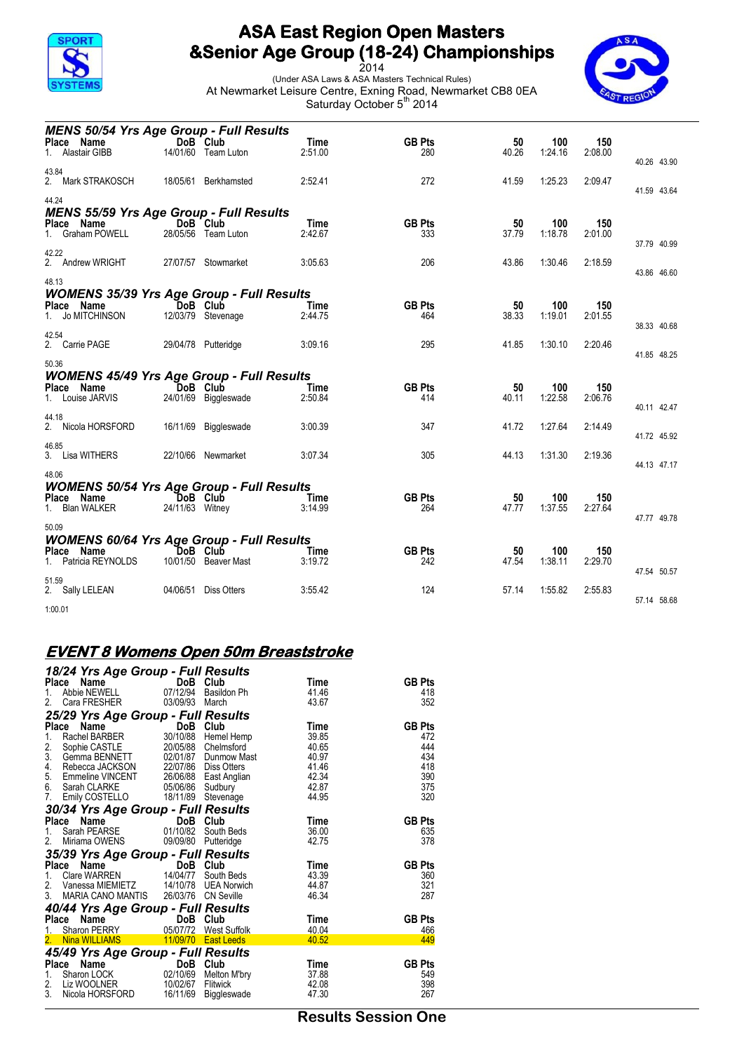# ASA East Region Open Masters &Senior Age Group (18-24) Championships

2014

(Under ASA Laws & ASA Masters Technical Rules)

At Newmarket Leisure Centre, Exning Road, Newmarket CB8 0EA

Saturday October 5th 2014

### MENS 50/54 Yrs Age Group - Full Results

| Place | Name | DoB | Club | Time | GB Pts | 50 | 100 | 150 | Splits |
|---|---|---|---|---|---|---|---|---|---|
| 1. | Alastair GIBB | 14/01/60 | Team Luton | 2:51.00 | 280 | 40.26 | 1:24.16 | 2:08.00 | 40.26 43.90 43.84 |
| 2. | Mark STRAKOSCH | 18/05/61 | Berkhamsted | 2:52.41 | 272 | 41.59 | 1:25.23 | 2:09.47 | 41.59 43.64 44.24 |

### MENS 55/59 Yrs Age Group - Full Results

| Place | Name | DoB | Club | Time | GB Pts | 50 | 100 | 150 | Splits |
|---|---|---|---|---|---|---|---|---|---|
| 1. | Graham POWELL | 28/05/56 | Team Luton | 2:42.67 | 333 | 37.79 | 1:18.78 | 2:01.00 | 37.79 40.99 42.22 |
| 2. | Andrew WRIGHT | 27/07/57 | Stowmarket | 3:05.63 | 206 | 43.86 | 1:30.46 | 2:18.59 | 43.86 46.60 48.13 |

### WOMENS 35/39 Yrs Age Group - Full Results

| Place | Name | DoB | Club | Time | GB Pts | 50 | 100 | 150 | Splits |
|---|---|---|---|---|---|---|---|---|---|
| 1. | Jo MITCHINSON | 12/03/79 | Stevenage | 2:44.75 | 464 | 38.33 | 1:19.01 | 2:01.55 | 38.33 40.68 42.54 |
| 2. | Carrie PAGE | 29/04/78 | Putteridge | 3:09.16 | 295 | 41.85 | 1:30.10 | 2:20.46 | 41.85 48.25 50.36 |

### WOMENS 45/49 Yrs Age Group - Full Results

| Place | Name | DoB | Club | Time | GB Pts | 50 | 100 | 150 | Splits |
|---|---|---|---|---|---|---|---|---|---|
| 1. | Louise JARVIS | 24/01/69 | Biggleswade | 2:50.84 | 414 | 40.11 | 1:22.58 | 2:06.76 | 40.11 42.47 44.18 |
| 2. | Nicola HORSFORD | 16/11/69 | Biggleswade | 3:00.39 | 347 | 41.72 | 1:27.64 | 2:14.49 | 41.72 45.92 46.85 |
| 3. | Lisa WITHERS | 22/10/66 | Newmarket | 3:07.34 | 305 | 44.13 | 1:31.30 | 2:19.36 | 44.13 47.17 48.06 |

### WOMENS 50/54 Yrs Age Group - Full Results

| Place | Name | DoB | Club | Time | GB Pts | 50 | 100 | 150 | Splits |
|---|---|---|---|---|---|---|---|---|---|
| 1. | Bian WALKER | 24/11/63 | Witney | 3:14.99 | 264 | 47.77 | 1:37.55 | 2:27.64 | 47.77 49.78 50.09 |

### WOMENS 60/64 Yrs Age Group - Full Results

| Place | Name | DoB | Club | Time | GB Pts | 50 | 100 | 150 | Splits |
|---|---|---|---|---|---|---|---|---|---|
| 1. | Patricia REYNOLDS | 10/01/50 | Beaver Mast | 3:19.72 | 242 | 47.54 | 1:38.11 | 2:29.70 | 47.54 50.57 51.59 |
| 2. | Sally LELEAN | 04/06/51 | Diss Otters | 3:55.42 | 124 | 57.14 | 1:55.82 | 2:55.83 | 57.14 58.68 1:00.01 |

## EVENT 8 Womens Open 50m Breaststroke

### 18/24 Yrs Age Group - Full Results

| Place | Name | DoB | Club | Time | GB Pts |
|---|---|---|---|---|---|
| 1. | Abbie NEWELL | 07/12/94 | Basildon Ph | 41.46 | 418 |
| 2. | Cara FRESHER | 03/09/93 | March | 43.67 | 352 |

### 25/29 Yrs Age Group - Full Results

| Place | Name | DoB | Club | Time | GB Pts |
|---|---|---|---|---|---|
| 1. | Rachel BARBER | 30/10/88 | Hemel Hemp | 39.85 | 472 |
| 2. | Sophie CASTLE | 20/05/88 | Chelmsford | 40.65 | 444 |
| 3. | Gemma BENNETT | 02/01/87 | Dunmow Mast | 40.97 | 434 |
| 4. | Rebecca JACKSON | 22/07/86 | Diss Otters | 41.46 | 418 |
| 5. | Emmeline VINCENT | 26/06/88 | East Anglian | 42.34 | 390 |
| 6. | Sarah CLARKE | 05/06/86 | Sudbury | 42.87 | 375 |
| 7. | Emily COSTELLO | 18/11/89 | Stevenage | 44.95 | 320 |

### 30/34 Yrs Age Group - Full Results

| Place | Name | DoB | Club | Time | GB Pts |
|---|---|---|---|---|---|
| 1. | Sarah PEARSE | 01/10/82 | South Beds | 36.00 | 635 |
| 2. | Miriama OWENS | 09/09/80 | Putteridge | 42.75 | 378 |

### 35/39 Yrs Age Group - Full Results

| Place | Name | DoB | Club | Time | GB Pts |
|---|---|---|---|---|---|
| 1. | Clare WARREN | 14/04/77 | South Beds | 43.39 | 360 |
| 2. | Vanessa MIEMIETZ | 14/10/78 | UEA Norwich | 44.87 | 321 |
| 3. | MARIA CANO MANTIS | 26/03/76 | CN Seville | 46.34 | 287 |

### 40/44 Yrs Age Group - Full Results

| Place | Name | DoB | Club | Time | GB Pts |
|---|---|---|---|---|---|
| 1. | Sharon PERRY | 05/07/72 | West Suffolk | 40.04 | 466 |
| 2. | Nina WILLIAMS | 11/09/70 | East Leeds | 40.52 | 449 |

### 45/49 Yrs Age Group - Full Results

| Place | Name | DoB | Club | Time | GB Pts |
|---|---|---|---|---|---|
| 1. | Sharon LOCK | 02/10/69 | Melton M'bry | 37.88 | 549 |
| 2. | Liz WOOLNER | 10/02/67 | Flitwick | 42.08 | 398 |
| 3. | Nicola HORSFORD | 16/11/69 | Biggleswade | 47.30 | 267 |

Results Session One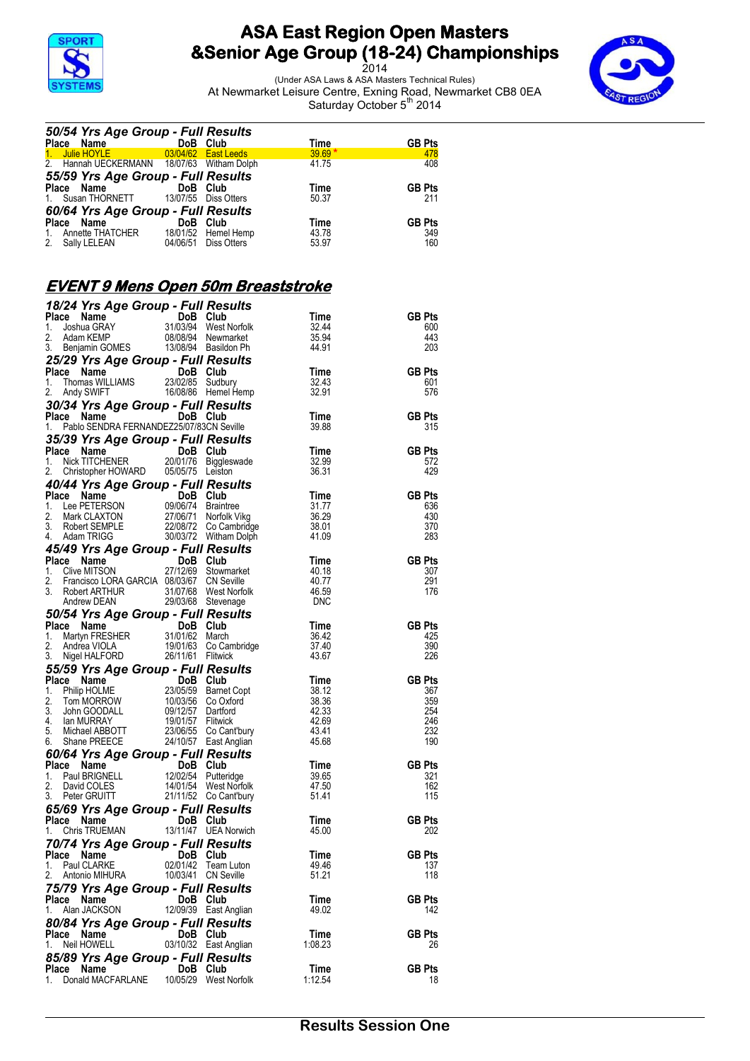# ASA East Region Open Masters &Senior Age Group (18-24) Championships

2014

(Under ASA Laws & ASA Masters Technical Rules)

At Newmarket Leisure Centre, Exning Road, Newmarket CB8 0EA

Saturday October 5th 2014

### 50/54 Yrs Age Group - Full Results

| Place | Name | DoB | Club | Time | GB Pts |
|---|---|---|---|---|---|
| 1. | Julie HOYLE | 03/04/62 | East Leeds | 39.69 * | 478 |
| 2. | Hannah UECKERMANN | 18/07/63 | Witham Dolph | 41.75 | 408 |

### 55/59 Yrs Age Group - Full Results

| Place | Name | DoB | Club | Time | GB Pts |
|---|---|---|---|---|---|
| 1. | Susan THORNETT | 13/07/55 | Diss Otters | 50.37 | 211 |

### 60/64 Yrs Age Group - Full Results

| Place | Name | DoB | Club | Time | GB Pts |
|---|---|---|---|---|---|
| 1. | Annette THATCHER | 18/01/52 | Hemel Hemp | 43.78 | 349 |
| 2. | Sally LELEAN | 04/06/51 | Diss Otters | 53.97 | 160 |

## EVENT 9 Mens Open 50m Breaststroke

### 18/24 Yrs Age Group - Full Results

| Place | Name | DoB | Club | Time | GB Pts |
|---|---|---|---|---|---|
| 1. | Joshua GRAY | 31/03/94 | West Norfolk | 32.44 | 600 |
| 2. | Adam KEMP | 08/08/94 | Newmarket | 35.94 | 443 |
| 3. | Benjamin GOMES | 13/08/94 | Basildon Ph | 44.91 | 203 |

### 25/29 Yrs Age Group - Full Results

| Place | Name | DoB | Club | Time | GB Pts |
|---|---|---|---|---|---|
| 1. | Thomas WILLIAMS | 23/02/85 | Sudbury | 32.43 | 601 |
| 2. | Andy SWIFT | 16/08/86 | Hemel Hemp | 32.91 | 576 |

### 30/34 Yrs Age Group - Full Results

| Place | Name | DoB | Club | Time | GB Pts |
|---|---|---|---|---|---|
| 1. | Pablo SENDRA FERNANDEZ | 25/07/83 | CN Seville | 39.88 | 315 |

### 35/39 Yrs Age Group - Full Results

| Place | Name | DoB | Club | Time | GB Pts |
|---|---|---|---|---|---|
| 1. | Nick TITCHENER | 20/01/76 | Biggleswade | 32.99 | 572 |
| 2. | Christopher HOWARD | 05/05/75 | Leiston | 36.31 | 429 |

### 40/44 Yrs Age Group - Full Results

| Place | Name | DoB | Club | Time | GB Pts |
|---|---|---|---|---|---|
| 1. | Lee PETERSON | 09/06/74 | Braintree | 31.77 | 636 |
| 2. | Mark CLAXTON | 27/06/71 | Norfolk Vikg | 36.29 | 430 |
| 3. | Robert SEMPLE | 22/08/72 | Co Cambridge | 38.01 | 370 |
| 4. | Adam TRIGG | 30/03/72 | Witham Dolph | 41.09 | 283 |

### 45/49 Yrs Age Group - Full Results

| Place | Name | DoB | Club | Time | GB Pts |
|---|---|---|---|---|---|
| 1. | Clive MITSON | 27/12/69 | Stowmarket | 40.18 | 307 |
| 2. | Francisco LORA GARCIA | 08/03/67 | CN Seville | 40.77 | 291 |
| 3. | Robert ARTHUR | 31/07/68 | West Norfolk | 46.59 | 176 |
| | Andrew DEAN | 29/03/68 | Stevenage | DNC | |

### 50/54 Yrs Age Group - Full Results

| Place | Name | DoB | Club | Time | GB Pts |
|---|---|---|---|---|---|
| 1. | Martyn FRESHER | 31/01/62 | March | 36.42 | 425 |
| 2. | Andrea VIOLA | 19/01/63 | Co Cambridge | 37.40 | 390 |
| 3. | Nigel HALFORD | 26/11/61 | Flitwick | 43.67 | 226 |

### 55/59 Yrs Age Group - Full Results

| Place | Name | DoB | Club | Time | GB Pts |
|---|---|---|---|---|---|
| 1. | Philip HOLME | 23/05/59 | Barnet Copt | 38.12 | 367 |
| 2. | Tom MORROW | 10/03/56 | Co Oxford | 38.36 | 359 |
| 3. | John GOODALL | 09/12/57 | Dartford | 42.33 | 254 |
| 4. | Ian MURRAY | 19/01/57 | Flitwick | 42.69 | 246 |
| 5. | Michael ABBOTT | 23/06/55 | Co Cant'bury | 43.41 | 232 |
| 6. | Shane PREECE | 24/10/57 | East Anglian | 45.68 | 190 |

### 60/64 Yrs Age Group - Full Results

| Place | Name | DoB | Club | Time | GB Pts |
|---|---|---|---|---|---|
| 1. | Paul BRIGNELL | 12/02/54 | Putteridge | 39.65 | 321 |
| 2. | David COLES | 14/01/54 | West Norfolk | 47.50 | 162 |
| 3. | Peter GRUITT | 21/11/52 | Co Cant'bury | 51.41 | 115 |

### 65/69 Yrs Age Group - Full Results

| Place | Name | DoB | Club | Time | GB Pts |
|---|---|---|---|---|---|
| 1. | Chris TRUEMAN | 13/11/47 | UEA Norwich | 45.00 | 202 |

### 70/74 Yrs Age Group - Full Results

| Place | Name | DoB | Club | Time | GB Pts |
|---|---|---|---|---|---|
| 1. | Paul CLARKE | 02/01/42 | Team Luton | 49.46 | 137 |
| 2. | Antonio MIHURA | 10/03/41 | CN Seville | 51.21 | 118 |

### 75/79 Yrs Age Group - Full Results

| Place | Name | DoB | Club | Time | GB Pts |
|---|---|---|---|---|---|
| 1. | Alan JACKSON | 12/09/39 | East Anglian | 49.02 | 142 |

### 80/84 Yrs Age Group - Full Results

| Place | Name | DoB | Club | Time | GB Pts |
|---|---|---|---|---|---|
| 1. | Neil HOWELL | 03/10/32 | East Anglian | 1:08.23 | 26 |

### 85/89 Yrs Age Group - Full Results

| Place | Name | DoB | Club | Time | GB Pts |
|---|---|---|---|---|---|
| 1. | Donald MACFARLANE | 10/05/29 | West Norfolk | 1:12.54 | 18 |

Results Session One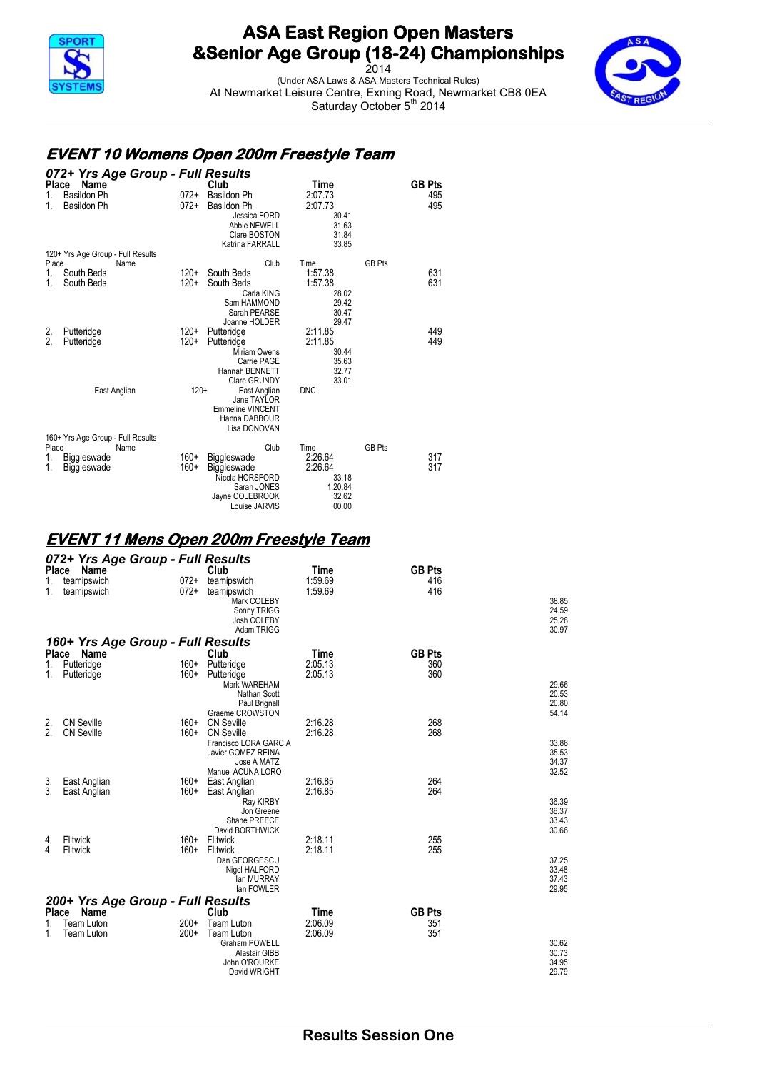# ASA East Region Open Masters &Senior Age Group (18-24) Championships

2014

(Under ASA Laws & ASA Masters Technical Rules)

At Newmarket Leisure Centre, Exning Road, Newmarket CB8 0EA

Saturday October 5th 2014

## EVENT 10 Womens Open 200m Freestyle Team

### 072+ Yrs Age Group - Full Results

| Place | Name | | Club | Time | GB Pts |
|---|---|---|---|---|---|
| 1. | Basildon Ph | 072+ | Basildon Ph | 2:07.73 | 495 |
| 1. | Basildon Ph | 072+ | Basildon Ph | 2:07.73 | 495 |
| | | | Jessica FORD | 30.41 | |
| | | | Abbie NEWELL | 31.63 | |
| | | | Clare BOSTON | 31.84 | |
| | | | Katrina FARRALL | 33.85 | |

### 120+ Yrs Age Group - Full Results

| Place | Name | | Club | Time | GB Pts |
|---|---|---|---|---|---|
| 1. | South Beds | 120+ | South Beds | 1:57.38 | 631 |
| 1. | South Beds | 120+ | South Beds | 1:57.38 | 631 |
| | | | Carla KING | 28.02 | |
| | | | Sam HAMMOND | 29.42 | |
| | | | Sarah PEARSE | 30.47 | |
| | | | Joanne HOLDER | 29.47 | |
| 2. | Putteridge | 120+ | Putteridge | 2:11.85 | 449 |
| 2. | Putteridge | 120+ | Putteridge | 2:11.85 | 449 |
| | | | Miriam Owens | 30.44 | |
| | | | Carrie PAGE | 35.63 | |
| | | | Hannah BENNETT | 32.77 | |
| | | | Clare GRUNDY | 33.01 | |
| | East Anglian | 120+ | East Anglian | DNC | |
| | | | Jane TAYLOR | | |
| | | | Emmeline VINCENT | | |
| | | | Hanna DABBOUR | | |
| | | | Lisa DONOVAN | | |

### 160+ Yrs Age Group - Full Results

| Place | Name | | Club | Time | GB Pts |
|---|---|---|---|---|---|
| 1. | Biggleswade | 160+ | Biggleswade | 2:26.64 | 317 |
| 1. | Biggleswade | 160+ | Biggleswade | 2:26.64 | 317 |
| | | | Nicola HORSFORD | 33.18 | |
| | | | Sarah JONES | 1.20.84 | |
| | | | Jayne COLEBROOK | 32.62 | |
| | | | Louise JARVIS | 00.00 | |

## EVENT 11 Mens Open 200m Freestyle Team

### 072+ Yrs Age Group - Full Results

| Place | Name | | Club | Time | GB Pts | |
|---|---|---|---|---|---|---|
| 1. | teamipswich | 072+ | teamipswich | 1:59.69 | 416 | |
| 1. | teamipswich | 072+ | teamipswich | 1:59.69 | 416 | |
| | | | Mark COLEBY | | | 38.85 |
| | | | Sonny TRIGG | | | 24.59 |
| | | | Josh COLEBY | | | 25.28 |
| | | | Adam TRIGG | | | 30.97 |

### 160+ Yrs Age Group - Full Results

| Place | Name | | Club | Time | GB Pts | |
|---|---|---|---|---|---|---|
| 1. | Putteridge | 160+ | Putteridge | 2:05.13 | 360 | |
| 1. | Putteridge | 160+ | Putteridge | 2:05.13 | 360 | |
| | | | Mark WAREHAM | | | 29.66 |
| | | | Nathan Scott | | | 20.53 |
| | | | Paul Brignall | | | 20.80 |
| | | | Graeme CROWSTON | | | 54.14 |
| 2. | CN Seville | 160+ | CN Seville | 2:16.28 | 268 | |
| 2. | CN Seville | 160+ | CN Seville | 2:16.28 | 268 | |
| | | | Francisco LORA GARCIA | | | 33.86 |
| | | | Javier GOMEZ REINA | | | 35.53 |
| | | | Jose A MATZ | | | 34.37 |
| | | | Manuel ACUNA LORO | | | 32.52 |
| 3. | East Anglian | 160+ | East Anglian | 2:16.85 | 264 | |
| 3. | East Anglian | 160+ | East Anglian | 2:16.85 | 264 | |
| | | | Ray KIRBY | | | 36.39 |
| | | | Jon Greene | | | 36.37 |
| | | | Shane PREECE | | | 33.43 |
| | | | David BORTHWICK | | | 30.66 |
| 4. | Flitwick | 160+ | Flitwick | 2:18.11 | 255 | |
| 4. | Flitwick | 160+ | Flitwick | 2:18.11 | 255 | |
| | | | Dan GEORGESCU | | | 37.25 |
| | | | Nigel HALFORD | | | 33.48 |
| | | | Ian MURRAY | | | 37.43 |
| | | | Ian FOWLER | | | 29.95 |

### 200+ Yrs Age Group - Full Results

| Place | Name | | Club | Time | GB Pts | |
|---|---|---|---|---|---|---|
| 1. | Team Luton | 200+ | Team Luton | 2:06.09 | 351 | |
| 1. | Team Luton | 200+ | Team Luton | 2:06.09 | 351 | |
| | | | Graham POWELL | | | 30.62 |
| | | | Alastair GIBB | | | 30.73 |
| | | | John O'ROURKE | | | 34.95 |
| | | | David WRIGHT | | | 29.79 |

Results Session One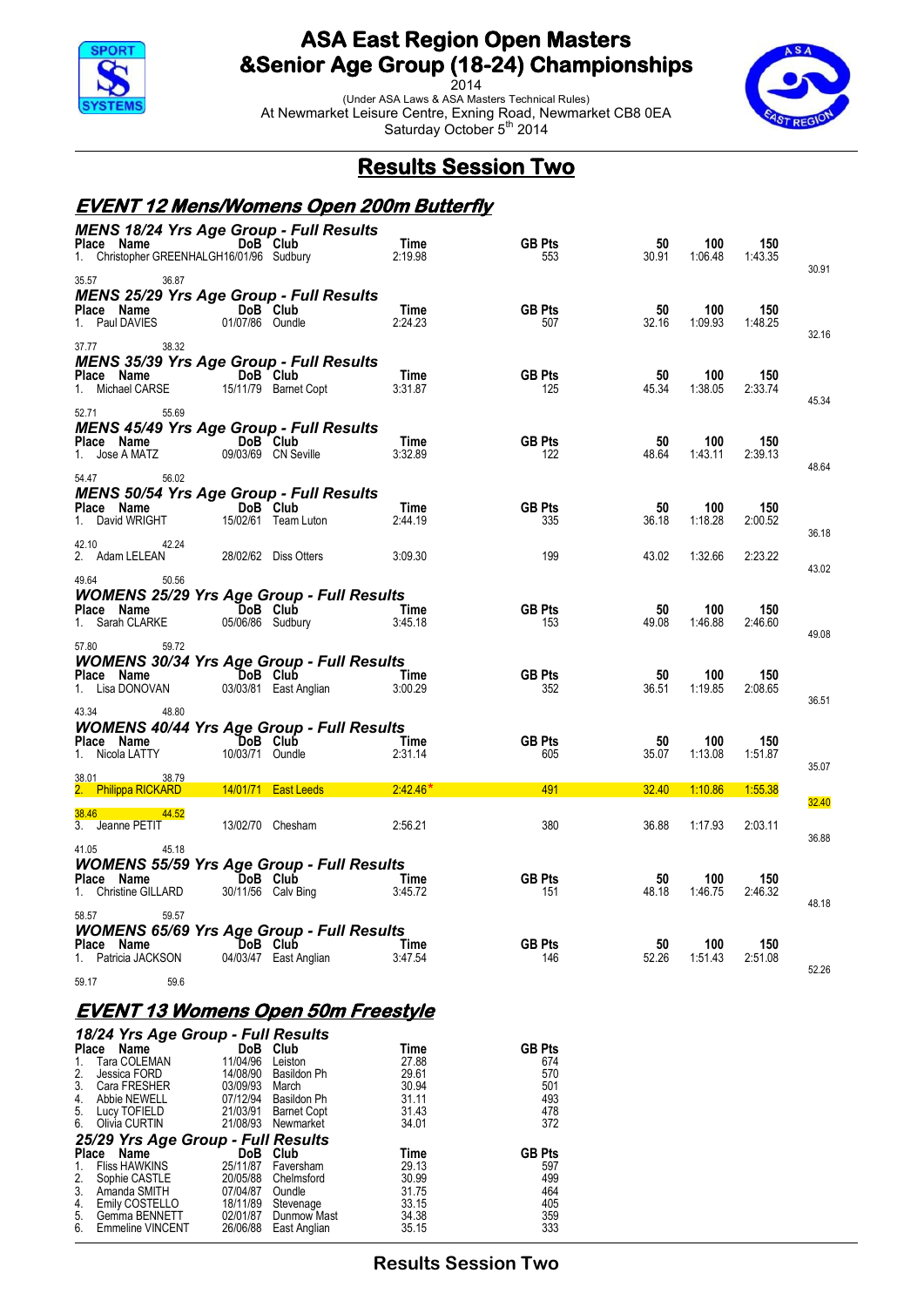# ASA East Region Open Masters &Senior Age Group (18-24) Championships

2014

(Under ASA Laws & ASA Masters Technical Rules)

At Newmarket Leisure Centre, Exning Road, Newmarket CB8 0EA

Saturday October 5th 2014

## Results Session Two

### EVENT 12 Mens/Womens Open 200m Butterfly

#### MENS 18/24 Yrs Age Group - Full Results

| Place | Name | DoB | Club | Time | GB Pts | 50 | 100 | 150 | 200 |
|---|---|---|---|---|---|---|---|---|---|
| 1. | Christopher GREENHALGH | 16/01/96 | Sudbury | 2:19.98 | 553 | 30.91 | 1:06.48 | 1:43.35 | |
| | | | | | | 30.91 | 35.57 | 36.87 | |

#### MENS 25/29 Yrs Age Group - Full Results

| Place | Name | DoB | Club | Time | GB Pts | 50 | 100 | 150 | 200 |
|---|---|---|---|---|---|---|---|---|---|
| 1. | Paul DAVIES | 01/07/86 | Oundle | 2:24.23 | 507 | 32.16 | 1:09.93 | 1:48.25 | |
| | | | | | | 32.16 | 37.77 | 38.32 | |

#### MENS 35/39 Yrs Age Group - Full Results

| Place | Name | DoB | Club | Time | GB Pts | 50 | 100 | 150 | 200 |
|---|---|---|---|---|---|---|---|---|---|
| 1. | Michael CARSE | 15/11/79 | Barnet Copt | 3:31.87 | 125 | 45.34 | 1:38.05 | 2:33.74 | |
| | | | | | | 45.34 | 52.71 | 55.69 | |

#### MENS 45/49 Yrs Age Group - Full Results

| Place | Name | DoB | Club | Time | GB Pts | 50 | 100 | 150 | 200 |
|---|---|---|---|---|---|---|---|---|---|
| 1. | Jose A MATZ | 09/03/69 | CN Seville | 3:32.89 | 122 | 48.64 | 1:43.11 | 2:39.13 | |
| | | | | | | 48.64 | 54.47 | 56.02 | |

#### MENS 50/54 Yrs Age Group - Full Results

| Place | Name | DoB | Club | Time | GB Pts | 50 | 100 | 150 | 200 |
|---|---|---|---|---|---|---|---|---|---|
| 1. | David WRIGHT | 15/02/61 | Team Luton | 2:44.19 | 335 | 36.18 | 1:18.28 | 2:00.52 | |
| | | | | | | 36.18 | 42.10 | 42.24 | |
| 2. | Adam LELEAN | 28/02/62 | Diss Otters | 3:09.30 | 199 | 43.02 | 1:32.66 | 2:23.22 | |
| | | | | | | 43.02 | 49.64 | 50.56 | |

#### WOMENS 25/29 Yrs Age Group - Full Results

| Place | Name | DoB | Club | Time | GB Pts | 50 | 100 | 150 | 200 |
|---|---|---|---|---|---|---|---|---|---|
| 1. | Sarah CLARKE | 05/06/86 | Sudbury | 3:45.18 | 153 | 49.08 | 1:46.88 | 2:46.60 | |
| | | | | | | 49.08 | 57.80 | 59.72 | |

#### WOMENS 30/34 Yrs Age Group - Full Results

| Place | Name | DoB | Club | Time | GB Pts | 50 | 100 | 150 | 200 |
|---|---|---|---|---|---|---|---|---|---|
| 1. | Lisa DONOVAN | 03/03/81 | East Anglian | 3:00.29 | 352 | 36.51 | 1:19.85 | 2:08.65 | |
| | | | | | | 36.51 | 43.34 | 48.80 | |

#### WOMENS 40/44 Yrs Age Group - Full Results

| Place | Name | DoB | Club | Time | GB Pts | 50 | 100 | 150 | 200 |
|---|---|---|---|---|---|---|---|---|---|
| 1. | Nicola LATTY | 10/03/71 | Oundle | 2:31.14 | 605 | 35.07 | 1:13.08 | 1:51.87 | |
| | | | | | | 35.07 | 38.01 | 38.79 | |
| 2. | Philippa RICKARD | 14/01/71 | East Leeds | 2:42.46* | 491 | 32.40 | 1:10.86 | 1:55.38 | |
| | | | | | | 32.40 | 38.46 | 44.52 | |
| 3. | Jeanne PETIT | 13/02/70 | Chesham | 2:56.21 | 380 | 36.88 | 1:17.93 | 2:03.11 | |
| | | | | | | 36.88 | 41.05 | 45.18 | |

#### WOMENS 55/59 Yrs Age Group - Full Results

| Place | Name | DoB | Club | Time | GB Pts | 50 | 100 | 150 | 200 |
|---|---|---|---|---|---|---|---|---|---|
| 1. | Christine GILLARD | 30/11/56 | Calv Bing | 3:45.72 | 151 | 48.18 | 1:46.75 | 2:46.32 | |
| | | | | | | 48.18 | 58.57 | 59.57 | |

#### WOMENS 65/69 Yrs Age Group - Full Results

| Place | Name | DoB | Club | Time | GB Pts | 50 | 100 | 150 | 200 |
|---|---|---|---|---|---|---|---|---|---|
| 1. | Patricia JACKSON | 04/03/47 | East Anglian | 3:47.54 | 146 | 52.26 | 1:51.43 | 2:51.08 | |
| | | | | | | 52.26 | 59.17 | 59.6 | |

### EVENT 13 Womens Open 50m Freestyle

#### 18/24 Yrs Age Group - Full Results

| Place | Name | DoB | Club | Time | GB Pts |
|---|---|---|---|---|---|
| 1. | Tara COLEMAN | 11/04/96 | Leiston | 27.88 | 674 |
| 2. | Jessica FORD | 14/08/90 | Basildon Ph | 29.61 | 570 |
| 3. | Cara FRESHER | 03/09/93 | March | 30.94 | 501 |
| 4. | Abbie NEWELL | 07/12/94 | Basildon Ph | 31.11 | 493 |
| 5. | Lucy TOFIELD | 21/03/91 | Barnet Copt | 31.43 | 478 |
| 6. | Olivia CURTIN | 21/08/93 | Newmarket | 34.01 | 372 |

#### 25/29 Yrs Age Group - Full Results

| Place | Name | DoB | Club | Time | GB Pts |
|---|---|---|---|---|---|
| 1. | Fliss HAWKINS | 25/11/87 | Faversham | 29.13 | 597 |
| 2. | Sophie CASTLE | 20/05/88 | Chelmsford | 30.99 | 499 |
| 3. | Amanda SMITH | 07/04/87 | Oundle | 31.75 | 464 |
| 4. | Emily COSTELLO | 18/11/89 | Stevenage | 33.15 | 405 |
| 5. | Gemma BENNETT | 02/01/87 | Dunmow Mast | 34.38 | 359 |
| 6. | Emmeline VINCENT | 26/06/88 | East Anglian | 35.15 | 333 |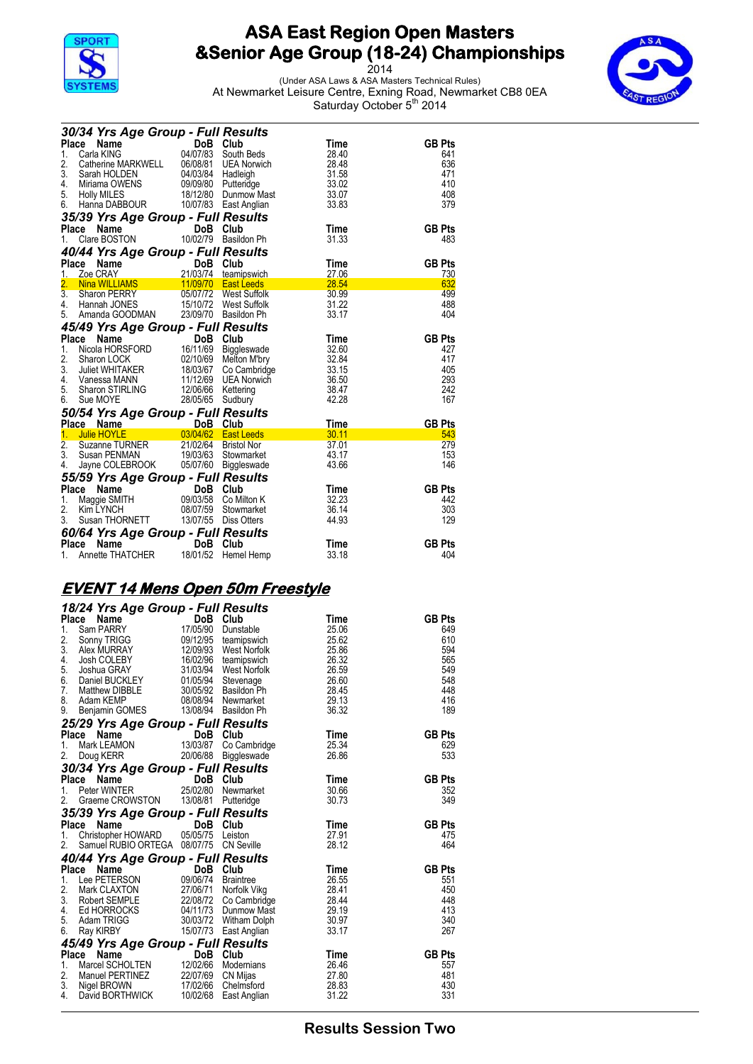# ASA East Region Open Masters &Senior Age Group (18-24) Championships

2014

(Under ASA Laws & ASA Masters Technical Rules)

At Newmarket Leisure Centre, Exning Road, Newmarket CB8 0EA

Saturday October 5th 2014

### 30/34 Yrs Age Group - Full Results

| Place | Name | DoB | Club | Time | GB Pts |
|---|---|---|---|---|---|
| 1. | Carla KING | 04/07/83 | South Beds | 28.40 | 641 |
| 2. | Catherine MARKWELL | 06/08/81 | UEA Norwich | 28.48 | 636 |
| 3. | Sarah HOLDEN | 04/03/84 | Hadleigh | 31.58 | 471 |
| 4. | Miriama OWENS | 09/09/80 | Putteridge | 33.02 | 410 |
| 5. | Holly MILES | 18/12/80 | Dunmow Mast | 33.07 | 408 |
| 6. | Hanna DABBOUR | 10/07/83 | East Anglian | 33.83 | 379 |

### 35/39 Yrs Age Group - Full Results

| Place | Name | DoB | Club | Time | GB Pts |
|---|---|---|---|---|---|
| 1. | Clare BOSTON | 10/02/79 | Basildon Ph | 31.33 | 483 |

### 40/44 Yrs Age Group - Full Results

| Place | Name | DoB | Club | Time | GB Pts |
|---|---|---|---|---|---|
| 1. | Zoe CRAY | 21/03/74 | teamipswich | 27.06 | 730 |
| 2. | Nina WILLIAMS | 11/09/70 | East Leeds | 28.54 | 632 |
| 3. | Sharon PERRY | 05/07/72 | West Suffolk | 30.99 | 499 |
| 4. | Hannah JONES | 15/10/72 | West Suffolk | 31.22 | 488 |
| 5. | Amanda GOODMAN | 23/09/70 | Basildon Ph | 33.17 | 404 |

### 45/49 Yrs Age Group - Full Results

| Place | Name | DoB | Club | Time | GB Pts |
|---|---|---|---|---|---|
| 1. | Nicola HORSFORD | 16/11/69 | Biggleswade | 32.60 | 427 |
| 2. | Sharon LOCK | 02/10/69 | Melton M'bry | 32.84 | 417 |
| 3. | Juliet WHITAKER | 18/03/67 | Co Cambridge | 33.15 | 405 |
| 4. | Vanessa MANN | 11/12/69 | UEA Norwich | 36.50 | 293 |
| 5. | Sharon STIRLING | 12/06/66 | Kettering | 38.47 | 242 |
| 6. | Sue MOYE | 28/05/65 | Sudbury | 42.28 | 167 |

### 50/54 Yrs Age Group - Full Results

| Place | Name | DoB | Club | Time | GB Pts |
|---|---|---|---|---|---|
| 1. | Julie HOYLE | 03/04/62 | East Leeds | 30.11 | 543 |
| 2. | Suzanne TURNER | 21/02/64 | Bristol Nor | 37.01 | 279 |
| 3. | Susan PENMAN | 19/03/63 | Stowmarket | 43.17 | 153 |
| 4. | Jayne COLEBROOK | 05/07/60 | Biggleswade | 43.66 | 146 |

### 55/59 Yrs Age Group - Full Results

| Place | Name | DoB | Club | Time | GB Pts |
|---|---|---|---|---|---|
| 1. | Maggie SMITH | 09/03/58 | Co Milton K | 32.23 | 442 |
| 2. | Kim LYNCH | 08/07/59 | Stowmarket | 36.14 | 303 |
| 3. | Susan THORNETT | 13/07/55 | Diss Otters | 44.93 | 129 |

### 60/64 Yrs Age Group - Full Results

| Place | Name | DoB | Club | Time | GB Pts |
|---|---|---|---|---|---|
| 1. | Annette THATCHER | 18/01/52 | Hemel Hemp | 33.18 | 404 |

## EVENT 14 Mens Open 50m Freestyle

### 18/24 Yrs Age Group - Full Results

| Place | Name | DoB | Club | Time | GB Pts |
|---|---|---|---|---|---|
| 1. | Sam PARRY | 17/05/90 | Dunstable | 25.06 | 649 |
| 2. | Sonny TRIGG | 09/12/95 | teamipswich | 25.62 | 610 |
| 3. | Alex MURRAY | 12/09/93 | West Norfolk | 25.86 | 594 |
| 4. | Josh COLEBY | 16/02/96 | teamipswich | 26.32 | 565 |
| 5. | Joshua GRAY | 31/03/94 | West Norfolk | 26.59 | 549 |
| 6. | Daniel BUCKLEY | 01/05/94 | Stevenage | 26.60 | 548 |
| 7. | Matthew DIBBLE | 30/05/92 | Basildon Ph | 28.45 | 448 |
| 8. | Adam KEMP | 08/08/94 | Newmarket | 29.13 | 416 |
| 9. | Benjamin GOMES | 13/08/94 | Basildon Ph | 36.32 | 189 |

### 25/29 Yrs Age Group - Full Results

| Place | Name | DoB | Club | Time | GB Pts |
|---|---|---|---|---|---|
| 1. | Mark LEAMON | 13/03/87 | Co Cambridge | 25.34 | 629 |
| 2. | Doug KERR | 20/06/88 | Biggleswade | 26.86 | 533 |

### 30/34 Yrs Age Group - Full Results

| Place | Name | DoB | Club | Time | GB Pts |
|---|---|---|---|---|---|
| 1. | Peter WINTER | 25/02/80 | Newmarket | 30.66 | 352 |
| 2. | Graeme CROWSTON | 13/08/81 | Putteridge | 30.73 | 349 |

### 35/39 Yrs Age Group - Full Results

| Place | Name | DoB | Club | Time | GB Pts |
|---|---|---|---|---|---|
| 1. | Christopher HOWARD | 05/05/75 | Leiston | 27.91 | 475 |
| 2. | Samuel RUBIO ORTEGA | 08/07/75 | CN Seville | 28.12 | 464 |

### 40/44 Yrs Age Group - Full Results

| Place | Name | DoB | Club | Time | GB Pts |
|---|---|---|---|---|---|
| 1. | Lee PETERSON | 09/06/74 | Braintree | 26.55 | 551 |
| 2. | Mark CLAXTON | 27/06/71 | Norfolk Vikg | 28.41 | 450 |
| 3. | Robert SEMPLE | 22/08/72 | Co Cambridge | 28.44 | 448 |
| 4. | Ed HORROCKS | 04/11/73 | Dunmow Mast | 29.19 | 413 |
| 5. | Adam TRIGG | 30/03/72 | Witham Dolph | 30.97 | 340 |
| 6. | Ray KIRBY | 15/07/73 | East Anglian | 33.17 | 267 |

### 45/49 Yrs Age Group - Full Results

| Place | Name | DoB | Club | Time | GB Pts |
|---|---|---|---|---|---|
| 1. | Marcel SCHOLTEN | 12/02/66 | Modernians | 26.46 | 557 |
| 2. | Manuel PERTINEZ | 22/07/69 | CN Mijas | 27.80 | 481 |
| 3. | Nigel BROWN | 17/02/66 | Chelmsford | 28.83 | 430 |
| 4. | David BORTHWICK | 10/02/68 | East Anglian | 31.22 | 331 |

Results Session Two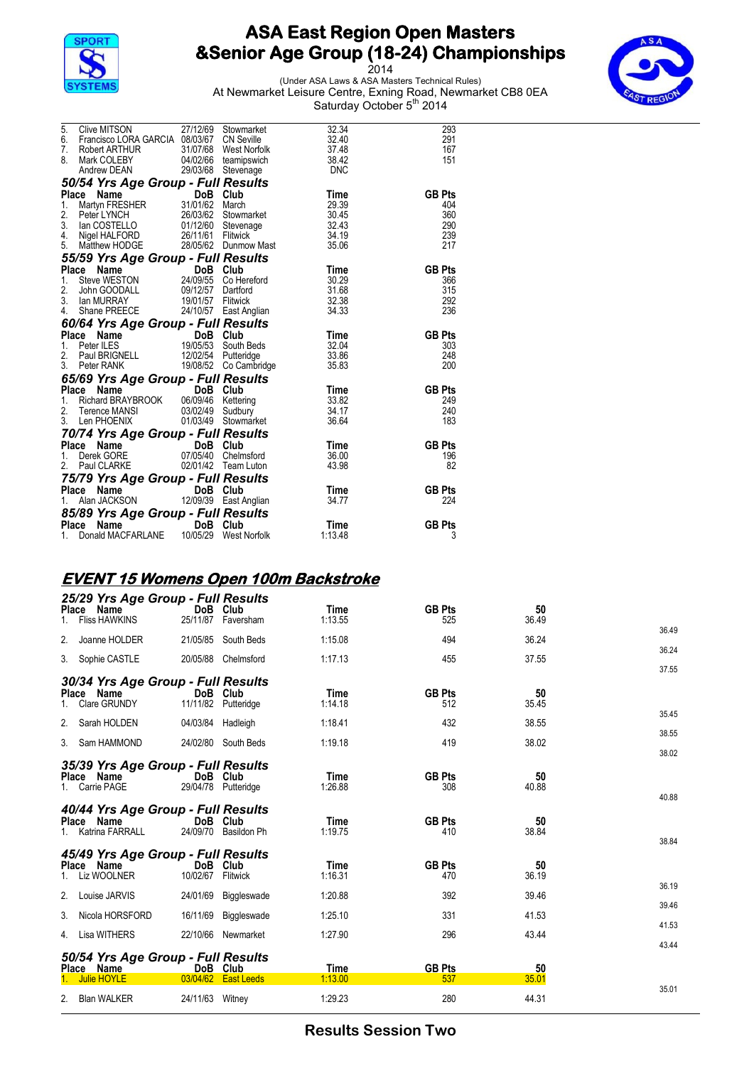| Place | Name | DoB | Club | Time | GB Pts |
|---|---|---|---|---|---|
| 5. | Clive MITSON | 27/12/69 | Stowmarket | 32.34 | 293 |
| 6. | Francisco LORA GARCIA | 08/03/67 | CN Seville | 32.40 | 291 |
| 7. | Robert ARTHUR | 31/07/68 | West Norfolk | 37.48 | 167 |
| 8. | Mark COLEBY | 04/02/66 | teamipswich | 38.42 | 151 |
| | Andrew DEAN | 29/03/68 | Stevenage | DNC | |

### 50/54 Yrs Age Group - Full Results

| Place | Name | DoB | Club | Time | GB Pts |
|---|---|---|---|---|---|
| 1. | Martyn FRESHER | 31/01/62 | March | 29.39 | 404 |
| 2. | Peter LYNCH | 26/03/62 | Stowmarket | 30.45 | 360 |
| 3. | Ian COSTELLO | 01/12/60 | Stevenage | 32.43 | 290 |
| 4. | Nigel HALFORD | 26/11/61 | Flitwick | 34.19 | 239 |
| 5. | Matthew HODGE | 28/05/62 | Dunmow Mast | 35.06 | 217 |

### 55/59 Yrs Age Group - Full Results

| Place | Name | DoB | Club | Time | GB Pts |
|---|---|---|---|---|---|
| 1. | Steve WESTON | 24/09/55 | Co Hereford | 30.29 | 366 |
| 2. | John GOODALL | 09/12/57 | Dartford | 31.68 | 315 |
| 3. | Ian MURRAY | 19/01/57 | Flitwick | 32.38 | 292 |
| 4. | Shane PREECE | 24/10/57 | East Anglian | 34.33 | 236 |

### 60/64 Yrs Age Group - Full Results

| Place | Name | DoB | Club | Time | GB Pts |
|---|---|---|---|---|---|
| 1. | Peter ILES | 19/05/53 | South Beds | 32.04 | 303 |
| 2. | Paul BRIGNELL | 12/02/54 | Putteridge | 33.86 | 248 |
| 3. | Peter RANK | 19/08/52 | Co Cambridge | 35.83 | 200 |

### 65/69 Yrs Age Group - Full Results

| Place | Name | DoB | Club | Time | GB Pts |
|---|---|---|---|---|---|
| 1. | Richard BRAYBROOK | 06/09/46 | Kettering | 33.82 | 249 |
| 2. | Terence MANSI | 03/02/49 | Sudbury | 34.17 | 240 |
| 3. | Len PHOENIX | 01/03/49 | Stowmarket | 36.64 | 183 |

### 70/74 Yrs Age Group - Full Results

| Place | Name | DoB | Club | Time | GB Pts |
|---|---|---|---|---|---|
| 1. | Derek GORE | 07/05/40 | Chelmsford | 36.00 | 196 |
| 2. | Paul CLARKE | 02/01/42 | Team Luton | 43.98 | 82 |

### 75/79 Yrs Age Group - Full Results

| Place | Name | DoB | Club | Time | GB Pts |
|---|---|---|---|---|---|
| 1. | Alan JACKSON | 12/09/39 | East Anglian | 34.77 | 224 |

### 85/89 Yrs Age Group - Full Results

| Place | Name | DoB | Club | Time | GB Pts |
|---|---|---|---|---|---|
| 1. | Donald MACFARLANE | 10/05/29 | West Norfolk | 1:13.48 | 3 |

## EVENT 15 Womens Open 100m Backstroke

### 25/29 Yrs Age Group - Full Results

| Place | Name | DoB | Club | Time | GB Pts | 50 | |
|---|---|---|---|---|---|---|---|
| 1. | Fliss HAWKINS | 25/11/87 | Faversham | 1:13.55 | 525 | 36.49 | 36.49 |
| 2. | Joanne HOLDER | 21/05/85 | South Beds | 1:15.08 | 494 | 36.24 | 36.24 |
| 3. | Sophie CASTLE | 20/05/88 | Chelmsford | 1:17.13 | 455 | 37.55 | 37.55 |

### 30/34 Yrs Age Group - Full Results

| Place | Name | DoB | Club | Time | GB Pts | 50 | |
|---|---|---|---|---|---|---|---|
| 1. | Clare GRUNDY | 11/11/82 | Putteridge | 1:14.18 | 512 | 35.45 | 35.45 |
| 2. | Sarah HOLDEN | 04/03/84 | Hadleigh | 1:18.41 | 432 | 38.55 | 38.55 |
| 3. | Sam HAMMOND | 24/02/80 | South Beds | 1:19.18 | 419 | 38.02 | 38.02 |

### 35/39 Yrs Age Group - Full Results

| Place | Name | DoB | Club | Time | GB Pts | 50 | |
|---|---|---|---|---|---|---|---|
| 1. | Carrie PAGE | 29/04/78 | Putteridge | 1:26.88 | 308 | 40.88 | 40.88 |

### 40/44 Yrs Age Group - Full Results

| Place | Name | DoB | Club | Time | GB Pts | 50 | |
|---|---|---|---|---|---|---|---|
| 1. | Katrina FARRALL | 24/09/70 | Basildon Ph | 1:19.75 | 410 | 38.84 | 38.84 |

### 45/49 Yrs Age Group - Full Results

| Place | Name | DoB | Club | Time | GB Pts | 50 | |
|---|---|---|---|---|---|---|---|
| 1. | Liz WOOLNER | 10/02/67 | Flitwick | 1:16.31 | 470 | 36.19 | 36.19 |
| 2. | Louise JARVIS | 24/01/69 | Biggleswade | 1:20.88 | 392 | 39.46 | 39.46 |
| 3. | Nicola HORSFORD | 16/11/69 | Biggleswade | 1:25.10 | 331 | 41.53 | 41.53 |
| 4. | Lisa WITHERS | 22/10/66 | Newmarket | 1:27.90 | 296 | 43.44 | 43.44 |

### 50/54 Yrs Age Group - Full Results

| Place | Name | DoB | Club | Time | GB Pts | 50 | |
|---|---|---|---|---|---|---|---|
| 1. | Julie HOYLE | 03/04/62 | East Leeds | 1:13.00 | 537 | 35.01 | 35.01 |
| 2. | Blan WALKER | 24/11/63 | Witney | 1:29.23 | 280 | 44.31 | |

Results Session Two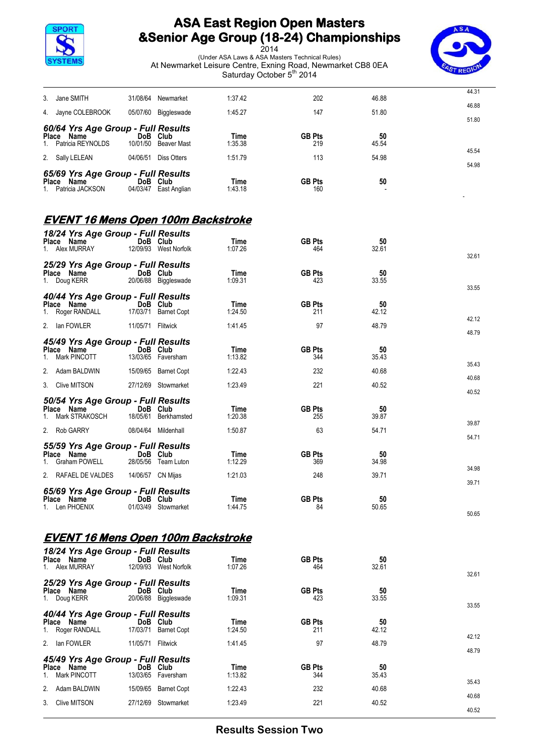| Place | Name | DoB | Club | Time | GB Pts | 50 | |
|---|---|---|---|---|---|---|---|
| 3. | Jane SMITH | 31/08/64 | Newmarket | 1:37.42 | 202 | 46.88 | 44.31 |
| 4. | Jayne COLEBROOK | 05/07/60 | Biggleswade | 1:45.27 | 147 | 51.80 | 46.88 |
| | | | | | | | 51.80 |

### 60/64 Yrs Age Group - Full Results

| Place | Name | DoB | Club | Time | GB Pts | 50 | |
|---|---|---|---|---|---|---|---|
| 1. | Patricia REYNOLDS | 10/01/50 | Beaver Mast | 1:35.38 | 219 | 45.54 | |
| 2. | Sally LELEAN | 04/06/51 | Diss Otters | 1:51.79 | 113 | 54.98 | 45.54 |
| | | | | | | | 54.98 |

### 65/69 Yrs Age Group - Full Results

| Place | Name | DoB | Club | Time | GB Pts | 50 | |
|---|---|---|---|---|---|---|---|
| 1. | Patricia JACKSON | 04/03/47 | East Anglian | 1:43.18 | 160 | - | - |

## EVENT 16 Mens Open 100m Backstroke

### 18/24 Yrs Age Group - Full Results

| Place | Name | DoB | Club | Time | GB Pts | 50 | |
|---|---|---|---|---|---|---|---|
| 1. | Alex MURRAY | 12/09/93 | West Norfolk | 1:07.26 | 464 | 32.61 | 32.61 |

### 25/29 Yrs Age Group - Full Results

| Place | Name | DoB | Club | Time | GB Pts | 50 | |
|---|---|---|---|---|---|---|---|
| 1. | Doug KERR | 20/06/88 | Biggleswade | 1:09.31 | 423 | 33.55 | 33.55 |

### 40/44 Yrs Age Group - Full Results

| Place | Name | DoB | Club | Time | GB Pts | 50 | |
|---|---|---|---|---|---|---|---|
| 1. | Roger RANDALL | 17/03/71 | Barnet Copt | 1:24.50 | 211 | 42.12 | 42.12 |
| 2. | Ian FOWLER | 11/05/71 | Flitwick | 1:41.45 | 97 | 48.79 | 48.79 |

### 45/49 Yrs Age Group - Full Results

| Place | Name | DoB | Club | Time | GB Pts | 50 | |
|---|---|---|---|---|---|---|---|
| 1. | Mark PINCOTT | 13/03/65 | Faversham | 1:13.82 | 344 | 35.43 | 35.43 |
| 2. | Adam BALDWIN | 15/09/65 | Barnet Copt | 1:22.43 | 232 | 40.68 | 40.68 |
| 3. | Clive MITSON | 27/12/69 | Stowmarket | 1:23.49 | 221 | 40.52 | 40.52 |

### 50/54 Yrs Age Group - Full Results

| Place | Name | DoB | Club | Time | GB Pts | 50 | |
|---|---|---|---|---|---|---|---|
| 1. | Mark STRAKOSCH | 18/05/61 | Berkhamsted | 1:20.38 | 255 | 39.87 | 39.87 |
| 2. | Rob GARRY | 08/04/64 | Mildenhall | 1:50.87 | 63 | 54.71 | 54.71 |

### 55/59 Yrs Age Group - Full Results

| Place | Name | DoB | Club | Time | GB Pts | 50 | |
|---|---|---|---|---|---|---|---|
| 1. | Graham POWELL | 28/05/56 | Team Luton | 1:12.29 | 369 | 34.98 | 34.98 |
| 2. | RAFAEL DE VALDES | 14/06/57 | CN Mijas | 1:21.03 | 248 | 39.71 | 39.71 |

### 65/69 Yrs Age Group - Full Results

| Place | Name | DoB | Club | Time | GB Pts | 50 | |
|---|---|---|---|---|---|---|---|
| 1. | Len PHOENIX | 01/03/49 | Stowmarket | 1:44.75 | 84 | 50.65 | 50.65 |

## EVENT 16 Mens Open 100m Backstroke

### 18/24 Yrs Age Group - Full Results

| Place | Name | DoB | Club | Time | GB Pts | 50 | |
|---|---|---|---|---|---|---|---|
| 1. | Alex MURRAY | 12/09/93 | West Norfolk | 1:07.26 | 464 | 32.61 | 32.61 |

### 25/29 Yrs Age Group - Full Results

| Place | Name | DoB | Club | Time | GB Pts | 50 | |
|---|---|---|---|---|---|---|---|
| 1. | Doug KERR | 20/06/88 | Biggleswade | 1:09.31 | 423 | 33.55 | 33.55 |

### 40/44 Yrs Age Group - Full Results

| Place | Name | DoB | Club | Time | GB Pts | 50 | |
|---|---|---|---|---|---|---|---|
| 1. | Roger RANDALL | 17/03/71 | Barnet Copt | 1:24.50 | 211 | 42.12 | 42.12 |
| 2. | Ian FOWLER | 11/05/71 | Flitwick | 1:41.45 | 97 | 48.79 | 48.79 |

### 45/49 Yrs Age Group - Full Results

| Place | Name | DoB | Club | Time | GB Pts | 50 | |
|---|---|---|---|---|---|---|---|
| 1. | Mark PINCOTT | 13/03/65 | Faversham | 1:13.82 | 344 | 35.43 | 35.43 |
| 2. | Adam BALDWIN | 15/09/65 | Barnet Copt | 1:22.43 | 232 | 40.68 | 40.68 |
| 3. | Clive MITSON | 27/12/69 | Stowmarket | 1:23.49 | 221 | 40.52 | 40.52 |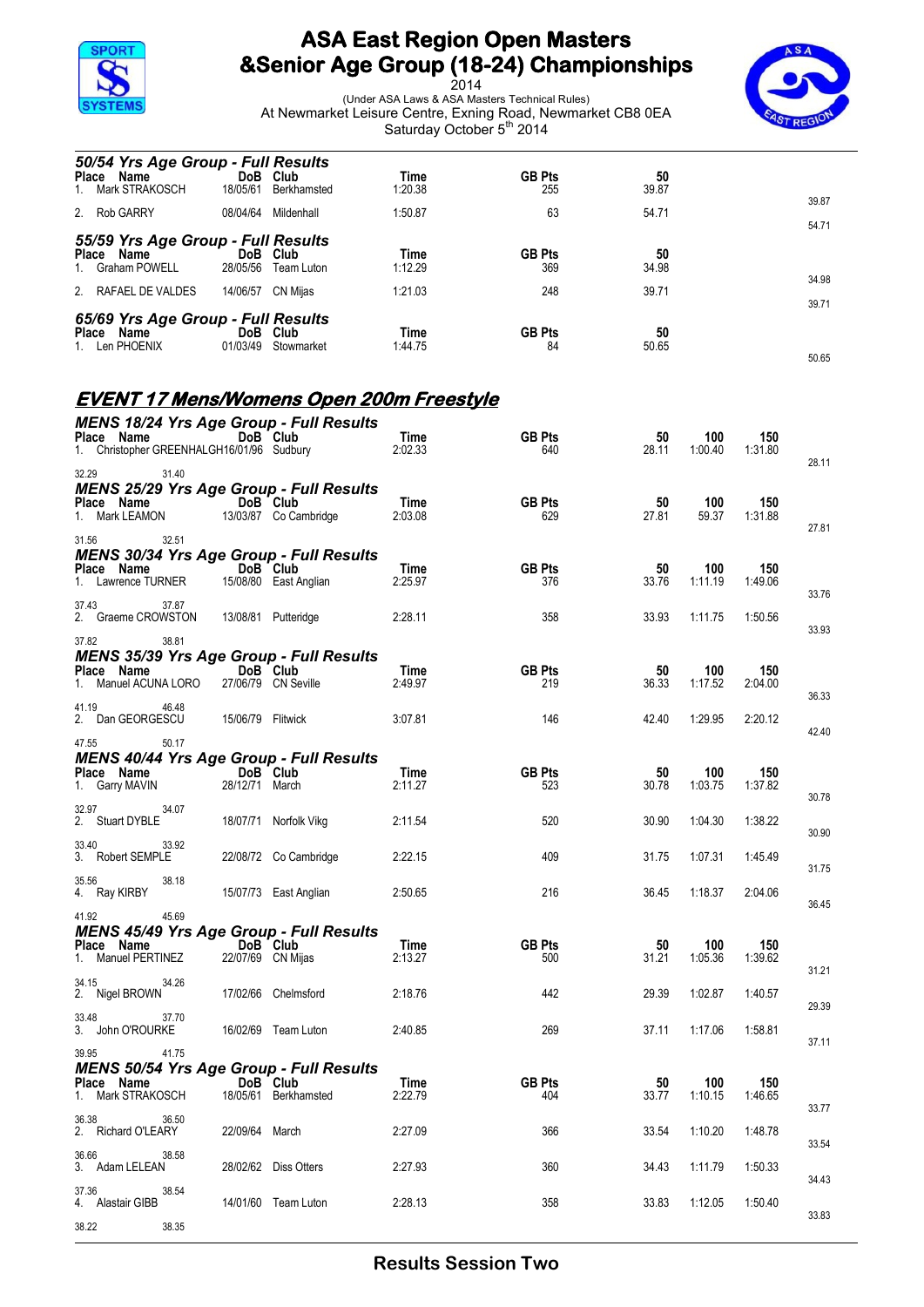# ASA East Region Open Masters &Senior Age Group (18-24) Championships

2014

(Under ASA Laws & ASA Masters Technical Rules)

At Newmarket Leisure Centre, Exning Road, Newmarket CB8 0EA

Saturday October 5th 2014

### 50/54 Yrs Age Group - Full Results

| Place | Name | DoB | Club | Time | GB Pts | 50 | |
|---|---|---|---|---|---|---|---|
| 1. | Mark STRAKOSCH | 18/05/61 | Berkhamsted | 1:20.38 | 255 | 39.87 | 39.87 |
| 2. | Rob GARRY | 08/04/64 | Mildenhall | 1:50.87 | 63 | 54.71 | 54.71 |

### 55/59 Yrs Age Group - Full Results

| Place | Name | DoB | Club | Time | GB Pts | 50 | |
|---|---|---|---|---|---|---|---|
| 1. | Graham POWELL | 28/05/56 | Team Luton | 1:12.29 | 369 | 34.98 | 34.98 |
| 2. | RAFAEL DE VALDES | 14/06/57 | CN Mijas | 1:21.03 | 248 | 39.71 | 39.71 |

### 65/69 Yrs Age Group - Full Results

| Place | Name | DoB | Club | Time | GB Pts | 50 | |
|---|---|---|---|---|---|---|---|
| 1. | Len PHOENIX | 01/03/49 | Stowmarket | 1:44.75 | 84 | 50.65 | 50.65 |

## EVENT 17 Mens/Womens Open 200m Freestyle

### MENS 18/24 Yrs Age Group - Full Results

| Place | Name | DoB | Club | Time | GB Pts | 50 | 100 | 150 | Splits |
|---|---|---|---|---|---|---|---|---|---|
| 1. | Christopher GREENHALGH | 16/01/96 | Sudbury | 2:02.33 | 640 | 28.11 | 1:00.40 | 1:31.80 | 28.11 32.29 31.40 |

### MENS 25/29 Yrs Age Group - Full Results

| Place | Name | DoB | Club | Time | GB Pts | 50 | 100 | 150 | Splits |
|---|---|---|---|---|---|---|---|---|---|
| 1. | Mark LEAMON | 13/03/87 | Co Cambridge | 2:03.08 | 629 | 27.81 | 59.37 | 1:31.88 | 27.81 31.56 32.51 |

### MENS 30/34 Yrs Age Group - Full Results

| Place | Name | DoB | Club | Time | GB Pts | 50 | 100 | 150 | Splits |
|---|---|---|---|---|---|---|---|---|---|
| 1. | Lawrence TURNER | 15/08/80 | East Anglian | 2:25.97 | 376 | 33.76 | 1:11.19 | 1:49.06 | 33.76 37.43 37.87 |
| 2. | Graeme CROWSTON | 13/08/81 | Putteridge | 2:28.11 | 358 | 33.93 | 1:11.75 | 1:50.56 | 33.93 37.82 38.81 |

### MENS 35/39 Yrs Age Group - Full Results

| Place | Name | DoB | Club | Time | GB Pts | 50 | 100 | 150 | Splits |
|---|---|---|---|---|---|---|---|---|---|
| 1. | Manuel ACUNA LORO | 27/06/79 | CN Seville | 2:49.97 | 219 | 36.33 | 1:17.52 | 2:04.00 | 36.33 41.19 46.48 |
| 2. | Dan GEORGESCU | 15/06/79 | Flitwick | 3:07.81 | 146 | 42.40 | 1:29.95 | 2:20.12 | 42.40 47.55 50.17 |

### MENS 40/44 Yrs Age Group - Full Results

| Place | Name | DoB | Club | Time | GB Pts | 50 | 100 | 150 | Splits |
|---|---|---|---|---|---|---|---|---|---|
| 1. | Garry MAVIN | 28/12/71 | March | 2:11.27 | 523 | 30.78 | 1:03.75 | 1:37.82 | 30.78 32.97 34.07 |
| 2. | Stuart DYBLE | 18/07/71 | Norfolk Vikg | 2:11.54 | 520 | 30.90 | 1:04.30 | 1:38.22 | 30.90 33.40 33.92 |
| 3. | Robert SEMPLE | 22/08/72 | Co Cambridge | 2:22.15 | 409 | 31.75 | 1:07.31 | 1:45.49 | 31.75 35.56 38.18 |
| 4. | Ray KIRBY | 15/07/73 | East Anglian | 2:50.65 | 216 | 36.45 | 1:18.37 | 2:04.06 | 36.45 41.92 45.69 |

### MENS 45/49 Yrs Age Group - Full Results

| Place | Name | DoB | Club | Time | GB Pts | 50 | 100 | 150 | Splits |
|---|---|---|---|---|---|---|---|---|---|
| 1. | Manuel PERTINEZ | 22/07/69 | CN Mijas | 2:13.27 | 500 | 31.21 | 1:05.36 | 1:39.62 | 31.21 34.15 34.26 |
| 2. | Nigel BROWN | 17/02/66 | Chelmsford | 2:18.76 | 442 | 29.39 | 1:02.87 | 1:40.57 | 29.39 33.48 37.70 |
| 3. | John O'ROURKE | 16/02/69 | Team Luton | 2:40.85 | 269 | 37.11 | 1:17.06 | 1:58.81 | 37.11 39.95 41.75 |

### MENS 50/54 Yrs Age Group - Full Results

| Place | Name | DoB | Club | Time | GB Pts | 50 | 100 | 150 | Splits |
|---|---|---|---|---|---|---|---|---|---|
| 1. | Mark STRAKOSCH | 18/05/61 | Berkhamsted | 2:22.79 | 404 | 33.77 | 1:10.15 | 1:46.65 | 33.77 36.38 36.50 |
| 2. | Richard O'LEARY | 22/09/64 | March | 2:27.09 | 366 | 33.54 | 1:10.20 | 1:48.78 | 33.54 36.66 38.58 |
| 3. | Adam LELEAN | 28/02/62 | Diss Otters | 2:27.93 | 360 | 34.43 | 1:11.79 | 1:50.33 | 34.43 37.36 38.54 |
| 4. | Alastair GIBB | 14/01/60 | Team Luton | 2:28.13 | 358 | 33.83 | 1:12.05 | 1:50.40 | 33.83 38.22 38.35 |

Results Session Two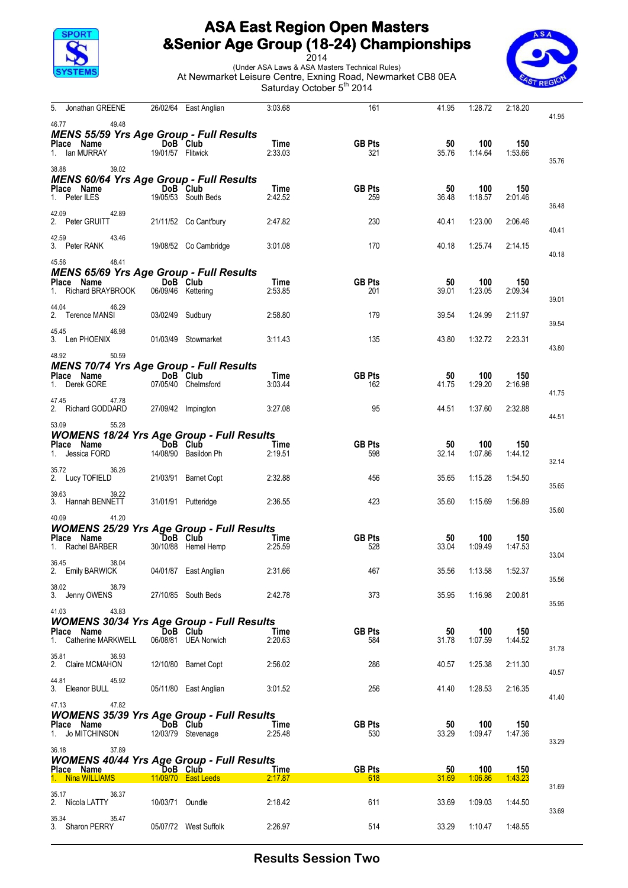# ASA East Region Open Masters &Senior Age Group (18-24) Championships

2014

(Under ASA Laws & ASA Masters Technical Rules)

At Newmarket Leisure Centre, Exning Road, Newmarket CB8 0EA

Saturday October 5th 2014

| Place | Name | DoB | Club | Time | GB Pts | 50 | 100 | 150 | |
|---|---|---|---|---|---|---|---|---|---|
| 5. | Jonathan GREENE | 26/02/64 | East Anglian | 3:03.68 | 161 | 41.95 | 1:28.72 | 2:18.20 | |
| | 41.95 46.77 49.48 | | | | | | | | |

## MENS 55/59 Yrs Age Group - Full Results

| Place | Name | DoB | Club | Time | GB Pts | 50 | 100 | 150 |
|---|---|---|---|---|---|---|---|---|
| 1. | Ian MURRAY | 19/01/57 | Flitwick | 2:33.03 | 321 | 35.76 | 1:14.64 | 1:53.66 |
| | 35.76 38.88 39.02 | | | | | | | |

## MENS 60/64 Yrs Age Group - Full Results

| Place | Name | DoB | Club | Time | GB Pts | 50 | 100 | 150 |
|---|---|---|---|---|---|---|---|---|
| 1. | Peter ILES | 19/05/53 | South Beds | 2:42.52 | 259 | 36.48 | 1:18.57 | 2:01.46 |
| | 36.48 42.09 42.89 | | | | | | | |
| 2. | Peter GRUITT | 21/11/52 | Co Cant'bury | 2:47.82 | 230 | 40.41 | 1:23.00 | 2:06.46 |
| | 40.41 42.59 43.46 | | | | | | | |
| 3. | Peter RANK | 19/08/52 | Co Cambridge | 3:01.08 | 170 | 40.18 | 1:25.74 | 2:14.15 |
| | 40.18 45.56 48.41 | | | | | | | |

## MENS 65/69 Yrs Age Group - Full Results

| Place | Name | DoB | Club | Time | GB Pts | 50 | 100 | 150 |
|---|---|---|---|---|---|---|---|---|
| 1. | Richard BRAYBROOK | 06/09/46 | Kettering | 2:53.85 | 201 | 39.01 | 1:23.05 | 2:09.34 |
| | 39.01 44.04 46.29 | | | | | | | |
| 2. | Terence MANSI | 03/02/49 | Sudbury | 2:58.80 | 179 | 39.54 | 1:24.99 | 2:11.97 |
| | 39.54 45.45 46.98 | | | | | | | |
| 3. | Len PHOENIX | 01/03/49 | Stowmarket | 3:11.43 | 135 | 43.80 | 1:32.72 | 2:23.31 |
| | 43.80 48.92 50.59 | | | | | | | |

## MENS 70/74 Yrs Age Group - Full Results

| Place | Name | DoB | Club | Time | GB Pts | 50 | 100 | 150 |
|---|---|---|---|---|---|---|---|---|
| 1. | Derek GORE | 07/05/40 | Chelmsford | 3:03.44 | 162 | 41.75 | 1:29.20 | 2:16.98 |
| | 41.75 47.45 47.78 | | | | | | | |
| 2. | Richard GODDARD | 27/09/42 | Impington | 3:27.08 | 95 | 44.51 | 1:37.60 | 2:32.88 |
| | 44.51 53.09 55.28 | | | | | | | |

## WOMENS 18/24 Yrs Age Group - Full Results

| Place | Name | DoB | Club | Time | GB Pts | 50 | 100 | 150 |
|---|---|---|---|---|---|---|---|---|
| 1. | Jessica FORD | 14/08/90 | Basildon Ph | 2:19.51 | 598 | 32.14 | 1:07.86 | 1:44.12 |
| | 32.14 35.72 36.26 | | | | | | | |
| 2. | Lucy TOFIELD | 21/03/91 | Barnet Copt | 2:32.88 | 456 | 35.65 | 1:15.28 | 1:54.50 |
| | 35.65 39.63 39.22 | | | | | | | |
| 3. | Hannah BENNETT | 31/01/91 | Putteridge | 2:36.55 | 423 | 35.60 | 1:15.69 | 1:56.89 |
| | 35.60 40.09 41.20 | | | | | | | |

## WOMENS 25/29 Yrs Age Group - Full Results

| Place | Name | DoB | Club | Time | GB Pts | 50 | 100 | 150 |
|---|---|---|---|---|---|---|---|---|
| 1. | Rachel BARBER | 30/10/88 | Hemel Hemp | 2:25.59 | 528 | 33.04 | 1:09.49 | 1:47.53 |
| | 33.04 36.45 38.04 | | | | | | | |
| 2. | Emily BARWICK | 04/01/87 | East Anglian | 2:31.66 | 467 | 35.56 | 1:13.58 | 1:52.37 |
| | 35.56 38.02 38.79 | | | | | | | |
| 3. | Jenny OWENS | 27/10/85 | South Beds | 2:42.78 | 373 | 35.95 | 1:16.98 | 2:00.81 |
| | 35.95 41.03 43.83 | | | | | | | |

## WOMENS 30/34 Yrs Age Group - Full Results

| Place | Name | DoB | Club | Time | GB Pts | 50 | 100 | 150 |
|---|---|---|---|---|---|---|---|---|
| 1. | Catherine MARKWELL | 06/08/81 | UEA Norwich | 2:20.63 | 584 | 31.78 | 1:07.59 | 1:44.52 |
| | 31.78 35.81 36.93 | | | | | | | |
| 2. | Claire MCMAHON | 12/10/80 | Barnet Copt | 2:56.02 | 286 | 40.57 | 1:25.38 | 2:11.30 |
| | 40.57 44.81 45.92 | | | | | | | |
| 3. | Eleanor BULL | 05/11/80 | East Anglian | 3:01.52 | 256 | 41.40 | 1:28.53 | 2:16.35 |
| | 41.40 47.13 47.82 | | | | | | | |

## WOMENS 35/39 Yrs Age Group - Full Results

| Place | Name | DoB | Club | Time | GB Pts | 50 | 100 | 150 |
|---|---|---|---|---|---|---|---|---|
| 1. | Jo MITCHINSON | 12/03/79 | Stevenage | 2:25.48 | 530 | 33.29 | 1:09.47 | 1:47.36 |
| | 33.29 36.18 37.89 | | | | | | | |

## WOMENS 40/44 Yrs Age Group - Full Results

| Place | Name | DoB | Club | Time | GB Pts | 50 | 100 | 150 |
|---|---|---|---|---|---|---|---|---|
| 1. | Nina WILLIAMS | 11/09/70 | East Leeds | 2:17.87 | 618 | 31.69 | 1:06.86 | 1:43.23 |
| | 31.69 35.17 36.37 | | | | | | | |
| 2. | Nicola LATTY | 10/03/71 | Oundle | 2:18.42 | 611 | 33.69 | 1:09.03 | 1:44.50 |
| | 33.69 35.34 35.47 | | | | | | | |
| 3. | Sharon PERRY | 05/07/72 | West Suffolk | 2:26.97 | 514 | 33.29 | 1:10.47 | 1:48.55 |

Results Session Two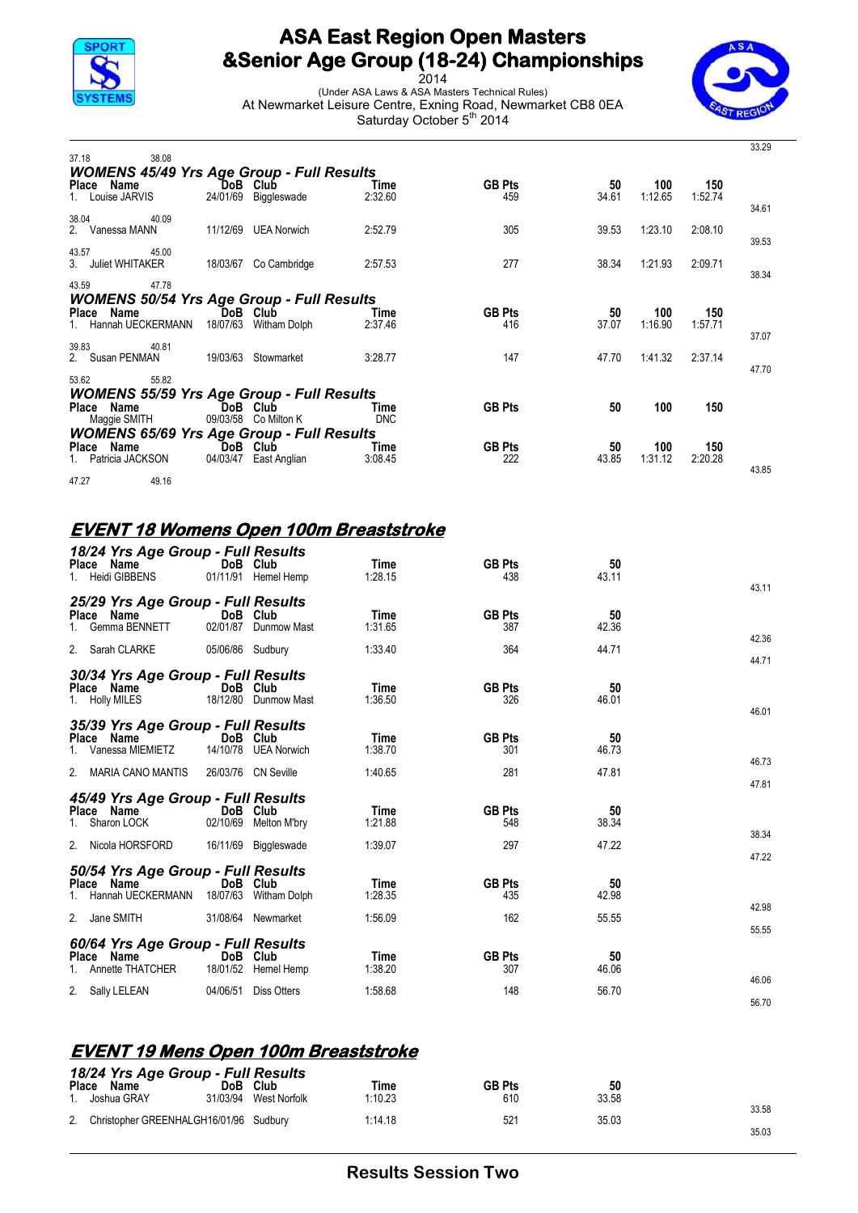# ASA East Region Open Masters &Senior Age Group (18-24) Championships

2014

(Under ASA Laws & ASA Masters Technical Rules)

At Newmarket Leisure Centre, Exning Road, Newmarket CB8 0EA

Saturday October 5th 2014

33.29

37.18 38.08

### WOMENS 45/49 Yrs Age Group - Full Results

| Place | Name | DoB | Club | Time | GB Pts | 50 | 100 | 150 | |
|---|---|---|---|---|---|---|---|---|---|
| 1. | Louise JARVIS | 24/01/69 | Biggleswade | 2:32.60 | 459 | 34.61 | 1:12.65 | 1:52.74 | 34.61 |
| | 38.04 40.09 | | | | | | | | |
| 2. | Vanessa MANN | 11/12/69 | UEA Norwich | 2:52.79 | 305 | 39.53 | 1:23.10 | 2:08.10 | 39.53 |
| | 43.57 45.00 | | | | | | | | |
| 3. | Juliet WHITAKER | 18/03/67 | Co Cambridge | 2:57.53 | 277 | 38.34 | 1:21.93 | 2:09.71 | 38.34 |
| | 43.59 47.78 | | | | | | | | |

### WOMENS 50/54 Yrs Age Group - Full Results

| Place | Name | DoB | Club | Time | GB Pts | 50 | 100 | 150 | |
|---|---|---|---|---|---|---|---|---|---|
| 1. | Hannah UECKERMANN | 18/07/63 | Witham Dolph | 2:37.46 | 416 | 37.07 | 1:16.90 | 1:57.71 | 37.07 |
| | 39.83 40.81 | | | | | | | | |
| 2. | Susan PENMAN | 19/03/63 | Stowmarket | 3:28.77 | 147 | 47.70 | 1:41.32 | 2:37.14 | 47.70 |
| | 53.62 55.82 | | | | | | | | |

### WOMENS 55/59 Yrs Age Group - Full Results

| Place | Name | DoB | Club | Time | GB Pts | 50 | 100 | 150 |
|---|---|---|---|---|---|---|---|---|
| | Maggie SMITH | 09/03/58 | Co Milton K | DNC | | | | |

### WOMENS 65/69 Yrs Age Group - Full Results

| Place | Name | DoB | Club | Time | GB Pts | 50 | 100 | 150 | |
|---|---|---|---|---|---|---|---|---|---|
| 1. | Patricia JACKSON | 04/03/47 | East Anglian | 3:08.45 | 222 | 43.85 | 1:31.12 | 2:20.28 | 43.85 |
| | 47.27 49.16 | | | | | | | | |

## EVENT 18 Womens Open 100m Breaststroke

### 18/24 Yrs Age Group - Full Results

| Place | Name | DoB | Club | Time | GB Pts | 50 | |
|---|---|---|---|---|---|---|---|
| 1. | Heidi GIBBENS | 01/11/91 | Hemel Hemp | 1:28.15 | 438 | 43.11 | 43.11 |

### 25/29 Yrs Age Group - Full Results

| Place | Name | DoB | Club | Time | GB Pts | 50 | |
|---|---|---|---|---|---|---|---|
| 1. | Gemma BENNETT | 02/01/87 | Dunmow Mast | 1:31.65 | 387 | 42.36 | 42.36 |
| 2. | Sarah CLARKE | 05/06/86 | Sudbury | 1:33.40 | 364 | 44.71 | 44.71 |

### 30/34 Yrs Age Group - Full Results

| Place | Name | DoB | Club | Time | GB Pts | 50 | |
|---|---|---|---|---|---|---|---|
| 1. | Holly MILES | 18/12/80 | Dunmow Mast | 1:36.50 | 326 | 46.01 | 46.01 |

### 35/39 Yrs Age Group - Full Results

| Place | Name | DoB | Club | Time | GB Pts | 50 | |
|---|---|---|---|---|---|---|---|
| 1. | Vanessa MIEMIETZ | 14/10/78 | UEA Norwich | 1:38.70 | 301 | 46.73 | 46.73 |
| 2. | MARIA CANO MANTIS | 26/03/76 | CN Seville | 1:40.65 | 281 | 47.81 | 47.81 |

### 45/49 Yrs Age Group - Full Results

| Place | Name | DoB | Club | Time | GB Pts | 50 | |
|---|---|---|---|---|---|---|---|
| 1. | Sharon LOCK | 02/10/69 | Melton M'bry | 1:21.88 | 548 | 38.34 | 38.34 |
| 2. | Nicola HORSFORD | 16/11/69 | Biggleswade | 1:39.07 | 297 | 47.22 | 47.22 |

### 50/54 Yrs Age Group - Full Results

| Place | Name | DoB | Club | Time | GB Pts | 50 | |
|---|---|---|---|---|---|---|---|
| 1. | Hannah UECKERMANN | 18/07/63 | Witham Dolph | 1:28.35 | 435 | 42.98 | 42.98 |
| 2. | Jane SMITH | 31/08/64 | Newmarket | 1:56.09 | 162 | 55.55 | 55.55 |

### 60/64 Yrs Age Group - Full Results

| Place | Name | DoB | Club | Time | GB Pts | 50 | |
|---|---|---|---|---|---|---|---|
| 1. | Annette THATCHER | 18/01/52 | Hemel Hemp | 1:38.20 | 307 | 46.06 | 46.06 |
| 2. | Sally LELEAN | 04/06/51 | Diss Otters | 1:58.68 | 148 | 56.70 | 56.70 |

## EVENT 19 Mens Open 100m Breaststroke

### 18/24 Yrs Age Group - Full Results

| Place | Name | DoB | Club | Time | GB Pts | 50 | |
|---|---|---|---|---|---|---|---|
| 1. | Joshua GRAY | 31/03/94 | West Norfolk | 1:10.23 | 610 | 33.58 | 33.58 |
| 2. | Christopher GREENHALGH | 16/01/96 | Sudbury | 1:14.18 | 521 | 35.03 | 35.03 |

Results Session Two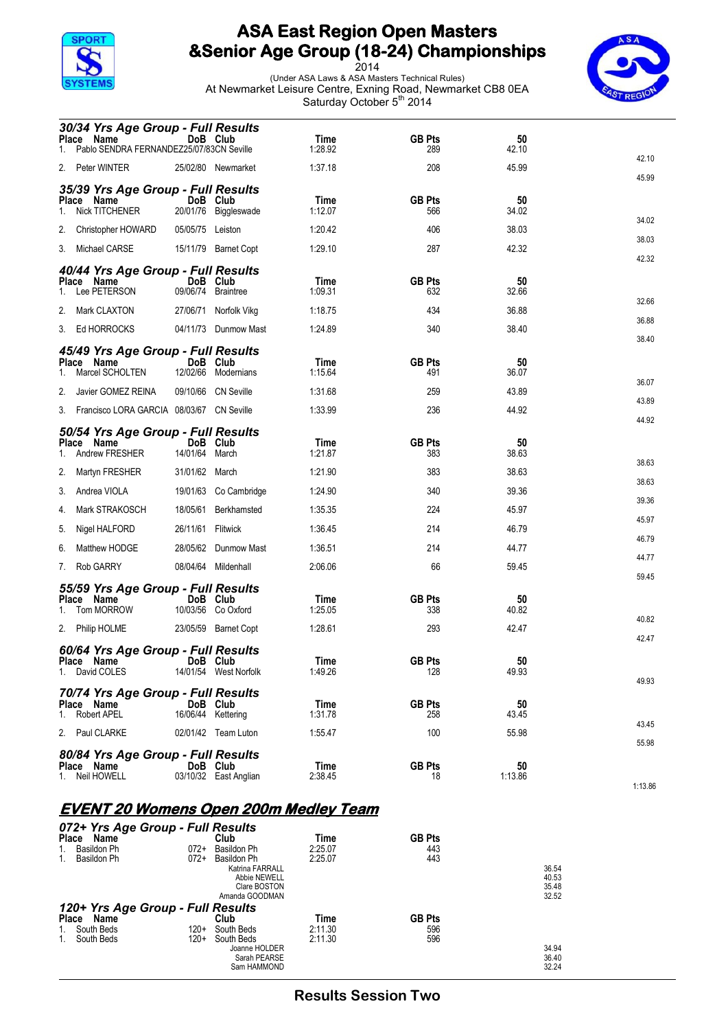# ASA East Region Open Masters &Senior Age Group (18-24) Championships

2014

(Under ASA Laws & ASA Masters Technical Rules)

At Newmarket Leisure Centre, Exning Road, Newmarket CB8 0EA

Saturday October 5th 2014

### 30/34 Yrs Age Group - Full Results

| Place | Name | DoB | Club | Time | GB Pts | 50 | |
|---|---|---|---|---|---|---|---|
| 1. | Pablo SENDRA FERNANDEZ | 25/07/83 | CN Seville | 1:28.92 | 289 | 42.10 | 42.10 |
| 2. | Peter WINTER | 25/02/80 | Newmarket | 1:37.18 | 208 | 45.99 | 45.99 |

### 35/39 Yrs Age Group - Full Results

| Place | Name | DoB | Club | Time | GB Pts | 50 | |
|---|---|---|---|---|---|---|---|
| 1. | Nick TITCHENER | 20/01/76 | Biggleswade | 1:12.07 | 566 | 34.02 | 34.02 |
| 2. | Christopher HOWARD | 05/05/75 | Leiston | 1:20.42 | 406 | 38.03 | 38.03 |
| 3. | Michael CARSE | 15/11/79 | Barnet Copt | 1:29.10 | 287 | 42.32 | 42.32 |

### 40/44 Yrs Age Group - Full Results

| Place | Name | DoB | Club | Time | GB Pts | 50 | |
|---|---|---|---|---|---|---|---|
| 1. | Lee PETERSON | 09/06/74 | Braintree | 1:09.31 | 632 | 32.66 | 32.66 |
| 2. | Mark CLAXTON | 27/06/71 | Norfolk Vikg | 1:18.75 | 434 | 36.88 | 36.88 |
| 3. | Ed HORROCKS | 04/11/73 | Dunmow Mast | 1:24.89 | 340 | 38.40 | 38.40 |

### 45/49 Yrs Age Group - Full Results

| Place | Name | DoB | Club | Time | GB Pts | 50 | |
|---|---|---|---|---|---|---|---|
| 1. | Marcel SCHOLTEN | 12/02/66 | Modernians | 1:15.64 | 491 | 36.07 | 36.07 |
| 2. | Javier GOMEZ REINA | 09/10/66 | CN Seville | 1:31.68 | 259 | 43.89 | 43.89 |
| 3. | Francisco LORA GARCIA | 08/03/67 | CN Seville | 1:33.99 | 236 | 44.92 | 44.92 |

### 50/54 Yrs Age Group - Full Results

| Place | Name | DoB | Club | Time | GB Pts | 50 | |
|---|---|---|---|---|---|---|---|
| 1. | Andrew FRESHER | 14/01/64 | March | 1:21.87 | 383 | 38.63 | 38.63 |
| 2. | Martyn FRESHER | 31/01/62 | March | 1:21.90 | 383 | 38.63 | 38.63 |
| 3. | Andrea VIOLA | 19/01/63 | Co Cambridge | 1:24.90 | 340 | 39.36 | 39.36 |
| 4. | Mark STRAKOSCH | 18/05/61 | Berkhamsted | 1:35.35 | 224 | 45.97 | 45.97 |
| 5. | Nigel HALFORD | 26/11/61 | Flitwick | 1:36.45 | 214 | 46.79 | 46.79 |
| 6. | Matthew HODGE | 28/05/62 | Dunmow Mast | 1:36.51 | 214 | 44.77 | 44.77 |
| 7. | Rob GARRY | 08/04/64 | Mildenhall | 2:06.06 | 66 | 59.45 | 59.45 |

### 55/59 Yrs Age Group - Full Results

| Place | Name | DoB | Club | Time | GB Pts | 50 | |
|---|---|---|---|---|---|---|---|
| 1. | Tom MORROW | 10/03/56 | Co Oxford | 1:25.05 | 338 | 40.82 | 40.82 |
| 2. | Philip HOLME | 23/05/59 | Barnet Copt | 1:28.61 | 293 | 42.47 | 42.47 |

### 60/64 Yrs Age Group - Full Results

| Place | Name | DoB | Club | Time | GB Pts | 50 | |
|---|---|---|---|---|---|---|---|
| 1. | David COLES | 14/01/54 | West Norfolk | 1:49.26 | 128 | 49.93 | 49.93 |

### 70/74 Yrs Age Group - Full Results

| Place | Name | DoB | Club | Time | GB Pts | 50 | |
|---|---|---|---|---|---|---|---|
| 1. | Robert APEL | 16/06/44 | Kettering | 1:31.78 | 258 | 43.45 | 43.45 |
| 2. | Paul CLARKE | 02/01/42 | Team Luton | 1:55.47 | 100 | 55.98 | 55.98 |

### 80/84 Yrs Age Group - Full Results

| Place | Name | DoB | Club | Time | GB Pts | 50 | |
|---|---|---|---|---|---|---|---|
| 1. | Neil HOWELL | 03/10/32 | East Anglian | 2:38.45 | 18 | 1:13.86 | 1:13.86 |

## EVENT 20 Womens Open 200m Medley Team

### 072+ Yrs Age Group - Full Results

| Place | Name | | Club | Time | GB Pts | |
|---|---|---|---|---|---|---|
| 1. | Basildon Ph | 072+ | Basildon Ph | 2:25.07 | 443 | |
| 1. | Basildon Ph | 072+ | Basildon Ph | 2:25.07 | 443 | |
| | | | Katrina FARRALL | | | 36.54 |
| | | | Abbie NEWELL | | | 40.53 |
| | | | Clare BOSTON | | | 35.48 |
| | | | Amanda GOODMAN | | | 32.52 |

### 120+ Yrs Age Group - Full Results

| Place | Name | | Club | Time | GB Pts | |
|---|---|---|---|---|---|---|
| 1. | South Beds | 120+ | South Beds | 2:11.30 | 596 | |
| 1. | South Beds | 120+ | South Beds | 2:11.30 | 596 | |
| | | | Joanne HOLDER | | | 34.94 |
| | | | Sarah PEARSE | | | 36.40 |
| | | | Sam HAMMOND | | | 32.24 |

Results Session Two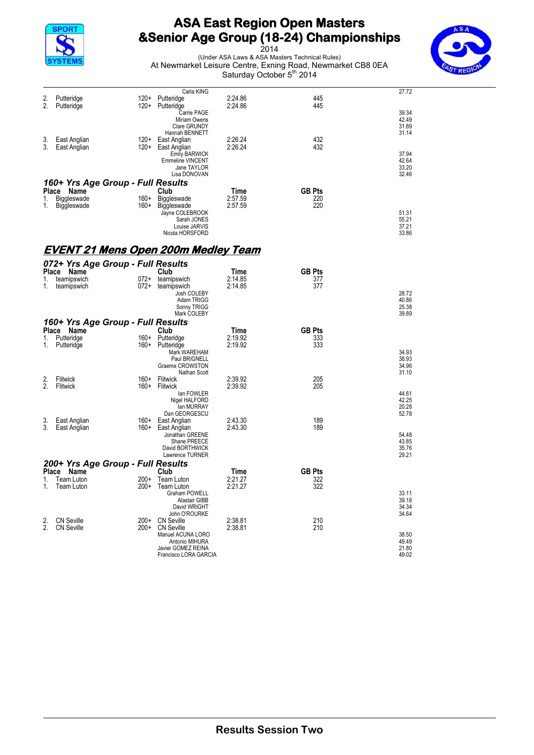| Place | Name | | Club | Time | GB Pts | |
|---|---|---|---|---|---|---|
| | | | Carla KING | | | 27.72 |
| 2. | Putteridge | 120+ | Putteridge | 2:24.86 | 445 | |
| 2. | Putteridge | 120+ | Putteridge | 2:24.86 | 445 | |
| | | | Carrie PAGE | | | 39.34 |
| | | | Miriam Owens | | | 42.49 |
| | | | Clare GRUNDY | | | 31.89 |
| | | | Hannah BENNETT | | | 31.14 |
| 3. | East Anglian | 120+ | East Anglian | 2:26.24 | 432 | |
| 3. | East Anglian | 120+ | East Anglian | 2:26.24 | 432 | |
| | | | Emily BARWICK | | | 37.94 |
| | | | Emmeline VINCENT | | | 42.64 |
| | | | Jane TAYLOR | | | 33.20 |
| | | | Lisa DONOVAN | | | 32.46 |

### 160+ Yrs Age Group - Full Results

| Place | Name | | Club | Time | GB Pts | |
|---|---|---|---|---|---|---|
| 1. | Biggleswade | 160+ | Biggleswade | 2:57.59 | 220 | |
| 1. | Biggleswade | 160+ | Biggleswade | 2:57.59 | 220 | |
| | | | Jayne COLEBROOK | | | 51.31 |
| | | | Sarah JONES | | | 55.21 |
| | | | Louise JARVIS | | | 37.21 |
| | | | Nicola HORSFORD | | | 33.86 |

## EVENT 21 Mens Open 200m Medley Team

### 072+ Yrs Age Group - Full Results

| Place | Name | | Club | Time | GB Pts | |
|---|---|---|---|---|---|---|
| 1. | teamipswich | 072+ | teamipswich | 2:14.85 | 377 | |
| 1. | teamipswich | 072+ | teamipswich | 2:14.85 | 377 | |
| | | | Josh COLEBY | | | 28.72 |
| | | | Adam TRIGG | | | 40.86 |
| | | | Sonny TRIGG | | | 25.38 |
| | | | Mark COLEBY | | | 39.89 |

### 160+ Yrs Age Group - Full Results

| Place | Name | | Club | Time | GB Pts | |
|---|---|---|---|---|---|---|
| 1. | Putteridge | 160+ | Putteridge | 2:19.92 | 333 | |
| 1. | Putteridge | 160+ | Putteridge | 2:19.92 | 333 | |
| | | | Mark WAREHAM | | | 34.93 |
| | | | Paul BRIGNELL | | | 38.93 |
| | | | Graeme CROWSTON | | | 34.96 |
| | | | Nathan Scott | | | 31.10 |
| 2. | Flitwick | 160+ | Flitwick | 2:39.92 | 205 | |
| 2. | Flitwick | 160+ | Flitwick | 2:39.92 | 205 | |
| | | | Ian FOWLER | | | 44.61 |
| | | | Nigel HALFORD | | | 42.25 |
| | | | Ian MURRAY | | | 20.28 |
| | | | Dan GEORGESCU | | | 52.78 |
| 3. | East Anglian | 160+ | East Anglian | 2:43.30 | 189 | |
| 3. | East Anglian | 160+ | East Anglian | 2:43.30 | 189 | |
| | | | Jonathan GREENE | | | 54.48 |
| | | | Shane PREECE | | | 43.85 |
| | | | David BORTHWICK | | | 35.76 |
| | | | Lawrence TURNER | | | 29.21 |

### 200+ Yrs Age Group - Full Results

| Place | Name | | Club | Time | GB Pts | |
|---|---|---|---|---|---|---|
| 1. | Team Luton | 200+ | Team Luton | 2:21.27 | 322 | |
| 1. | Team Luton | 200+ | Team Luton | 2:21.27 | 322 | |
| | | | Graham POWELL | | | 33.11 |
| | | | Alastair GIBB | | | 39.18 |
| | | | David WRIGHT | | | 34.34 |
| | | | John O'ROURKE | | | 34.64 |
| 2. | CN Seville | 200+ | CN Seville | 2:38.81 | 210 | |
| 2. | CN Seville | 200+ | CN Seville | 2:38.81 | 210 | |
| | | | Manuel ACUNA LORO | | | 38.50 |
| | | | Antonio MIHURA | | | 49.49 |
| | | | Javier GOMEZ REINA | | | 21.80 |
| | | | Francisco LORA GARCIA | | | 49.02 |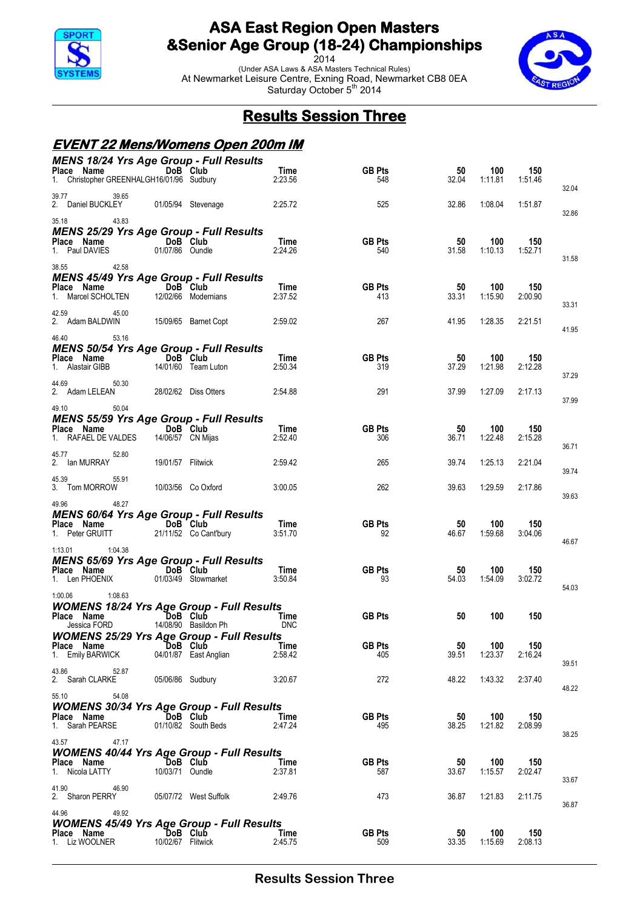# ASA East Region Open Masters &Senior Age Group (18-24) Championships

2014

(Under ASA Laws & ASA Masters Technical Rules)

At Newmarket Leisure Centre, Exning Road, Newmarket CB8 0EA

Saturday October 5th 2014

## Results Session Three

### EVENT 22 Mens/Womens Open 200m IM

#### MENS 18/24 Yrs Age Group - Full Results

| Place | Name | DoB | Club | Time | GB Pts | 50 | 100 | 150 | 200 |
|---|---|---|---|---|---|---|---|---|---|
| 1. | Christopher GREENHALGH | 16/01/96 | Sudbury | 2:23.56 | 548 | 32.04 | 1:11.81 | 1:51.46 | |
| | | | | | | 32.04 | 39.77 | 39.65 | |
| 2. | Daniel BUCKLEY | 01/05/94 | Stevenage | 2:25.72 | 525 | 32.86 | 1:08.04 | 1:51.87 | |
| | | | | | | 32.86 | 35.18 | 43.83 | |

#### MENS 25/29 Yrs Age Group - Full Results

| Place | Name | DoB | Club | Time | GB Pts | 50 | 100 | 150 | 200 |
|---|---|---|---|---|---|---|---|---|---|
| 1. | Paul DAVIES | 01/07/86 | Oundle | 2:24.26 | 540 | 31.58 | 1:10.13 | 1:52.71 | |
| | | | | | | 31.58 | 38.55 | 42.58 | |

#### MENS 45/49 Yrs Age Group - Full Results

| Place | Name | DoB | Club | Time | GB Pts | 50 | 100 | 150 | 200 |
|---|---|---|---|---|---|---|---|---|---|
| 1. | Marcel SCHOLTEN | 12/02/66 | Modernians | 2:37.52 | 413 | 33.31 | 1:15.90 | 2:00.90 | |
| | | | | | | 33.31 | 42.59 | 45.00 | |
| 2. | Adam BALDWIN | 15/09/65 | Barnet Copt | 2:59.02 | 267 | 41.95 | 1:28.35 | 2:21.51 | |
| | | | | | | 41.95 | 46.40 | 53.16 | |

#### MENS 50/54 Yrs Age Group - Full Results

| Place | Name | DoB | Club | Time | GB Pts | 50 | 100 | 150 | 200 |
|---|---|---|---|---|---|---|---|---|---|
| 1. | Alastair GIBB | 14/01/60 | Team Luton | 2:50.34 | 319 | 37.29 | 1:21.98 | 2:12.28 | |
| | | | | | | 37.29 | 44.69 | 50.30 | |
| 2. | Adam LELEAN | 28/02/62 | Diss Otters | 2:54.88 | 291 | 37.99 | 1:27.09 | 2:17.13 | |
| | | | | | | 37.99 | 49.10 | 50.04 | |

#### MENS 55/59 Yrs Age Group - Full Results

| Place | Name | DoB | Club | Time | GB Pts | 50 | 100 | 150 | 200 |
|---|---|---|---|---|---|---|---|---|---|
| 1. | RAFAEL DE VALDES | 14/06/57 | CN Mijas | 2:52.40 | 306 | 36.71 | 1:22.48 | 2:15.28 | |
| | | | | | | 36.71 | 45.77 | 52.80 | |
| 2. | Ian MURRAY | 19/01/57 | Flitwick | 2:59.42 | 265 | 39.74 | 1:25.13 | 2:21.04 | |
| | | | | | | 39.74 | 45.39 | 55.91 | |
| 3. | Tom MORROW | 10/03/56 | Co Oxford | 3:00.05 | 262 | 39.63 | 1:29.59 | 2:17.86 | |
| | | | | | | 39.63 | 49.96 | 48.27 | |

#### MENS 60/64 Yrs Age Group - Full Results

| Place | Name | DoB | Club | Time | GB Pts | 50 | 100 | 150 | 200 |
|---|---|---|---|---|---|---|---|---|---|
| 1. | Peter GRUITT | 21/11/52 | Co Cant'bury | 3:51.70 | 92 | 46.67 | 1:59.68 | 3:04.06 | |
| | | | | | | 46.67 | 1:13.01 | 1:04.38 | |

#### MENS 65/69 Yrs Age Group - Full Results

| Place | Name | DoB | Club | Time | GB Pts | 50 | 100 | 150 | 200 |
|---|---|---|---|---|---|---|---|---|---|
| 1. | Len PHOENIX | 01/03/49 | Stowmarket | 3:50.84 | 93 | 54.03 | 1:54.09 | 3:02.72 | |
| | | | | | | 54.03 | 1:00.06 | 1:08.63 | |

#### WOMENS 18/24 Yrs Age Group - Full Results

| Place | Name | DoB | Club | Time | GB Pts | 50 | 100 | 150 | 200 |
|---|---|---|---|---|---|---|---|---|---|
| | Jessica FORD | 14/08/90 | Basildon Ph | DNC | | | | | |

#### WOMENS 25/29 Yrs Age Group - Full Results

| Place | Name | DoB | Club | Time | GB Pts | 50 | 100 | 150 | 200 |
|---|---|---|---|---|---|---|---|---|---|
| 1. | Emily BARWICK | 04/01/87 | East Anglian | 2:58.42 | 405 | 39.51 | 1:23.37 | 2:16.24 | |
| | | | | | | 39.51 | 43.86 | 52.87 | |
| 2. | Sarah CLARKE | 05/06/86 | Sudbury | 3:20.67 | 272 | 48.22 | 1:43.32 | 2:37.40 | |
| | | | | | | 48.22 | 55.10 | 54.08 | |

#### WOMENS 30/34 Yrs Age Group - Full Results

| Place | Name | DoB | Club | Time | GB Pts | 50 | 100 | 150 | 200 |
|---|---|---|---|---|---|---|---|---|---|
| 1. | Sarah PEARSE | 01/10/82 | South Beds | 2:47.24 | 495 | 38.25 | 1:21.82 | 2:08.99 | |
| | | | | | | 38.25 | 43.57 | 47.17 | |

#### WOMENS 40/44 Yrs Age Group - Full Results

| Place | Name | DoB | Club | Time | GB Pts | 50 | 100 | 150 | 200 |
|---|---|---|---|---|---|---|---|---|---|
| 1. | Nicola LATTY | 10/03/71 | Oundle | 2:37.81 | 587 | 33.67 | 1:15.57 | 2:02.47 | |
| | | | | | | 33.67 | 41.90 | 46.90 | |
| 2. | Sharon PERRY | 05/07/72 | West Suffolk | 2:49.76 | 473 | 36.87 | 1:21.83 | 2:11.75 | |
| | | | | | | 36.87 | 44.96 | 49.92 | |

#### WOMENS 45/49 Yrs Age Group - Full Results

| Place | Name | DoB | Club | Time | GB Pts | 50 | 100 | 150 | 200 |
|---|---|---|---|---|---|---|---|---|---|
| 1. | Liz WOOLNER | 10/02/67 | Flitwick | 2:45.75 | 509 | 33.35 | 1:15.69 | 2:08.13 | |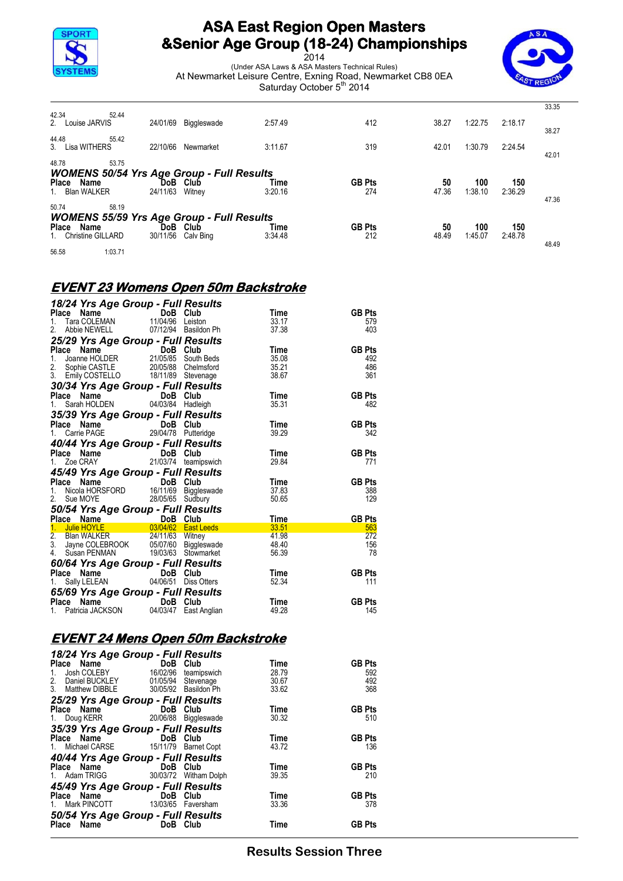| Place | Name | DoB | Club | Time | GB Pts | 50 | 100 | 150 | |
|---|---|---|---|---|---|---|---|---|---|
| | | | | | | | | | 33.35 |
| 42.34 | 52.44 | | | | | | | | |
| 2. | Louise JARVIS | 24/01/69 | Biggleswade | 2:57.49 | 412 | 38.27 | 1:22.75 | 2:18.17 | 38.27 |
| 44.48 | 55.42 | | | | | | | | |
| 3. | Lisa WITHERS | 22/10/66 | Newmarket | 3:11.67 | 319 | 42.01 | 1:30.79 | 2:24.54 | 42.01 |
| 48.78 | 53.75 | | | | | | | | |

### WOMENS 50/54 Yrs Age Group - Full Results

| Place | Name | DoB | Club | Time | GB Pts | 50 | 100 | 150 | |
|---|---|---|---|---|---|---|---|---|---|
| 1. | Blan WALKER | 24/11/63 | Witney | 3:20.16 | 274 | 47.36 | 1:38.10 | 2:36.29 | 47.36 |
| 50.74 | 58.19 | | | | | | | | |

### WOMENS 55/59 Yrs Age Group - Full Results

| Place | Name | DoB | Club | Time | GB Pts | 50 | 100 | 150 | |
|---|---|---|---|---|---|---|---|---|---|
| 1. | Christine GILLARD | 30/11/56 | Calv Bing | 3:34.48 | 212 | 48.49 | 1:45.07 | 2:48.78 | 48.49 |
| 56.58 | 1:03.71 | | | | | | | | |

## EVENT 23 Womens Open 50m Backstroke

### 18/24 Yrs Age Group - Full Results

| Place | Name | DoB | Club | Time | GB Pts |
|---|---|---|---|---|---|
| 1. | Tara COLEMAN | 11/04/96 | Leiston | 33.17 | 579 |
| 2. | Abbie NEWELL | 07/12/94 | Basildon Ph | 37.38 | 403 |

### 25/29 Yrs Age Group - Full Results

| Place | Name | DoB | Club | Time | GB Pts |
|---|---|---|---|---|---|
| 1. | Joanne HOLDER | 21/05/85 | South Beds | 35.08 | 492 |
| 2. | Sophie CASTLE | 20/05/88 | Chelmsford | 35.21 | 486 |
| 3. | Emily COSTELLO | 18/11/89 | Stevenage | 38.67 | 361 |

### 30/34 Yrs Age Group - Full Results

| Place | Name | DoB | Club | Time | GB Pts |
|---|---|---|---|---|---|
| 1. | Sarah HOLDEN | 04/03/84 | Hadleigh | 35.31 | 482 |

### 35/39 Yrs Age Group - Full Results

| Place | Name | DoB | Club | Time | GB Pts |
|---|---|---|---|---|---|
| 1. | Carrie PAGE | 29/04/78 | Putteridge | 39.29 | 342 |

### 40/44 Yrs Age Group - Full Results

| Place | Name | DoB | Club | Time | GB Pts |
|---|---|---|---|---|---|
| 1. | Zoe CRAY | 21/03/74 | teamipswich | 29.84 | 771 |

### 45/49 Yrs Age Group - Full Results

| Place | Name | DoB | Club | Time | GB Pts |
|---|---|---|---|---|---|
| 1. | Nicola HORSFORD | 16/11/69 | Biggleswade | 37.83 | 388 |
| 2. | Sue MOYE | 28/05/65 | Sudbury | 50.65 | 129 |

### 50/54 Yrs Age Group - Full Results

| Place | Name | DoB | Club | Time | GB Pts |
|---|---|---|---|---|---|
| 1. | Julie HOYLE | 03/04/62 | East Leeds | 33.51 | 563 |
| 2. | Blan WALKER | 24/11/63 | Witney | 41.98 | 272 |
| 3. | Jayne COLEBROOK | 05/07/60 | Biggleswade | 48.40 | 156 |
| 4. | Susan PENMAN | 19/03/63 | Stowmarket | 56.39 | 78 |

### 60/64 Yrs Age Group - Full Results

| Place | Name | DoB | Club | Time | GB Pts |
|---|---|---|---|---|---|
| 1. | Sally LELEAN | 04/06/51 | Diss Otters | 52.34 | 111 |

### 65/69 Yrs Age Group - Full Results

| Place | Name | DoB | Club | Time | GB Pts |
|---|---|---|---|---|---|
| 1. | Patricia JACKSON | 04/03/47 | East Anglian | 49.28 | 145 |

## EVENT 24 Mens Open 50m Backstroke

### 18/24 Yrs Age Group - Full Results

| Place | Name | DoB | Club | Time | GB Pts |
|---|---|---|---|---|---|
| 1. | Josh COLEBY | 16/02/96 | teamipswich | 28.79 | 592 |
| 2. | Daniel BUCKLEY | 01/05/94 | Stevenage | 30.67 | 492 |
| 3. | Matthew DIBBLE | 30/05/92 | Basildon Ph | 33.62 | 368 |

### 25/29 Yrs Age Group - Full Results

| Place | Name | DoB | Club | Time | GB Pts |
|---|---|---|---|---|---|
| 1. | Doug KERR | 20/06/88 | Biggleswade | 30.32 | 510 |

### 35/39 Yrs Age Group - Full Results

| Place | Name | DoB | Club | Time | GB Pts |
|---|---|---|---|---|---|
| 1. | Michael CARSE | 15/11/79 | Barnet Copt | 43.72 | 136 |

### 40/44 Yrs Age Group - Full Results

| Place | Name | DoB | Club | Time | GB Pts |
|---|---|---|---|---|---|
| 1. | Adam TRIGG | 30/03/72 | Witham Dolph | 39.35 | 210 |

### 45/49 Yrs Age Group - Full Results

| Place | Name | DoB | Club | Time | GB Pts |
|---|---|---|---|---|---|
| 1. | Mark PINCOTT | 13/03/65 | Faversham | 33.36 | 378 |

### 50/54 Yrs Age Group - Full Results

| Place | Name | DoB | Club | Time | GB Pts |
|---|---|---|---|---|---|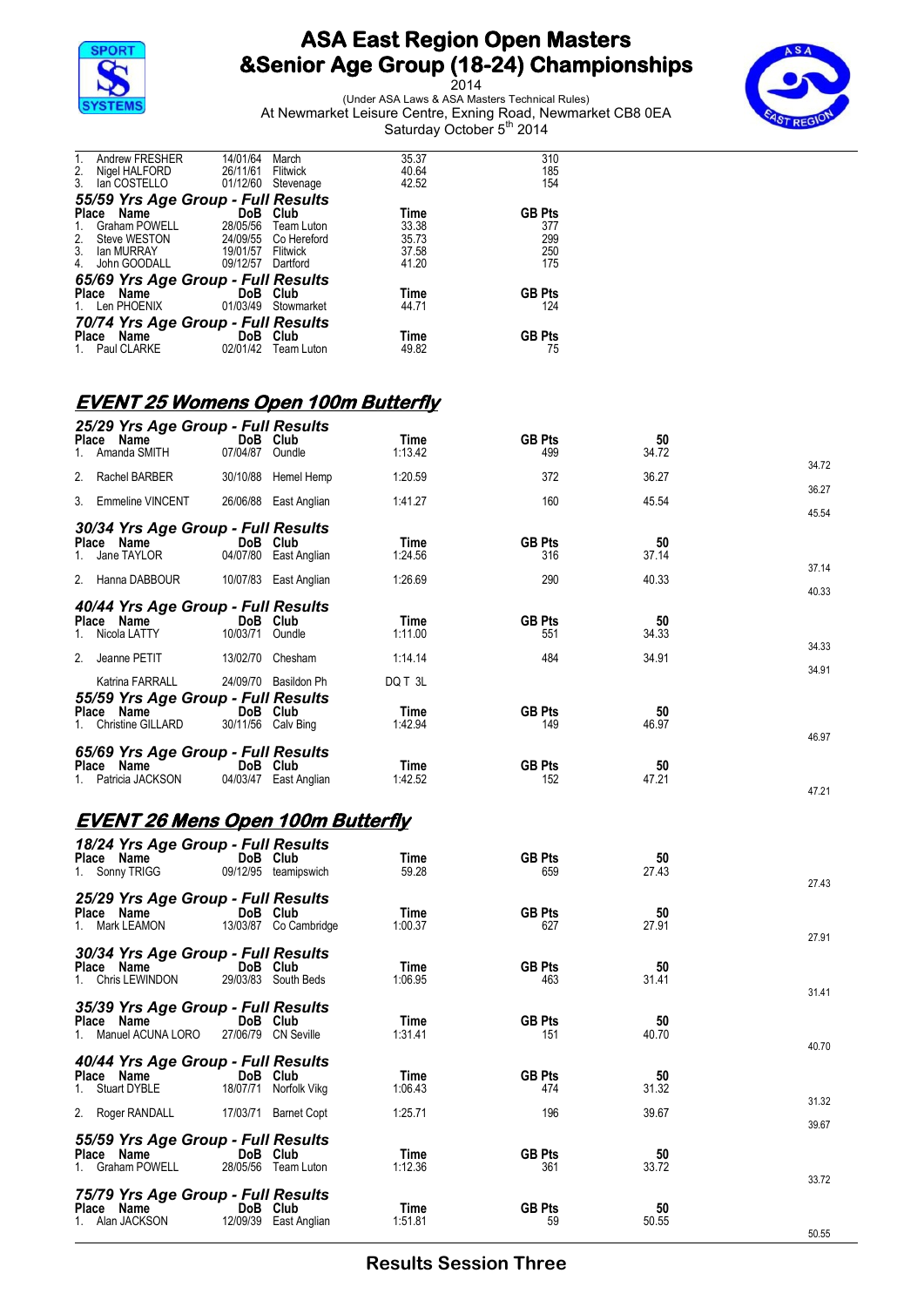# ASA East Region Open Masters &Senior Age Group (18-24) Championships

2014

(Under ASA Laws & ASA Masters Technical Rules)

At Newmarket Leisure Centre, Exning Road, Newmarket CB8 0EA

Saturday October 5th 2014

| Place | Name | DoB | Club | Time | GB Pts |
|---|---|---|---|---|---|
| 1. | Andrew FRESHER | 14/01/64 | March | 35.37 | 310 |
| 2. | Nigel HALFORD | 26/11/61 | Flitwick | 40.64 | 185 |
| 3. | Ian COSTELLO | 01/12/60 | Stevenage | 42.52 | 154 |

### 55/59 Yrs Age Group - Full Results

| Place | Name | DoB | Club | Time | GB Pts |
|---|---|---|---|---|---|
| 1. | Graham POWELL | 28/05/56 | Team Luton | 33.38 | 377 |
| 2. | Steve WESTON | 24/09/55 | Co Hereford | 35.73 | 299 |
| 3. | Ian MURRAY | 19/01/57 | Flitwick | 37.58 | 250 |
| 4. | John GOODALL | 09/12/57 | Dartford | 41.20 | 175 |

### 65/69 Yrs Age Group - Full Results

| Place | Name | DoB | Club | Time | GB Pts |
|---|---|---|---|---|---|
| 1. | Len PHOENIX | 01/03/49 | Stowmarket | 44.71 | 124 |

### 70/74 Yrs Age Group - Full Results

| Place | Name | DoB | Club | Time | GB Pts |
|---|---|---|---|---|---|
| 1. | Paul CLARKE | 02/01/42 | Team Luton | 49.82 | 75 |

## EVENT 25 Womens Open 100m Butterfly

### 25/29 Yrs Age Group - Full Results

| Place | Name | DoB | Club | Time | GB Pts | 50 | |
|---|---|---|---|---|---|---|---|
| 1. | Amanda SMITH | 07/04/87 | Oundle | 1:13.42 | 499 | 34.72 | 34.72 |
| 2. | Rachel BARBER | 30/10/88 | Hemel Hemp | 1:20.59 | 372 | 36.27 | 36.27 |
| 3. | Emmeline VINCENT | 26/06/88 | East Anglian | 1:41.27 | 160 | 45.54 | 45.54 |

### 30/34 Yrs Age Group - Full Results

| Place | Name | DoB | Club | Time | GB Pts | 50 | |
|---|---|---|---|---|---|---|---|
| 1. | Jane TAYLOR | 04/07/80 | East Anglian | 1:24.56 | 316 | 37.14 | 37.14 |
| 2. | Hanna DABBOUR | 10/07/83 | East Anglian | 1:26.69 | 290 | 40.33 | 40.33 |

### 40/44 Yrs Age Group - Full Results

| Place | Name | DoB | Club | Time | GB Pts | 50 | |
|---|---|---|---|---|---|---|---|
| 1. | Nicola LATTY | 10/03/71 | Oundle | 1:11.00 | 551 | 34.33 | 34.33 |
| 2. | Jeanne PETIT | 13/02/70 | Chesham | 1:14.14 | 484 | 34.91 | 34.91 |
| | Katrina FARRALL | 24/09/70 | Basildon Ph | DQ T 3L | | | |

### 55/59 Yrs Age Group - Full Results

| Place | Name | DoB | Club | Time | GB Pts | 50 | |
|---|---|---|---|---|---|---|---|
| 1. | Christine GILLARD | 30/11/56 | Calv Bing | 1:42.94 | 149 | 46.97 | 46.97 |

### 65/69 Yrs Age Group - Full Results

| Place | Name | DoB | Club | Time | GB Pts | 50 | |
|---|---|---|---|---|---|---|---|
| 1. | Patricia JACKSON | 04/03/47 | East Anglian | 1:42.52 | 152 | 47.21 | 47.21 |

## EVENT 26 Mens Open 100m Butterfly

### 18/24 Yrs Age Group - Full Results

| Place | Name | DoB | Club | Time | GB Pts | 50 | |
|---|---|---|---|---|---|---|---|
| 1. | Sonny TRIGG | 09/12/95 | teamipswich | 59.28 | 659 | 27.43 | 27.43 |

### 25/29 Yrs Age Group - Full Results

| Place | Name | DoB | Club | Time | GB Pts | 50 | |
|---|---|---|---|---|---|---|---|
| 1. | Mark LEAMON | 13/03/87 | Co Cambridge | 1:00.37 | 627 | 27.91 | 27.91 |

### 30/34 Yrs Age Group - Full Results

| Place | Name | DoB | Club | Time | GB Pts | 50 | |
|---|---|---|---|---|---|---|---|
| 1. | Chris LEWINDON | 29/03/83 | South Beds | 1:06.95 | 463 | 31.41 | 31.41 |

### 35/39 Yrs Age Group - Full Results

| Place | Name | DoB | Club | Time | GB Pts | 50 | |
|---|---|---|---|---|---|---|---|
| 1. | Manuel ACUNA LORO | 27/06/79 | CN Seville | 1:31.41 | 151 | 40.70 | 40.70 |

### 40/44 Yrs Age Group - Full Results

| Place | Name | DoB | Club | Time | GB Pts | 50 | |
|---|---|---|---|---|---|---|---|
| 1. | Stuart DYBLE | 18/07/71 | Norfolk Vikg | 1:06.43 | 474 | 31.32 | 31.32 |
| 2. | Roger RANDALL | 17/03/71 | Barnet Copt | 1:25.71 | 196 | 39.67 | 39.67 |

### 55/59 Yrs Age Group - Full Results

| Place | Name | DoB | Club | Time | GB Pts | 50 | |
|---|---|---|---|---|---|---|---|
| 1. | Graham POWELL | 28/05/56 | Team Luton | 1:12.36 | 361 | 33.72 | 33.72 |

### 75/79 Yrs Age Group - Full Results

| Place | Name | DoB | Club | Time | GB Pts | 50 | |
|---|---|---|---|---|---|---|---|
| 1. | Alan JACKSON | 12/09/39 | East Anglian | 1:51.81 | 59 | 50.55 | 50.55 |

Results Session Three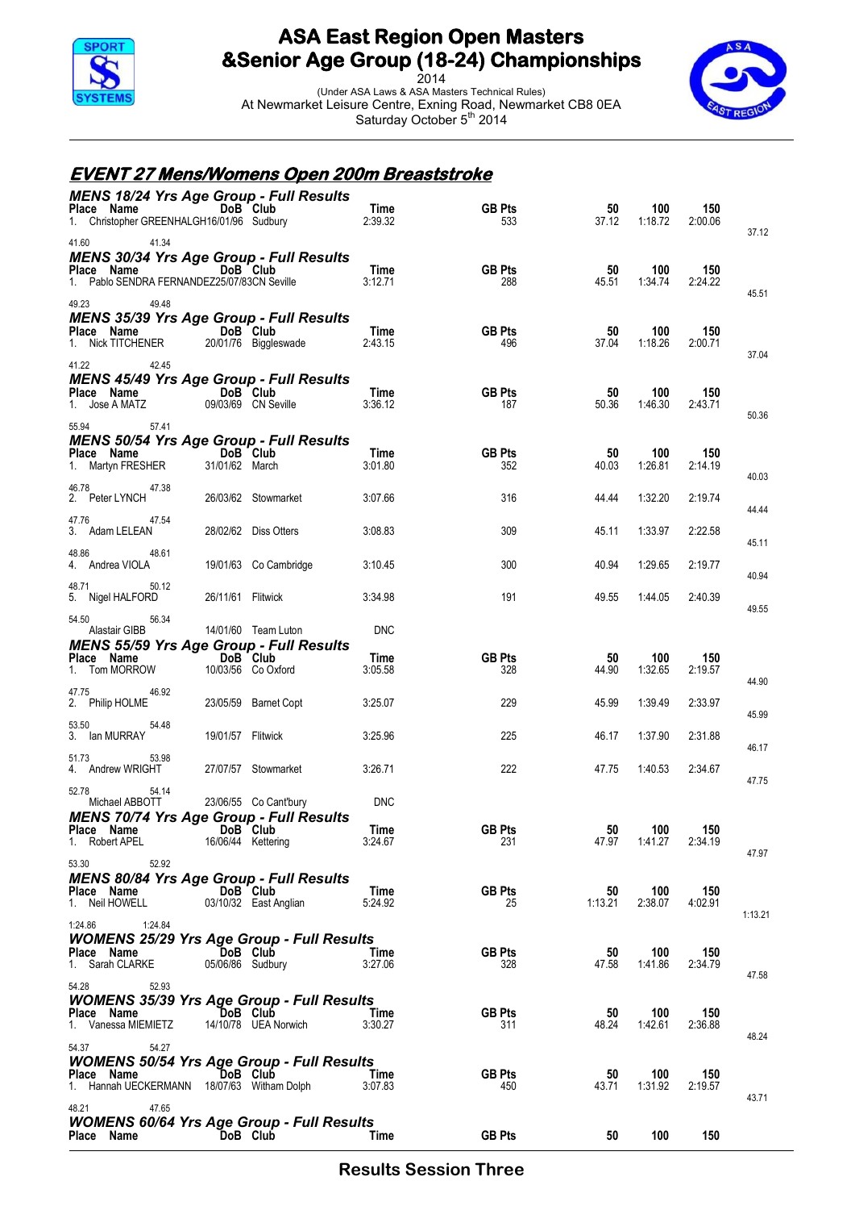# ASA East Region Open Masters &Senior Age Group (18-24) Championships

2014

(Under ASA Laws & ASA Masters Technical Rules)
At Newmarket Leisure Centre, Exning Road, Newmarket CB8 0EA
Saturday October 5th 2014

## EVENT 27 Mens/Womens Open 200m Breaststroke

### MENS 18/24 Yrs Age Group - Full Results

| Place | Name | DoB | Club | Time | GB Pts | 50 | 100 | 150 | |
|---|---|---|---|---|---|---|---|---|---|
| 1. | Christopher GREENHALGH | 16/01/96 | Sudbury | 2:39.32 | 533 | 37.12 | 1:18.72 | 2:00.06 | |
| | 37.12 | 41.60 | 41.34 | | | | | | |

### MENS 30/34 Yrs Age Group - Full Results

| Place | Name | DoB | Club | Time | GB Pts | 50 | 100 | 150 |
|---|---|---|---|---|---|---|---|---|
| 1. | Pablo SENDRA FERNANDEZ | 25/07/83 | CN Seville | 3:12.71 | 288 | 45.51 | 1:34.74 | 2:24.22 |
| | 45.51 | 49.23 | 49.48 | | | | | |

### MENS 35/39 Yrs Age Group - Full Results

| Place | Name | DoB | Club | Time | GB Pts | 50 | 100 | 150 |
|---|---|---|---|---|---|---|---|---|
| 1. | Nick TITCHENER | 20/01/76 | Biggleswade | 2:43.15 | 496 | 37.04 | 1:18.26 | 2:00.71 |
| | 37.04 | 41.22 | 42.45 | | | | | |

### MENS 45/49 Yrs Age Group - Full Results

| Place | Name | DoB | Club | Time | GB Pts | 50 | 100 | 150 |
|---|---|---|---|---|---|---|---|---|
| 1. | Jose A MATZ | 09/03/69 | CN Seville | 3:36.12 | 187 | 50.36 | 1:46.30 | 2:43.71 |
| | 50.36 | 55.94 | 57.41 | | | | | |

### MENS 50/54 Yrs Age Group - Full Results

| Place | Name | DoB | Club | Time | GB Pts | 50 | 100 | 150 |
|---|---|---|---|---|---|---|---|---|
| 1. | Martyn FRESHER | 31/01/62 | March | 3:01.80 | 352 | 40.03 | 1:26.81 | 2:14.19 |
| | 40.03 | 46.78 | 47.38 | | | | | |
| 2. | Peter LYNCH | 26/03/62 | Stowmarket | 3:07.66 | 316 | 44.44 | 1:32.20 | 2:19.74 |
| | 44.44 | 47.76 | 47.54 | | | | | |
| 3. | Adam LELEAN | 28/02/62 | Diss Otters | 3:08.83 | 309 | 45.11 | 1:33.97 | 2:22.58 |
| | 45.11 | 48.86 | 48.61 | | | | | |
| 4. | Andrea VIOLA | 19/01/63 | Co Cambridge | 3:10.45 | 300 | 40.94 | 1:29.65 | 2:19.77 |
| | 40.94 | 48.71 | 50.12 | | | | | |
| 5. | Nigel HALFORD | 26/11/61 | Flitwick | 3:34.98 | 191 | 49.55 | 1:44.05 | 2:40.39 |
| | 49.55 | 54.50 | 56.34 | | | | | |
| | Alastair GIBB | 14/01/60 | Team Luton | DNC | | | | |

### MENS 55/59 Yrs Age Group - Full Results

| Place | Name | DoB | Club | Time | GB Pts | 50 | 100 | 150 |
|---|---|---|---|---|---|---|---|---|
| 1. | Tom MORROW | 10/03/56 | Co Oxford | 3:05.58 | 328 | 44.90 | 1:32.65 | 2:19.57 |
| | 44.90 | 47.75 | 46.92 | | | | | |
| 2. | Philip HOLME | 23/05/59 | Barnet Copt | 3:25.07 | 229 | 45.99 | 1:39.49 | 2:33.97 |
| | 45.99 | 53.50 | 54.48 | | | | | |
| 3. | Ian MURRAY | 19/01/57 | Flitwick | 3:25.96 | 225 | 46.17 | 1:37.90 | 2:31.88 |
| | 46.17 | 51.73 | 53.98 | | | | | |
| 4. | Andrew WRIGHT | 27/07/57 | Stowmarket | 3:26.71 | 222 | 47.75 | 1:40.53 | 2:34.67 |
| | 47.75 | 52.78 | 54.14 | | | | | |
| | Michael ABBOTT | 23/06/55 | Co Cant'bury | DNC | | | | |

### MENS 70/74 Yrs Age Group - Full Results

| Place | Name | DoB | Club | Time | GB Pts | 50 | 100 | 150 |
|---|---|---|---|---|---|---|---|---|
| 1. | Robert APEL | 16/06/44 | Kettering | 3:24.67 | 231 | 47.97 | 1:41.27 | 2:34.19 |
| | 47.97 | 53.30 | 52.92 | | | | | |

### MENS 80/84 Yrs Age Group - Full Results

| Place | Name | DoB | Club | Time | GB Pts | 50 | 100 | 150 |
|---|---|---|---|---|---|---|---|---|
| 1. | Neil HOWELL | 03/10/32 | East Anglian | 5:24.92 | 25 | 1:13.21 | 2:38.07 | 4:02.91 |
| | 1:13.21 | 1:24.86 | 1:24.84 | | | | | |

### WOMENS 25/29 Yrs Age Group - Full Results

| Place | Name | DoB | Club | Time | GB Pts | 50 | 100 | 150 |
|---|---|---|---|---|---|---|---|---|
| 1. | Sarah CLARKE | 05/06/86 | Sudbury | 3:27.06 | 328 | 47.58 | 1:41.86 | 2:34.79 |
| | 47.58 | 54.28 | 52.93 | | | | | |

### WOMENS 35/39 Yrs Age Group - Full Results

| Place | Name | DoB | Club | Time | GB Pts | 50 | 100 | 150 |
|---|---|---|---|---|---|---|---|---|
| 1. | Vanessa MIEMIETZ | 14/10/78 | UEA Norwich | 3:30.27 | 311 | 48.24 | 1:42.61 | 2:36.88 |
| | 48.24 | 54.37 | 54.27 | | | | | |

### WOMENS 50/54 Yrs Age Group - Full Results

| Place | Name | DoB | Club | Time | GB Pts | 50 | 100 | 150 |
|---|---|---|---|---|---|---|---|---|
| 1. | Hannah UECKERMANN | 18/07/63 | Witham Dolph | 3:07.83 | 450 | 43.71 | 1:31.92 | 2:19.57 |
| | 43.71 | 48.21 | 47.65 | | | | | |

### WOMENS 60/64 Yrs Age Group - Full Results

| Place | Name | DoB | Club | Time | GB Pts | 50 | 100 | 150 |
|---|---|---|---|---|---|---|---|---|

Results Session Three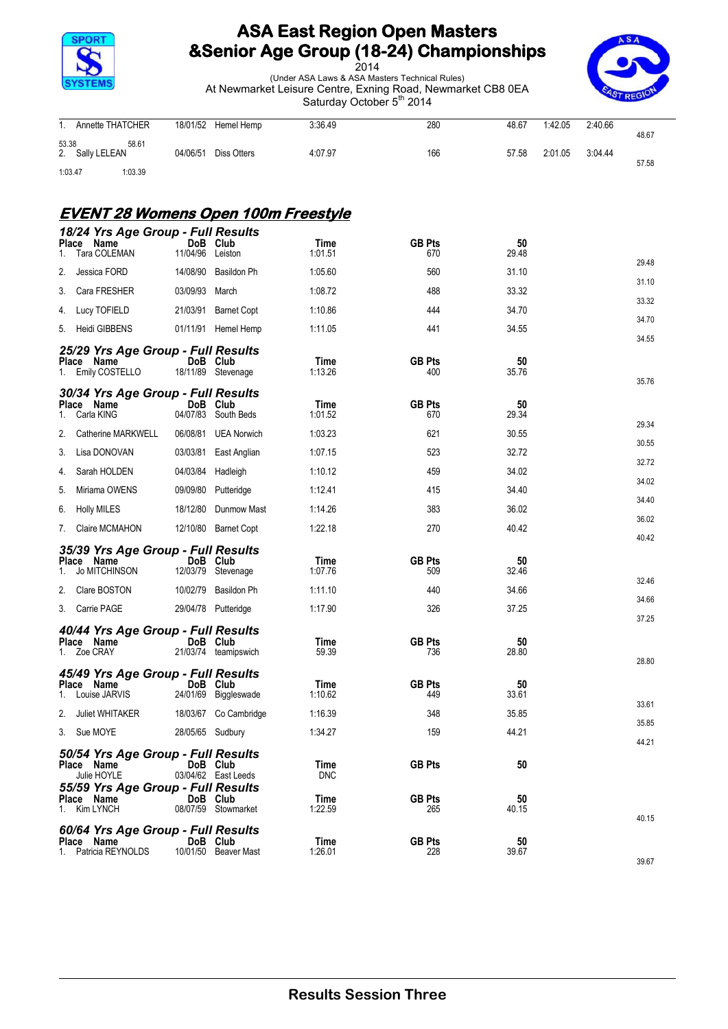# ASA East Region Open Masters &Senior Age Group (18-24) Championships

2014

(Under ASA Laws & ASA Masters Technical Rules)

At Newmarket Leisure Centre, Exning Road, Newmarket CB8 0EA

Saturday October 5th 2014

| Place | Name | DoB | Club | Time | GB Pts | 50 | | | |
|---|---|---|---|---|---|---|---|---|---|
| 1. | Annette THATCHER | 18/01/52 | Hemel Hemp | 3:36.49 | 280 | 48.67 | 1:42.05 | 2:40.66 | |
| | | | | | | 48.67 | 53.38 | 58.61 | |
| 2. | Sally LELEAN | 04/06/51 | Diss Otters | 4:07.97 | 166 | 57.58 | 2:01.05 | 3:04.44 | |
| | | | | | | 57.58 | 1:03.47 | 1:03.39 | |

## EVENT 28 Womens Open 100m Freestyle

### 18/24 Yrs Age Group - Full Results

| Place | Name | DoB | Club | Time | GB Pts | 50 | |
|---|---|---|---|---|---|---|---|
| 1. | Tara COLEMAN | 11/04/96 | Leiston | 1:01.51 | 670 | 29.48 | 29.48 |
| 2. | Jessica FORD | 14/08/90 | Basildon Ph | 1:05.60 | 560 | 31.10 | 31.10 |
| 3. | Cara FRESHER | 03/09/93 | March | 1:08.72 | 488 | 33.32 | 33.32 |
| 4. | Lucy TOFIELD | 21/03/91 | Barnet Copt | 1:10.86 | 444 | 34.70 | 34.70 |
| 5. | Heidi GIBBENS | 01/11/91 | Hemel Hemp | 1:11.05 | 441 | 34.55 | 34.55 |

### 25/29 Yrs Age Group - Full Results

| Place | Name | DoB | Club | Time | GB Pts | 50 | |
|---|---|---|---|---|---|---|---|
| 1. | Emily COSTELLO | 18/11/89 | Stevenage | 1:13.26 | 400 | 35.76 | 35.76 |

### 30/34 Yrs Age Group - Full Results

| Place | Name | DoB | Club | Time | GB Pts | 50 | |
|---|---|---|---|---|---|---|---|
| 1. | Carla KING | 04/07/83 | South Beds | 1:01.52 | 670 | 29.34 | 29.34 |
| 2. | Catherine MARKWELL | 06/08/81 | UEA Norwich | 1:03.23 | 621 | 30.55 | 30.55 |
| 3. | Lisa DONOVAN | 03/03/81 | East Anglian | 1:07.15 | 523 | 32.72 | 32.72 |
| 4. | Sarah HOLDEN | 04/03/84 | Hadleigh | 1:10.12 | 459 | 34.02 | 34.02 |
| 5. | Miriama OWENS | 09/09/80 | Putteridge | 1:12.41 | 415 | 34.40 | 34.40 |
| 6. | Holly MILES | 18/12/80 | Dunmow Mast | 1:14.26 | 383 | 36.02 | 36.02 |
| 7. | Claire MCMAHON | 12/10/80 | Barnet Copt | 1:22.18 | 270 | 40.42 | 40.42 |

### 35/39 Yrs Age Group - Full Results

| Place | Name | DoB | Club | Time | GB Pts | 50 | |
|---|---|---|---|---|---|---|---|
| 1. | Jo MITCHINSON | 12/03/79 | Stevenage | 1:07.76 | 509 | 32.46 | 32.46 |
| 2. | Clare BOSTON | 10/02/79 | Basildon Ph | 1:11.10 | 440 | 34.66 | 34.66 |
| 3. | Carrie PAGE | 29/04/78 | Putteridge | 1:17.90 | 326 | 37.25 | 37.25 |

### 40/44 Yrs Age Group - Full Results

| Place | Name | DoB | Club | Time | GB Pts | 50 | |
|---|---|---|---|---|---|---|---|
| 1. | Zoe CRAY | 21/03/74 | teamipswich | 59.39 | 736 | 28.80 | 28.80 |

### 45/49 Yrs Age Group - Full Results

| Place | Name | DoB | Club | Time | GB Pts | 50 | |
|---|---|---|---|---|---|---|---|
| 1. | Louise JARVIS | 24/01/69 | Biggleswade | 1:10.62 | 449 | 33.61 | 33.61 |
| 2. | Juliet WHITAKER | 18/03/67 | Co Cambridge | 1:16.39 | 348 | 35.85 | 35.85 |
| 3. | Sue MOYE | 28/05/65 | Sudbury | 1:34.27 | 159 | 44.21 | 44.21 |

### 50/54 Yrs Age Group - Full Results

| Place | Name | DoB | Club | Time | GB Pts | 50 |
|---|---|---|---|---|---|---|
| | Julie HOYLE | 03/04/62 | East Leeds | DNC | | |

### 55/59 Yrs Age Group - Full Results

| Place | Name | DoB | Club | Time | GB Pts | 50 | |
|---|---|---|---|---|---|---|---|
| 1. | Kim LYNCH | 08/07/59 | Stowmarket | 1:22.59 | 265 | 40.15 | 40.15 |

### 60/64 Yrs Age Group - Full Results

| Place | Name | DoB | Club | Time | GB Pts | 50 | |
|---|---|---|---|---|---|---|---|
| 1. | Patricia REYNOLDS | 10/01/50 | Beaver Mast | 1:26.01 | 228 | 39.67 | 39.67 |

Results Session Three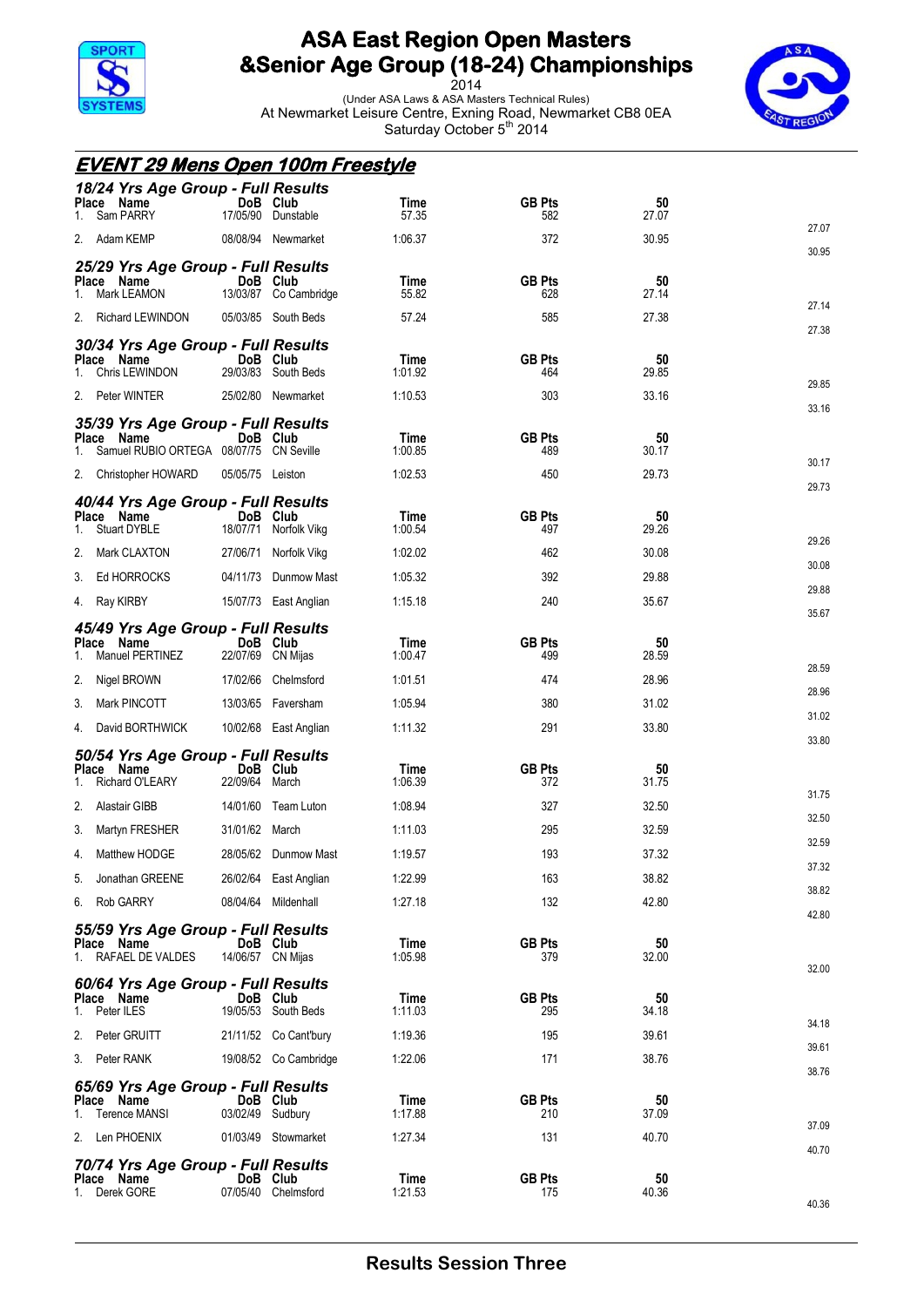# ASA East Region Open Masters &Senior Age Group (18-24) Championships

2014

(Under ASA Laws & ASA Masters Technical Rules)

At Newmarket Leisure Centre, Exning Road, Newmarket CB8 0EA

Saturday October 5th 2014

## EVENT 29 Mens Open 100m Freestyle

### 18/24 Yrs Age Group - Full Results

| Place | Name | DoB | Club | Time | GB Pts | 50 | |
|---|---|---|---|---|---|---|---|
| 1. | Sam PARRY | 17/05/90 | Dunstable | 57.35 | 582 | 27.07 | 27.07 |
| 2. | Adam KEMP | 08/08/94 | Newmarket | 1:06.37 | 372 | 30.95 | 30.95 |

### 25/29 Yrs Age Group - Full Results

| Place | Name | DoB | Club | Time | GB Pts | 50 | |
|---|---|---|---|---|---|---|---|
| 1. | Mark LEAMON | 13/03/87 | Co Cambridge | 55.82 | 628 | 27.14 | 27.14 |
| 2. | Richard LEWINDON | 05/03/85 | South Beds | 57.24 | 585 | 27.38 | 27.38 |

### 30/34 Yrs Age Group - Full Results

| Place | Name | DoB | Club | Time | GB Pts | 50 | |
|---|---|---|---|---|---|---|---|
| 1. | Chris LEWINDON | 29/03/83 | South Beds | 1:01.92 | 464 | 29.85 | 29.85 |
| 2. | Peter WINTER | 25/02/80 | Newmarket | 1:10.53 | 303 | 33.16 | 33.16 |

### 35/39 Yrs Age Group - Full Results

| Place | Name | DoB | Club | Time | GB Pts | 50 | |
|---|---|---|---|---|---|---|---|
| 1. | Samuel RUBIO ORTEGA | 08/07/75 | CN Seville | 1:00.85 | 489 | 30.17 | 30.17 |
| 2. | Christopher HOWARD | 05/05/75 | Leiston | 1:02.53 | 450 | 29.73 | 29.73 |

### 40/44 Yrs Age Group - Full Results

| Place | Name | DoB | Club | Time | GB Pts | 50 | |
|---|---|---|---|---|---|---|---|
| 1. | Stuart DYBLE | 18/07/71 | Norfolk Vikg | 1:00.54 | 497 | 29.26 | 29.26 |
| 2. | Mark CLAXTON | 27/06/71 | Norfolk Vikg | 1:02.02 | 462 | 30.08 | 30.08 |
| 3. | Ed HORROCKS | 04/11/73 | Dunmow Mast | 1:05.32 | 392 | 29.88 | 29.88 |
| 4. | Ray KIRBY | 15/07/73 | East Anglian | 1:15.18 | 240 | 35.67 | 35.67 |

### 45/49 Yrs Age Group - Full Results

| Place | Name | DoB | Club | Time | GB Pts | 50 | |
|---|---|---|---|---|---|---|---|
| 1. | Manuel PERTINEZ | 22/07/69 | CN Mijas | 1:00.47 | 499 | 28.59 | 28.59 |
| 2. | Nigel BROWN | 17/02/66 | Chelmsford | 1:01.51 | 474 | 28.96 | 28.96 |
| 3. | Mark PINCOTT | 13/03/65 | Faversham | 1:05.94 | 380 | 31.02 | 31.02 |
| 4. | David BORTHWICK | 10/02/68 | East Anglian | 1:11.32 | 291 | 33.80 | 33.80 |

### 50/54 Yrs Age Group - Full Results

| Place | Name | DoB | Club | Time | GB Pts | 50 | |
|---|---|---|---|---|---|---|---|
| 1. | Richard O'LEARY | 22/09/64 | March | 1:06.39 | 372 | 31.75 | 31.75 |
| 2. | Alastair GIBB | 14/01/60 | Team Luton | 1:08.94 | 327 | 32.50 | 32.50 |
| 3. | Martyn FRESHER | 31/01/62 | March | 1:11.03 | 295 | 32.59 | 32.59 |
| 4. | Matthew HODGE | 28/05/62 | Dunmow Mast | 1:19.57 | 193 | 37.32 | 37.32 |
| 5. | Jonathan GREENE | 26/02/64 | East Anglian | 1:22.99 | 163 | 38.82 | 38.82 |
| 6. | Rob GARRY | 08/04/64 | Mildenhall | 1:27.18 | 132 | 42.80 | 42.80 |

### 55/59 Yrs Age Group - Full Results

| Place | Name | DoB | Club | Time | GB Pts | 50 | |
|---|---|---|---|---|---|---|---|
| 1. | RAFAEL DE VALDES | 14/06/57 | CN Mijas | 1:05.98 | 379 | 32.00 | 32.00 |

### 60/64 Yrs Age Group - Full Results

| Place | Name | DoB | Club | Time | GB Pts | 50 | |
|---|---|---|---|---|---|---|---|
| 1. | Peter ILES | 19/05/53 | South Beds | 1:11.03 | 295 | 34.18 | 34.18 |
| 2. | Peter GRUITT | 21/11/52 | Co Cant'bury | 1:19.36 | 195 | 39.61 | 39.61 |
| 3. | Peter RANK | 19/08/52 | Co Cambridge | 1:22.06 | 171 | 38.76 | 38.76 |

### 65/69 Yrs Age Group - Full Results

| Place | Name | DoB | Club | Time | GB Pts | 50 | |
|---|---|---|---|---|---|---|---|
| 1. | Terence MANSI | 03/02/49 | Sudbury | 1:17.88 | 210 | 37.09 | 37.09 |
| 2. | Len PHOENIX | 01/03/49 | Stowmarket | 1:27.34 | 131 | 40.70 | 40.70 |

### 70/74 Yrs Age Group - Full Results

| Place | Name | DoB | Club | Time | GB Pts | 50 | |
|---|---|---|---|---|---|---|---|
| 1. | Derek GORE | 07/05/40 | Chelmsford | 1:21.53 | 175 | 40.36 | 40.36 |

**Results Session Three**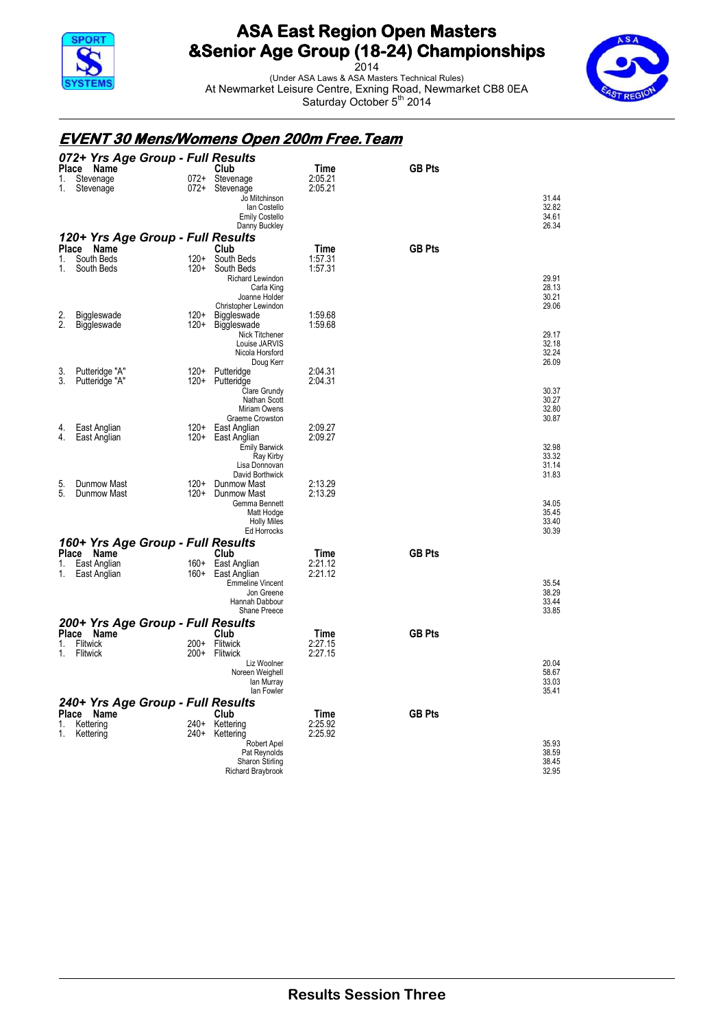# ASA East Region Open Masters &Senior Age Group (18-24) Championships

2014

(Under ASA Laws & ASA Masters Technical Rules)

At Newmarket Leisure Centre, Exning Road, Newmarket CB8 0EA

Saturday October 5th 2014

## EVENT 30 Mens/Womens Open 200m Free.Team

### 072+ Yrs Age Group - Full Results

| Place | Name | | Club | Time | GB Pts | |
|---|---|---|---|---|---|---|
| 1. | Stevenage | 072+ | Stevenage | 2:05.21 | | |
| 1. | Stevenage | 072+ | Stevenage | 2:05.21 | | |
| | | | Jo Mitchinson | | | 31.44 |
| | | | Ian Costello | | | 32.82 |
| | | | Emily Costello | | | 34.61 |
| | | | Danny Buckley | | | 26.34 |

### 120+ Yrs Age Group - Full Results

| Place | Name | | Club | Time | GB Pts | |
|---|---|---|---|---|---|---|
| 1. | South Beds | 120+ | South Beds | 1:57.31 | | |
| 1. | South Beds | 120+ | South Beds | 1:57.31 | | |
| | | | Richard Lewindon | | | 29.91 |
| | | | Carla King | | | 28.13 |
| | | | Joanne Holder | | | 30.21 |
| | | | Christopher Lewindon | | | 29.06 |
| 2. | Biggleswade | 120+ | Biggleswade | 1:59.68 | | |
| 2. | Biggleswade | 120+ | Biggleswade | 1:59.68 | | |
| | | | Nick Titchener | | | 29.17 |
| | | | Louise JARVIS | | | 32.18 |
| | | | Nicola Horsford | | | 32.24 |
| | | | Doug Kerr | | | 26.09 |
| 3. | Putteridge "A" | 120+ | Putteridge | 2:04.31 | | |
| 3. | Putteridge "A" | 120+ | Putteridge | 2:04.31 | | |
| | | | Clare Grundy | | | 30.37 |
| | | | Nathan Scott | | | 30.27 |
| | | | Miriam Owens | | | 32.80 |
| | | | Graeme Crowston | | | 30.87 |
| 4. | East Anglian | 120+ | East Anglian | 2:09.27 | | |
| 4. | East Anglian | 120+ | East Anglian | 2:09.27 | | |
| | | | Emily Barwick | | | 32.98 |
| | | | Ray Kirby | | | 33.32 |
| | | | Lisa Donnovan | | | 31.14 |
| | | | David Borthwick | | | 31.83 |
| 5. | Dunmow Mast | 120+ | Dunmow Mast | 2:13.29 | | |
| 5. | Dunmow Mast | 120+ | Dunmow Mast | 2:13.29 | | |
| | | | Gemma Bennett | | | 34.05 |
| | | | Matt Hodge | | | 35.45 |
| | | | Holly Miles | | | 33.40 |
| | | | Ed Horrocks | | | 30.39 |

### 160+ Yrs Age Group - Full Results

| Place | Name | | Club | Time | GB Pts | |
|---|---|---|---|---|---|---|
| 1. | East Anglian | 160+ | East Anglian | 2:21.12 | | |
| 1. | East Anglian | 160+ | East Anglian | 2:21.12 | | |
| | | | Emmeline Vincent | | | 35.54 |
| | | | Jon Greene | | | 38.29 |
| | | | Hannah Dabbour | | | 33.44 |
| | | | Shane Preece | | | 33.85 |

### 200+ Yrs Age Group - Full Results

| Place | Name | | Club | Time | GB Pts | |
|---|---|---|---|---|---|---|
| 1. | Flitwick | 200+ | Flitwick | 2:27.15 | | |
| 1. | Flitwick | 200+ | Flitwick | 2:27.15 | | |
| | | | Liz Woolner | | | 20.04 |
| | | | Noreen Weighell | | | 58.67 |
| | | | Ian Murray | | | 33.03 |
| | | | Ian Fowler | | | 35.41 |

### 240+ Yrs Age Group - Full Results

| Place | Name | | Club | Time | GB Pts | |
|---|---|---|---|---|---|---|
| 1. | Kettering | 240+ | Kettering | 2:25.92 | | |
| 1. | Kettering | 240+ | Kettering | 2:25.92 | | |
| | | | Robert Apel | | | 35.93 |
| | | | Pat Reynolds | | | 38.59 |
| | | | Sharon Stirling | | | 38.45 |
| | | | Richard Braybrook | | | 32.95 |

Results Session Three